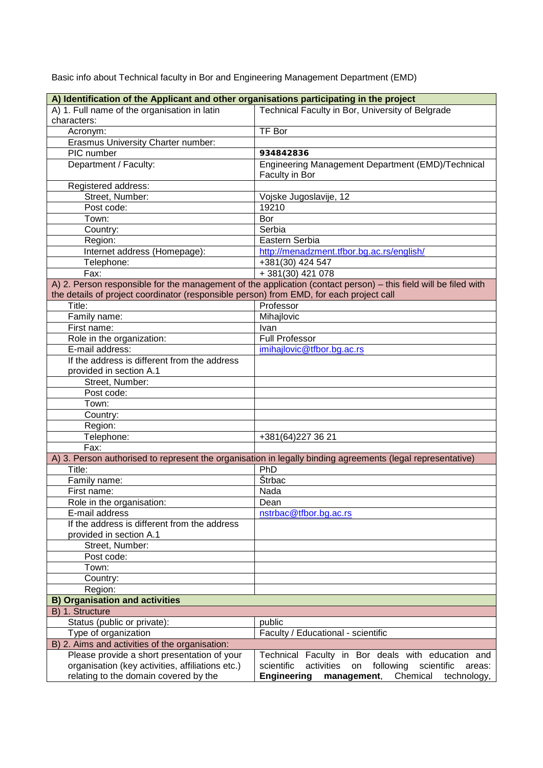Basic info about Technical faculty in Bor and Engineering Management Department (EMD)

| **A) Identification of the Applicant and other organisations participating in the project** | |
|---|---|
| A) 1. Full name of the organisation in latin characters: | Technical Faculty in Bor, University of Belgrade |
| Acronym: | TF Bor |
| Erasmus University Charter number: | |
| PIC number | **934842836** |
| Department / Faculty: | Engineering Management Department (EMD)/Technical Faculty in Bor |
| Registered address: | |
| Street, Number: | Vojske Jugoslavije, 12 |
| Post code: | 19210 |
| Town: | Bor |
| Country: | Serbia |
| Region: | Eastern Serbia |
| Internet address (Homepage): | http://menadzment.tfbor.bg.ac.rs/english/ |
| Telephone: | +381(30) 424 547 |
| Fax: | + 381(30) 421 078 |
| A) 2. Person responsible for the management of the application (contact person) – this field will be filed with the details of project coordinator (responsible person) from EMD, for each project call | |
| Title: | Professor |
| Family name: | Mihajlovic |
| First name: | Ivan |
| Role in the organization: | Full Professor |
| E-mail address: | imihajlovic@tfbor.bg.ac.rs |
| If the address is different from the address provided in section A.1 | |
| Street, Number: | |
| Post code: | |
| Town: | |
| Country: | |
| Region: | |
| Telephone: | +381(64)227 36 21 |
| Fax: | |
| A) 3. Person authorised to represent the organisation in legally binding agreements (legal representative) | |
| Title: | PhD |
| Family name: | Štrbac |
| First name: | Nada |
| Role in the organisation: | Dean |
| E-mail address | nstrbac@tfbor.bg.ac.rs |
| If the address is different from the address provided in section A.1 | |
| Street, Number: | |
| Post code: | |
| Town: | |
| Country: | |
| Region: | |
| **B) Organisation and activities** | |
| B) 1. Structure | |
| Status (public or private): | public |
| Type of organization | Faculty / Educational - scientific |
| B) 2. Aims and activities of the organisation: | |
| Please provide a short presentation of your organisation (key activities, affiliations etc.) relating to the domain covered by the | Technical Faculty in Bor deals with education and scientific activities on following scientific areas: **Engineering management**, Chemical technology, |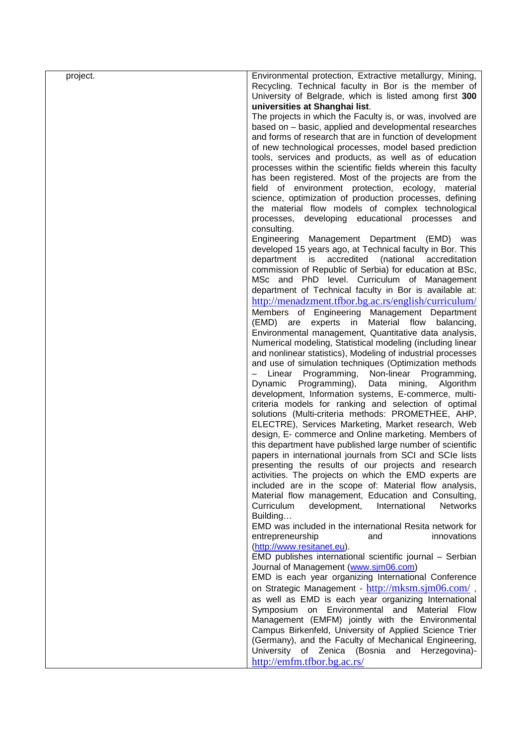| project. | Environmental protection, Extractive metallurgy, Mining, Recycling. Technical faculty in Bor is the member of University of Belgrade, which is listed among first **300 universities at Shanghai list**.<br>The projects in which the Faculty is, or was, involved are based on – basic, applied and developmental researches and forms of research that are in function of development of new technological processes, model based prediction tools, services and products, as well as of education processes within the scientific fields wherein this faculty has been registered. Most of the projects are from the field of environment protection, ecology, material science, optimization of production processes, defining the material flow models of complex technological processes, developing educational processes and consulting.<br>Engineering Management Department (EMD) was developed 15 years ago, at Technical faculty in Bor. This department is accredited (national accreditation commission of Republic of Serbia) for education at BSc, MSc and PhD level. Curriculum of Management department of Technical faculty in Bor is available at: http://menadzment.tfbor.bg.ac.rs/english/curriculum/<br>Members of Engineering Management Department (EMD) are experts in Material flow balancing, Environmental management, Quantitative data analysis, Numerical modeling, Statistical modeling (including linear and nonlinear statistics), Modeling of industrial processes and use of simulation techniques (Optimization methods – Linear Programming, Non-linear Programming, Dynamic Programming), Data mining, Algorithm development, Information systems, E-commerce, multi-criteria models for ranking and selection of optimal solutions (Multi-criteria methods: PROMETHEE, AHP, ELECTRE), Services Marketing, Market research, Web design, E- commerce and Online marketing. Members of this department have published large number of scientific papers in international journals from SCI and SCIe lists presenting the results of our projects and research activities. The projects on which the EMD experts are included are in the scope of: Material flow analysis, Material flow management, Education and Consulting, Curriculum development, International Networks Building…<br>EMD was included in the international Resita network for entrepreneurship and innovations (http://www.resitanet.eu).<br>EMD publishes international scientific journal – Serbian Journal of Management (www.sjm06.com)<br>EMD is each year organizing International Conference on Strategic Management - http://mksm.sjm06.com/ , as well as EMD is each year organizing International Symposium on Environmental and Material Flow Management (EMFM) jointly with the Environmental Campus Birkenfeld, University of Applied Science Trier (Germany), and the Faculty of Mechanical Engineering, University of Zenica (Bosnia and Herzegovina)- http://emfm.tfbor.bg.ac.rs/ |
|---|---|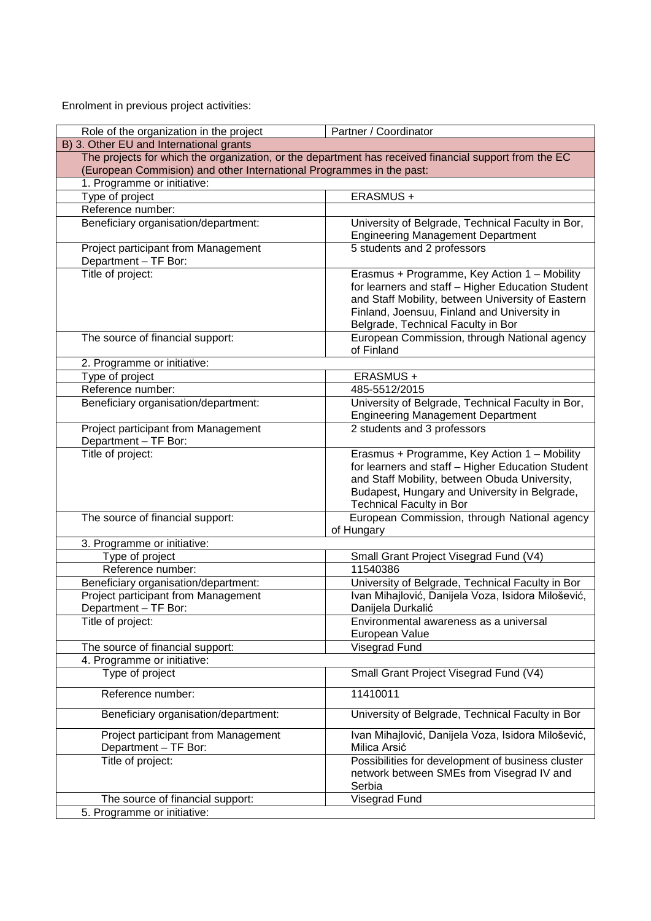Enrolment in previous project activities:

| Role of the organization in the project | Partner / Coordinator |
|---|---|
| B) 3. Other EU and International grants | |
| The projects for which the organization, or the department has received financial support from the EC (European Commision) and other International Programmes in the past: | |
| 1. Programme or initiative: | |
| Type of project | ERASMUS + |
| Reference number: | |
| Beneficiary organisation/department: | University of Belgrade, Technical Faculty in Bor, Engineering Management Department |
| Project participant from Management Department – TF Bor: | 5 students and 2 professors |
| Title of project: | Erasmus + Programme, Key Action 1 – Mobility for learners and staff – Higher Education Student and Staff Mobility, between University of Eastern Finland, Joensuu, Finland and University in Belgrade, Technical Faculty in Bor |
| The source of financial support: | European Commission, through National agency of Finland |
| 2. Programme or initiative: | |
| Type of project | ERASMUS + |
| Reference number: | 485-5512/2015 |
| Beneficiary organisation/department: | University of Belgrade, Technical Faculty in Bor, Engineering Management Department |
| Project participant from Management Department – TF Bor: | 2 students and 3 professors |
| Title of project: | Erasmus + Programme, Key Action 1 – Mobility for learners and staff – Higher Education Student and Staff Mobility, between Obuda University, Budapest, Hungary and University in Belgrade, Technical Faculty in Bor |
| The source of financial support: | European Commission, through National agency of Hungary |
| 3. Programme or initiative: | |
| Type of project | Small Grant Project Visegrad Fund (V4) |
| Reference number: | 11540386 |
| Beneficiary organisation/department: | University of Belgrade, Technical Faculty in Bor |
| Project participant from Management Department – TF Bor: | Ivan Mihajlović, Danijela Voza, Isidora Milošević, Danijela Durkalić |
| Title of project: | Environmental awareness as a universal European Value |
| The source of financial support: | Visegrad Fund |
| 4. Programme or initiative: | |
| Type of project | Small Grant Project Visegrad Fund (V4) |
| Reference number: | 11410011 |
| Beneficiary organisation/department: | University of Belgrade, Technical Faculty in Bor |
| Project participant from Management Department – TF Bor: | Ivan Mihajlović, Danijela Voza, Isidora Milošević, Milica Arsić |
| Title of project: | Possibilities for development of business cluster network between SMEs from Visegrad IV and Serbia |
| The source of financial support: | Visegrad Fund |
| 5. Programme or initiative: | |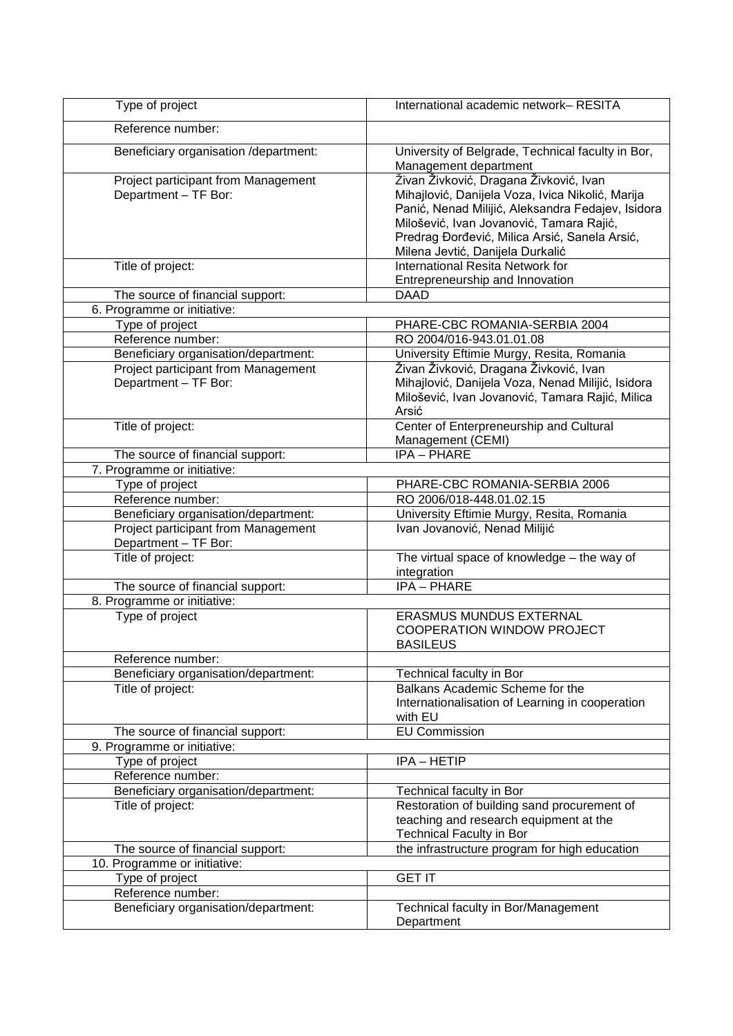| Type of project | International academic network– RESITA |
|---|---|
| Reference number: | |
| Beneficiary organisation /department: | University of Belgrade, Technical faculty in Bor, Management department |
| Project participant from Management Department – TF Bor: | Živan Živković, Dragana Živković, Ivan Mihajlović, Danijela Voza, Ivica Nikolić, Marija Panić, Nenad Milijić, Aleksandra Fedajev, Isidora Milošević, Ivan Jovanović, Tamara Rajić, Predrag Đorđević, Milica Arsić, Sanela Arsić, Milena Jevtić, Danijela Durkalić |
| Title of project: | International Resita Network for Entrepreneurship and Innovation |
| The source of financial support: | DAAD |
| 6. Programme or initiative: | |
| Type of project | PHARE-CBC ROMANIA-SERBIA 2004 |
| Reference number: | RO 2004/016-943.01.01.08 |
| Beneficiary organisation/department: | University Eftimie Murgy, Resita, Romania |
| Project participant from Management Department – TF Bor: | Živan Živković, Dragana Živković, Ivan Mihajlović, Danijela Voza, Nenad Milijić, Isidora Milošević, Ivan Jovanović, Tamara Rajić, Milica Arsić |
| Title of project: | Center of Enterpreneurship and Cultural Management (CEMI) |
| The source of financial support: | IPA – PHARE |
| 7. Programme or initiative: | |
| Type of project | PHARE-CBC ROMANIA-SERBIA 2006 |
| Reference number: | RO 2006/018-448.01.02.15 |
| Beneficiary organisation/department: | University Eftimie Murgy, Resita, Romania |
| Project participant from Management Department – TF Bor: | Ivan Jovanović, Nenad Milijić |
| Title of project: | The virtual space of knowledge – the way of integration |
| The source of financial support: | IPA – PHARE |
| 8. Programme or initiative: | |
| Type of project | ERASMUS MUNDUS EXTERNAL COOPERATION WINDOW PROJECT BASILEUS |
| Reference number: | |
| Beneficiary organisation/department: | Technical faculty in Bor |
| Title of project: | Balkans Academic Scheme for the Internationalisation of Learning in cooperation with EU |
| The source of financial support: | EU Commission |
| 9. Programme or initiative: | |
| Type of project | IPA – HETIP |
| Reference number: | |
| Beneficiary organisation/department: | Technical faculty in Bor |
| Title of project: | Restoration of building sand procurement of teaching and research equipment at the Technical Faculty in Bor |
| The source of financial support: | the infrastructure program for high education |
| 10. Programme or initiative: | |
| Type of project | GET IT |
| Reference number: | |
| Beneficiary organisation/department: | Technical faculty in Bor/Management Department |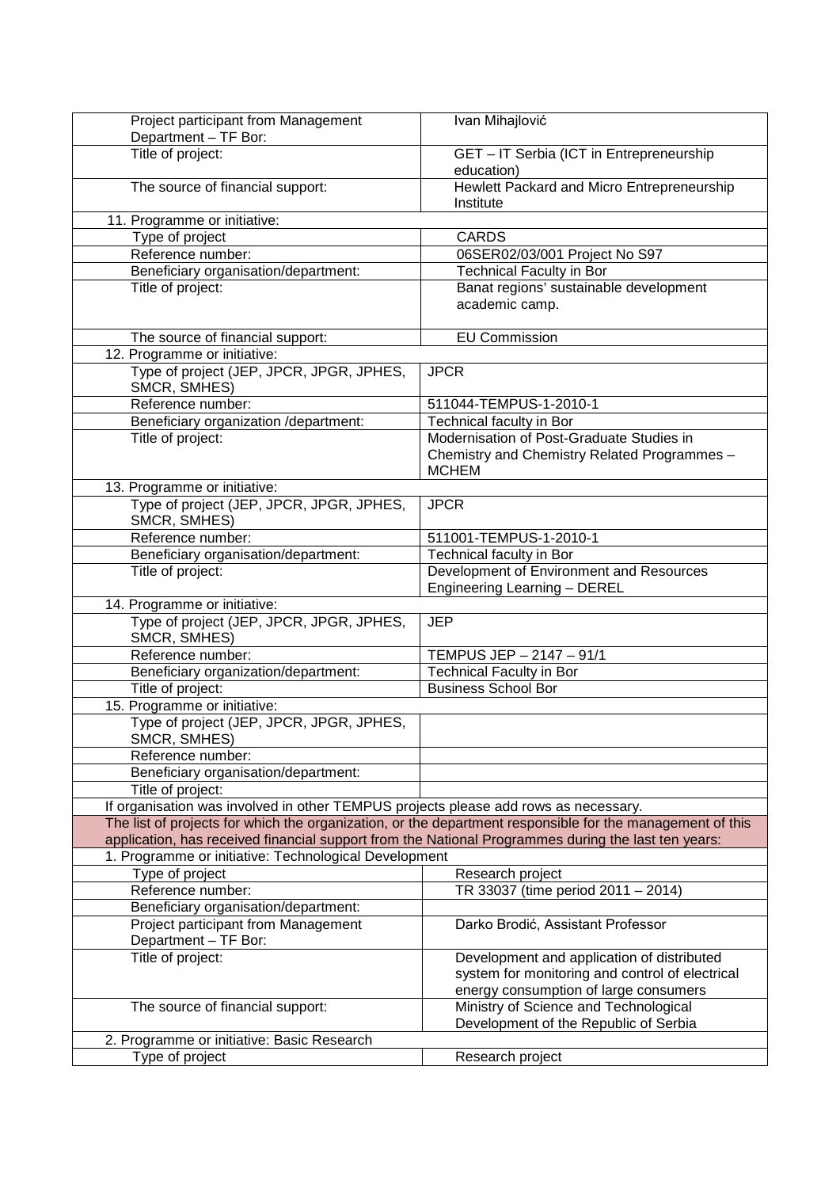| | |
|---|---|
| Project participant from Management Department – TF Bor: | Ivan Mihajlović |
| Title of project: | GET – IT Serbia (ICT in Entrepreneurship education) |
| The source of financial support: | Hewlett Packard and Micro Entrepreneurship Institute |
| 11. Programme or initiative: | |
| Type of project | CARDS |
| Reference number: | 06SER02/03/001 Project No S97 |
| Beneficiary organisation/department: | Technical Faculty in Bor |
| Title of project: | Banat regions' sustainable development academic camp. |
| The source of financial support: | EU Commission |
| 12. Programme or initiative: | |
| Type of project (JEP, JPCR, JPGR, JPHES, SMCR, SMHES) | JPCR |
| Reference number: | 511044-TEMPUS-1-2010-1 |
| Beneficiary organization /department: | Technical faculty in Bor |
| Title of project: | Modernisation of Post-Graduate Studies in Chemistry and Chemistry Related Programmes – MCHEM |
| 13. Programme or initiative: | |
| Type of project (JEP, JPCR, JPGR, JPHES, SMCR, SMHES) | JPCR |
| Reference number: | 511001-TEMPUS-1-2010-1 |
| Beneficiary organisation/department: | Technical faculty in Bor |
| Title of project: | Development of Environment and Resources Engineering Learning – DEREL |
| 14. Programme or initiative: | |
| Type of project (JEP, JPCR, JPGR, JPHES, SMCR, SMHES) | JEP |
| Reference number: | TEMPUS JEP – 2147 – 91/1 |
| Beneficiary organization/department: | Technical Faculty in Bor |
| Title of project: | Business School Bor |
| 15. Programme or initiative: | |
| Type of project (JEP, JPCR, JPGR, JPHES, SMCR, SMHES) | |
| Reference number: | |
| Beneficiary organisation/department: | |
| Title of project: | |
| If organisation was involved in other TEMPUS projects please add rows as necessary. | |
| The list of projects for which the organization, or the department responsible for the management of this application, has received financial support from the National Programmes during the last ten years: | |
| 1. Programme or initiative: Technological Development | |
| Type of project | Research project |
| Reference number: | TR 33037 (time period 2011 – 2014) |
| Beneficiary organisation/department: | |
| Project participant from Management Department – TF Bor: | Darko Brodić, Assistant Professor |
| Title of project: | Development and application of distributed system for monitoring and control of electrical energy consumption of large consumers |
| The source of financial support: | Ministry of Science and Technological Development of the Republic of Serbia |
| 2. Programme or initiative: Basic Research | |
| Type of project | Research project |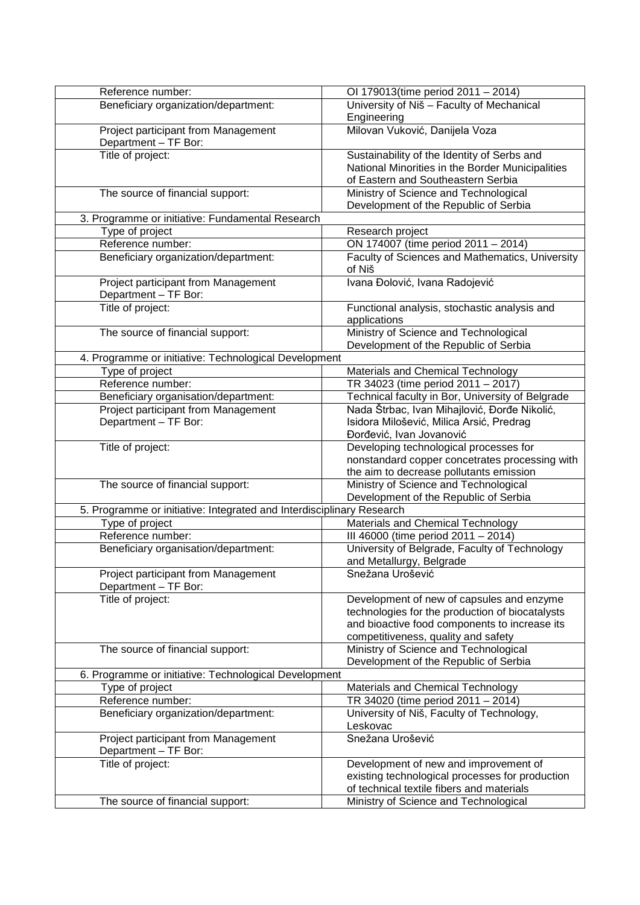| | |
|---|---|
| Reference number: | OI 179013(time period 2011 – 2014) |
| Beneficiary organization/department: | University of Niš – Faculty of Mechanical Engineering |
| Project participant from Management Department – TF Bor: | Milovan Vuković, Danijela Voza |
| Title of project: | Sustainability of the Identity of Serbs and National Minorities in the Border Municipalities of Eastern and Southeastern Serbia |
| The source of financial support: | Ministry of Science and Technological Development of the Republic of Serbia |
| 3. Programme or initiative: Fundamental Research | |
| Type of project | Research project |
| Reference number: | ON 174007 (time period 2011 – 2014) |
| Beneficiary organization/department: | Faculty of Sciences and Mathematics, University of Niš |
| Project participant from Management Department – TF Bor: | Ivana Đolović, Ivana Radojević |
| Title of project: | Functional analysis, stochastic analysis and applications |
| The source of financial support: | Ministry of Science and Technological Development of the Republic of Serbia |
| 4. Programme or initiative: Technological Development | |
| Type of project | Materials and Chemical Technology |
| Reference number: | TR 34023 (time period 2011 – 2017) |
| Beneficiary organisation/department: | Technical faculty in Bor, University of Belgrade |
| Project participant from Management Department – TF Bor: | Nada Štrbac, Ivan Mihajlović, Đorđe Nikolić, Isidora Milošević, Milica Arsić, Predrag Đorđević, Ivan Jovanović |
| Title of project: | Developing technological processes for nonstandard copper concetrates processing with the aim to decrease pollutants emission |
| The source of financial support: | Ministry of Science and Technological Development of the Republic of Serbia |
| 5. Programme or initiative: Integrated and Interdisciplinary Research | |
| Type of project | Materials and Chemical Technology |
| Reference number: | III 46000 (time period 2011 – 2014) |
| Beneficiary organisation/department: | University of Belgrade, Faculty of Technology and Metallurgy, Belgrade |
| Project participant from Management Department – TF Bor: | Snežana Urošević |
| Title of project: | Development of new of capsules and enzyme technologies for the production of biocatalysts and bioactive food components to increase its competitiveness, quality and safety |
| The source of financial support: | Ministry of Science and Technological Development of the Republic of Serbia |
| 6. Programme or initiative: Technological Development | |
| Type of project | Materials and Chemical Technology |
| Reference number: | TR 34020 (time period 2011 – 2014) |
| Beneficiary organization/department: | University of Niš, Faculty of Technology, Leskovac |
| Project participant from Management Department – TF Bor: | Snežana Urošević |
| Title of project: | Development of new and improvement of existing technological processes for production of technical textile fibers and materials |
| The source of financial support: | Ministry of Science and Technological |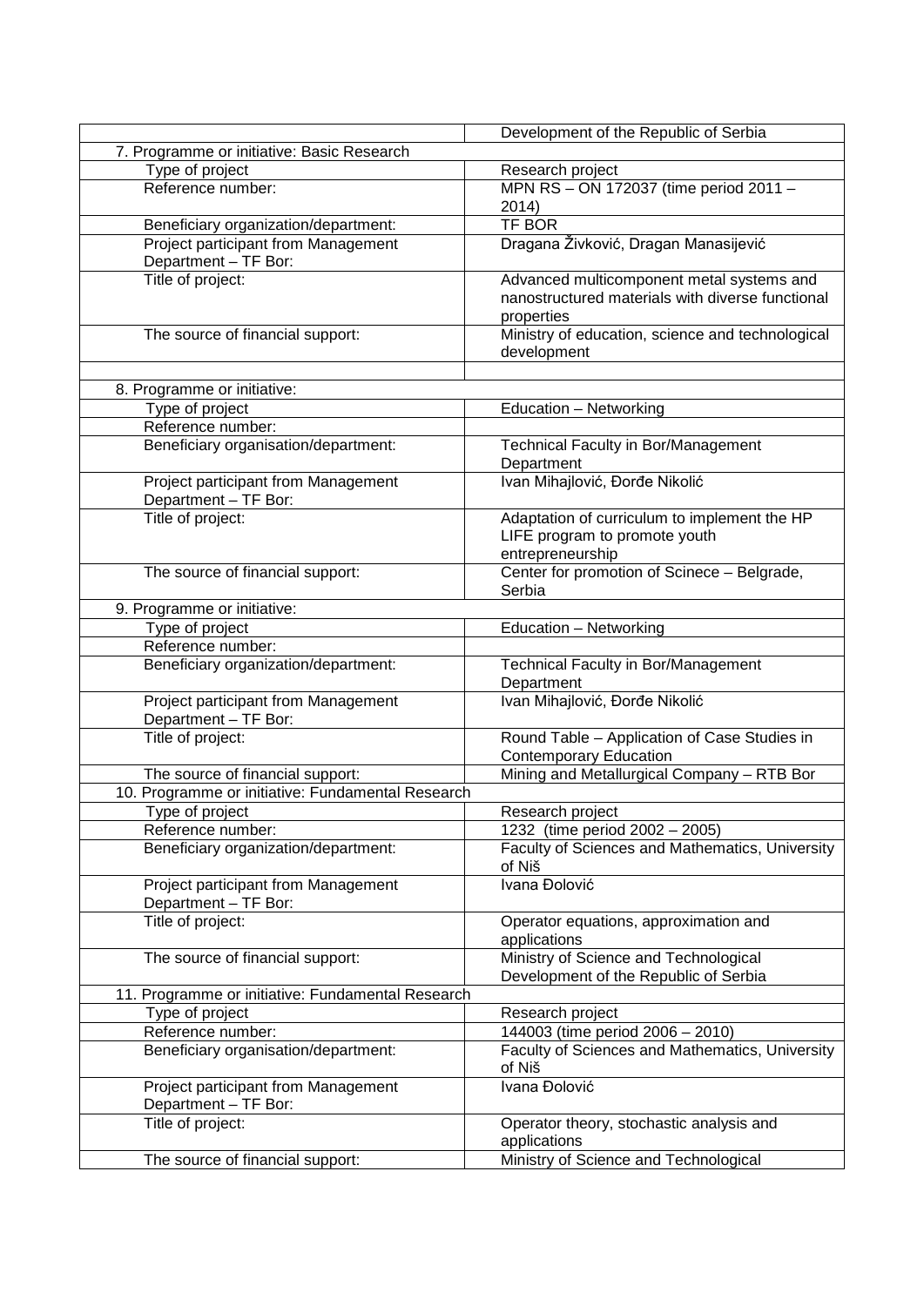| | |
|---|---|
| | Development of the Republic of Serbia |
| 7. Programme or initiative: Basic Research | |
| Type of project | Research project |
| Reference number: | MPN RS – ON 172037 (time period 2011 – 2014) |
| Beneficiary organization/department: | TF BOR |
| Project participant from Management Department – TF Bor: | Dragana Živković, Dragan Manasijević |
| Title of project: | Advanced multicomponent metal systems and nanostructured materials with diverse functional properties |
| The source of financial support: | Ministry of education, science and technological development |
| | |
| 8. Programme or initiative: | |
| Type of project | Education – Networking |
| Reference number: | |
| Beneficiary organisation/department: | Technical Faculty in Bor/Management Department |
| Project participant from Management Department – TF Bor: | Ivan Mihajlović, Đorđe Nikolić |
| Title of project: | Adaptation of curriculum to implement the HP LIFE program to promote youth entrepreneurship |
| The source of financial support: | Center for promotion of Scinece – Belgrade, Serbia |
| 9. Programme or initiative: | |
| Type of project | Education – Networking |
| Reference number: | |
| Beneficiary organization/department: | Technical Faculty in Bor/Management Department |
| Project participant from Management Department – TF Bor: | Ivan Mihajlović, Đorđe Nikolić |
| Title of project: | Round Table – Application of Case Studies in Contemporary Education |
| The source of financial support: | Mining and Metallurgical Company – RTB Bor |
| 10. Programme or initiative: Fundamental Research | |
| Type of project | Research project |
| Reference number: | 1232 (time period 2002 – 2005) |
| Beneficiary organization/department: | Faculty of Sciences and Mathematics, University of Niš |
| Project participant from Management Department – TF Bor: | Ivana Đolović |
| Title of project: | Operator equations, approximation and applications |
| The source of financial support: | Ministry of Science and Technological Development of the Republic of Serbia |
| 11. Programme or initiative: Fundamental Research | |
| Type of project | Research project |
| Reference number: | 144003 (time period 2006 – 2010) |
| Beneficiary organisation/department: | Faculty of Sciences and Mathematics, University of Niš |
| Project participant from Management Department – TF Bor: | Ivana Đolović |
| Title of project: | Operator theory, stochastic analysis and applications |
| The source of financial support: | Ministry of Science and Technological |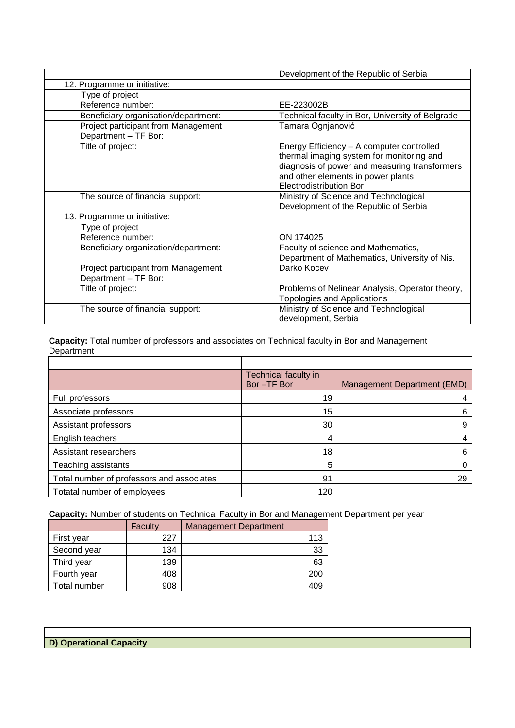| | |
|---|---|
| | Development of the Republic of Serbia |
| 12. Programme or initiative: | |
| Type of project | |
| Reference number: | EE-223002B |
| Beneficiary organisation/department: | Technical faculty in Bor, University of Belgrade |
| Project participant from Management Department – TF Bor: | Tamara Ognjanović |
| Title of project: | Energy Efficiency – A computer controlled thermal imaging system for monitoring and diagnosis of power and measuring transformers and other elements in power plants Electrodistribution Bor |
| The source of financial support: | Ministry of Science and Technological Development of the Republic of Serbia |
| 13. Programme or initiative: | |
| Type of project | |
| Reference number: | ON 174025 |
| Beneficiary organization/department: | Faculty of science and Mathematics, Department of Mathematics, University of Nis. |
| Project participant from Management Department – TF Bor: | Darko Kocev |
| Title of project: | Problems of Nelinear Analysis, Operator theory, Topologies and Applications |
| The source of financial support: | Ministry of Science and Technological development, Serbia |

**Capacity:** Total number of professors and associates on Technical faculty in Bor and Management Department

| | Technical faculty in Bor –TF Bor | Management Department (EMD) |
|---|---|---|
| Full professors | 19 | 4 |
| Associate professors | 15 | 6 |
| Assistant professors | 30 | 9 |
| English teachers | 4 | 4 |
| Assistant researchers | 18 | 6 |
| Teaching assistants | 5 | 0 |
| Total number of professors and associates | 91 | 29 |
| Totatal number of employees | 120 | |

**Capacity:** Number of students on Technical Faculty in Bor and Management Department per year

| | Faculty | Management Department |
|---|---|---|
| First year | 227 | 113 |
| Second year | 134 | 33 |
| Third year | 139 | 63 |
| Fourth year | 408 | 200 |
| Total number | 908 | 409 |

**D) Operational Capacity**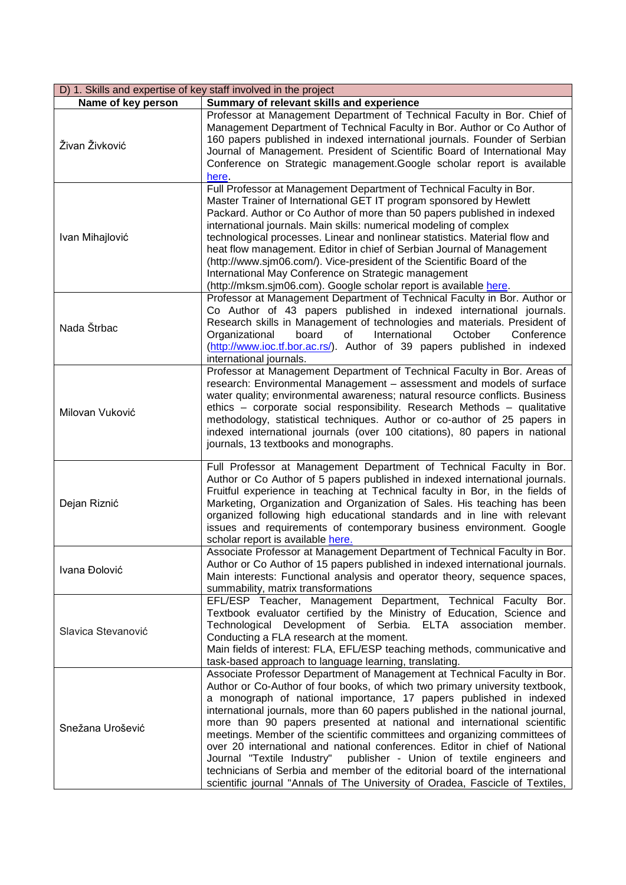| D) 1. Skills and expertise of key staff involved in the project | |
|---|---|
| **Name of key person** | **Summary of relevant skills and experience** |
| Živan Živković | Professor at Management Department of Technical Faculty in Bor. Chief of Management Department of Technical Faculty in Bor. Author or Co Author of 160 papers published in indexed international journals. Founder of Serbian Journal of Management. President of Scientific Board of International May Conference on Strategic management.Google scholar report is available here. |
| Ivan Mihajlović | Full Professor at Management Department of Technical Faculty in Bor. Master Trainer of International GET IT program sponsored by Hewlett Packard. Author or Co Author of more than 50 papers published in indexed international journals. Main skills: numerical modeling of complex technological processes. Linear and nonlinear statistics. Material flow and heat flow management. Editor in chief of Serbian Journal of Management (http://www.sjm06.com/). Vice-president of the Scientific Board of the International May Conference on Strategic management (http://mksm.sjm06.com). Google scholar report is available here. |
| Nada Štrbac | Professor at Management Department of Technical Faculty in Bor. Author or Co Author of 43 papers published in indexed international journals. Research skills in Management of technologies and materials. President of Organizational board of International October Conference (http://www.ioc.tf.bor.ac.rs/). Author of 39 papers published in indexed international journals. |
| Milovan Vuković | Professor at Management Department of Technical Faculty in Bor. Areas of research: Environmental Management – assessment and models of surface water quality; environmental awareness; natural resource conflicts. Business ethics – corporate social responsibility. Research Methods – qualitative methodology, statistical techniques. Author or co-author of 25 papers in indexed international journals (over 100 citations), 80 papers in national journals, 13 textbooks and monographs. |
| Dejan Riznić | Full Professor at Management Department of Technical Faculty in Bor. Author or Co Author of 5 papers published in indexed international journals. Fruitful experience in teaching at Technical faculty in Bor, in the fields of Marketing, Organization and Organization of Sales. His teaching has been organized following high educational standards and in line with relevant issues and requirements of contemporary business environment. Google scholar report is available here. |
| Ivana Đolović | Associate Professor at Management Department of Technical Faculty in Bor. Author or Co Author of 15 papers published in indexed international journals. Main interests: Functional analysis and operator theory, sequence spaces, summability, matrix transformations |
| Slavica Stevanović | EFL/ESP Teacher, Management Department, Technical Faculty Bor. Textbook evaluator certified by the Ministry of Education, Science and Technological Development of Serbia. ELTA association member. Conducting a FLA research at the moment. Main fields of interest: FLA, EFL/ESP teaching methods, communicative and task-based approach to language learning, translating. |
| Snežana Urošević | Associate Professor Department of Management at Technical Faculty in Bor. Author or Co-Author of four books, of which two primary university textbook, a monograph of national importance, 17 papers published in indexed international journals, more than 60 papers published in the national journal, more than 90 papers presented at national and international scientific meetings. Member of the scientific committees and organizing committees of over 20 international and national conferences. Editor in chief of National Journal "Textile Industry" publisher - Union of textile engineers and technicians of Serbia and member of the editorial board of the international scientific journal "Annals of The University of Oradea, Fascicle of Textiles, |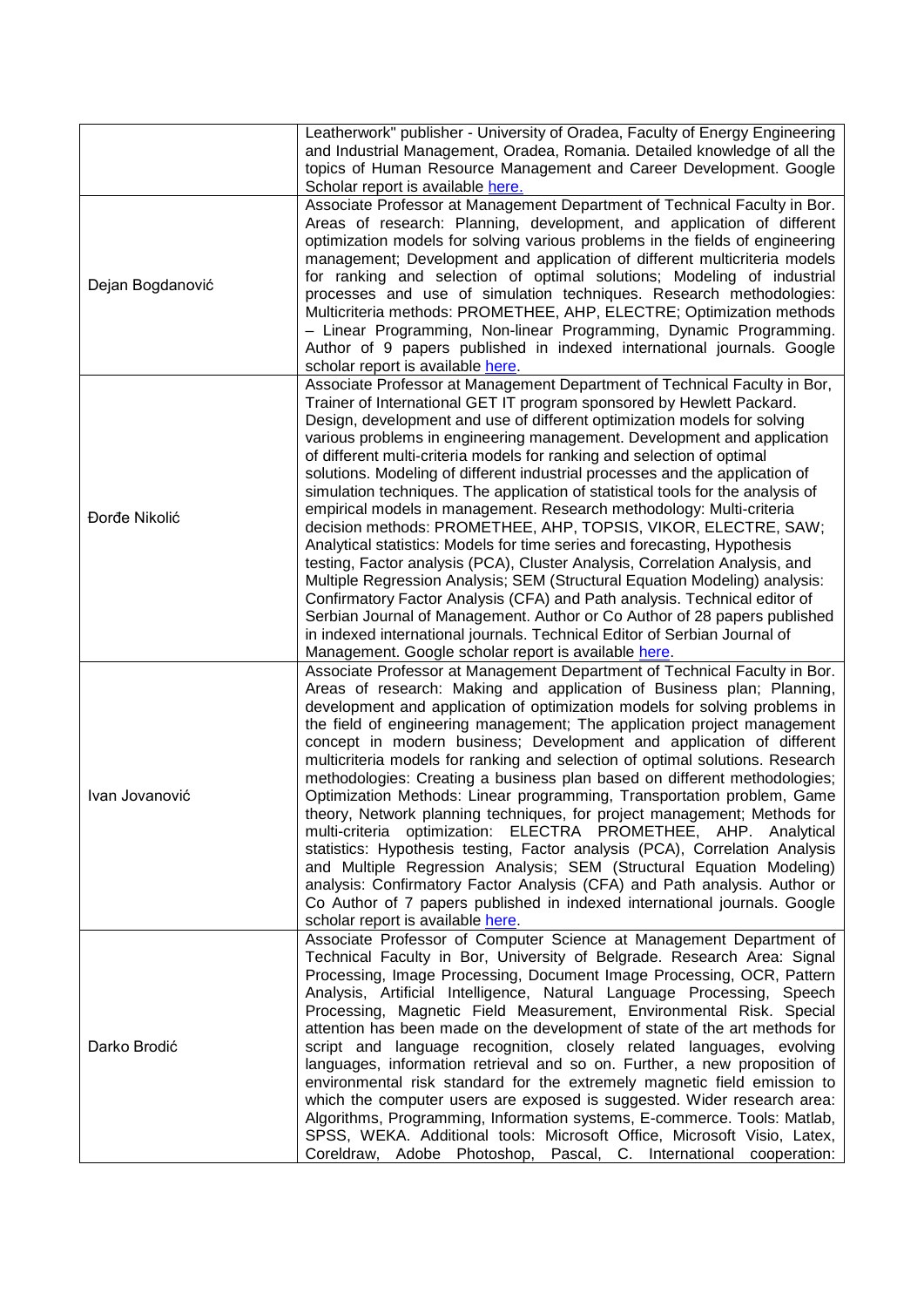| | |
|---|---|
| | Leatherwork" publisher - University of Oradea, Faculty of Energy Engineering and Industrial Management, Oradea, Romania. Detailed knowledge of all the topics of Human Resource Management and Career Development. Google Scholar report is available here. |
| Dejan Bogdanović | Associate Professor at Management Department of Technical Faculty in Bor. Areas of research: Planning, development, and application of different optimization models for solving various problems in the fields of engineering management; Development and application of different multicriteria models for ranking and selection of optimal solutions; Modeling of industrial processes and use of simulation techniques. Research methodologies: Multicriteria methods: PROMETHEE, AHP, ELECTRE; Optimization methods – Linear Programming, Non-linear Programming, Dynamic Programming. Author of 9 papers published in indexed international journals. Google scholar report is available here. |
| Đorđe Nikolić | Associate Professor at Management Department of Technical Faculty in Bor, Trainer of International GET IT program sponsored by Hewlett Packard. Design, development and use of different optimization models for solving various problems in engineering management. Development and application of different multi-criteria models for ranking and selection of optimal solutions. Modeling of different industrial processes and the application of simulation techniques. The application of statistical tools for the analysis of empirical models in management. Research methodology: Multi-criteria decision methods: PROMETHEE, AHP, TOPSIS, VIKOR, ELECTRE, SAW; Analytical statistics: Models for time series and forecasting, Hypothesis testing, Factor analysis (PCA), Cluster Analysis, Correlation Analysis, and Multiple Regression Analysis; SEM (Structural Equation Modeling) analysis: Confirmatory Factor Analysis (CFA) and Path analysis. Technical editor of Serbian Journal of Management. Author or Co Author of 28 papers published in indexed international journals. Technical Editor of Serbian Journal of Management. Google scholar report is available here. |
| Ivan Jovanović | Associate Professor at Management Department of Technical Faculty in Bor. Areas of research: Making and application of Business plan; Planning, development and application of optimization models for solving problems in the field of engineering management; The application project management concept in modern business; Development and application of different multicriteria models for ranking and selection of optimal solutions. Research methodologies: Creating a business plan based on different methodologies; Optimization Methods: Linear programming, Transportation problem, Game theory, Network planning techniques, for project management; Methods for multi-criteria optimization: ELECTRA PROMETHEE, AHP. Analytical statistics: Hypothesis testing, Factor analysis (PCA), Correlation Analysis and Multiple Regression Analysis; SEM (Structural Equation Modeling) analysis: Confirmatory Factor Analysis (CFA) and Path analysis. Author or Co Author of 7 papers published in indexed international journals. Google scholar report is available here. |
| Darko Brodić | Associate Professor of Computer Science at Management Department of Technical Faculty in Bor, University of Belgrade. Research Area: Signal Processing, Image Processing, Document Image Processing, OCR, Pattern Analysis, Artificial Intelligence, Natural Language Processing, Speech Processing, Magnetic Field Measurement, Environmental Risk. Special attention has been made on the development of state of the art methods for script and language recognition, closely related languages, evolving languages, information retrieval and so on. Further, a new proposition of environmental risk standard for the extremely magnetic field emission to which the computer users are exposed is suggested. Wider research area: Algorithms, Programming, Information systems, E-commerce. Tools: Matlab, SPSS, WEKA. Additional tools: Microsoft Office, Microsoft Visio, Latex, Coreldraw, Adobe Photoshop, Pascal, C. International cooperation: |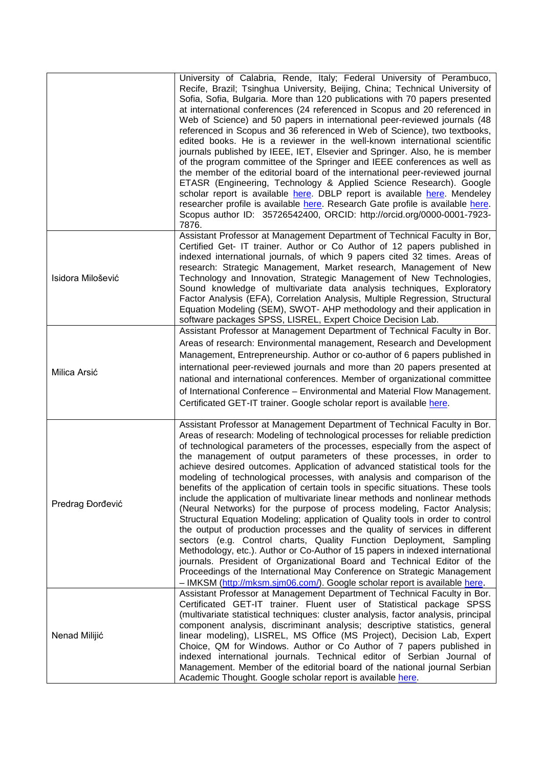| | |
|---|---|
| | University of Calabria, Rende, Italy; Federal University of Perambuco, Recife, Brazil; Tsinghua University, Beijing, China; Technical University of Sofia, Sofia, Bulgaria. More than 120 publications with 70 papers presented at international conferences (24 referenced in Scopus and 20 referenced in Web of Science) and 50 papers in international peer-reviewed journals (48 referenced in Scopus and 36 referenced in Web of Science), two textbooks, edited books. He is a reviewer in the well-known international scientific journals published by IEEE, IET, Elsevier and Springer. Also, he is member of the program committee of the Springer and IEEE conferences as well as the member of the editorial board of the international peer-reviewed journal ETASR (Engineering, Technology & Applied Science Research). Google scholar report is available here. DBLP report is available here. Mendeley researcher profile is available here. Research Gate profile is available here. Scopus author ID: 35726542400, ORCID: http://orcid.org/0000-0001-7923-7876. |
| Isidora Milošević | Assistant Professor at Management Department of Technical Faculty in Bor, Certified Get- IT trainer. Author or Co Author of 12 papers published in indexed international journals, of which 9 papers cited 32 times. Areas of research: Strategic Management, Market research, Management of New Technology and Innovation, Strategic Management of New Technologies, Sound knowledge of multivariate data analysis techniques, Exploratory Factor Analysis (EFA), Correlation Analysis, Multiple Regression, Structural Equation Modeling (SEM), SWOT- AHP methodology and their application in software packages SPSS, LISREL, Expert Choice Decision Lab. |
| Milica Arsić | Assistant Professor at Management Department of Technical Faculty in Bor. Areas of research: Environmental management, Research and Development Management, Entrepreneurship. Author or co-author of 6 papers published in international peer-reviewed journals and more than 20 papers presented at national and international conferences. Member of organizational committee of International Conference – Environmental and Material Flow Management. Certificated GET-IT trainer. Google scholar report is available here. |
| Predrag Đorđević | Assistant Professor at Management Department of Technical Faculty in Bor. Areas of research: Modeling of technological processes for reliable prediction of technological parameters of the processes, especially from the aspect of the management of output parameters of these processes, in order to achieve desired outcomes. Application of advanced statistical tools for the modeling of technological processes, with analysis and comparison of the benefits of the application of certain tools in specific situations. These tools include the application of multivariate linear methods and nonlinear methods (Neural Networks) for the purpose of process modeling, Factor Analysis; Structural Equation Modeling; application of Quality tools in order to control the output of production processes and the quality of services in different sectors (e.g. Control charts, Quality Function Deployment, Sampling Methodology, etc.). Author or Co-Author of 15 papers in indexed international journals. President of Organizational Board and Technical Editor of the Proceedings of the International May Conference on Strategic Management – IMKSM (http://mksm.sjm06.com/). Google scholar report is available here. |
| Nenad Milijić | Assistant Professor at Management Department of Technical Faculty in Bor. Certificated GET-IT trainer. Fluent user of Statistical package SPSS (multivariate statistical techniques: cluster analysis, factor analysis, principal component analysis, discriminant analysis; descriptive statistics, general linear modeling), LISREL, MS Office (MS Project), Decision Lab, Expert Choice, QM for Windows. Author or Co Author of 7 papers published in indexed international journals. Technical editor of Serbian Journal of Management. Member of the editorial board of the national journal Serbian Academic Thought. Google scholar report is available here. |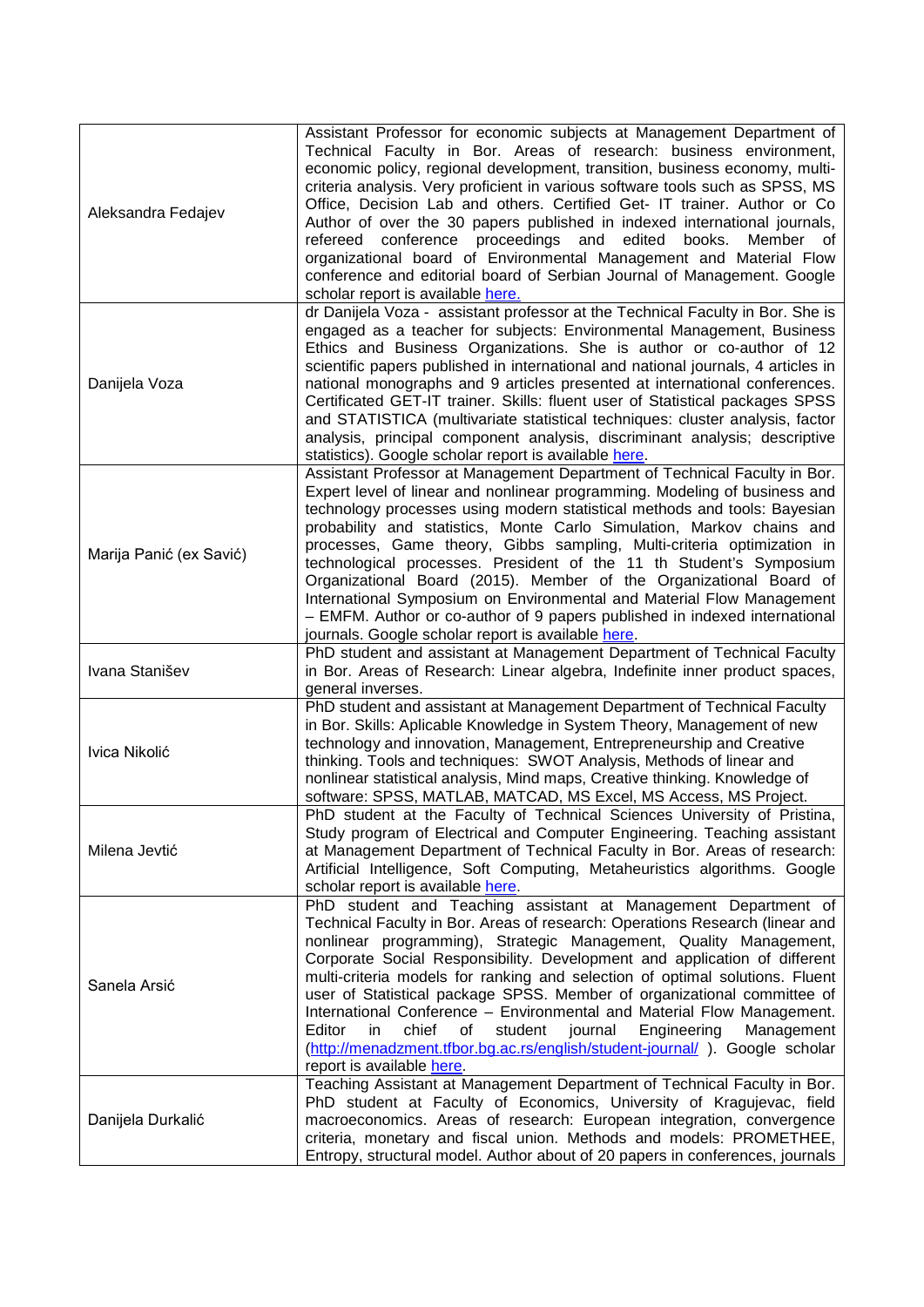| | |
|---|---|
| Aleksandra Fedajev | Assistant Professor for economic subjects at Management Department of Technical Faculty in Bor. Areas of research: business environment, economic policy, regional development, transition, business economy, multi-criteria analysis. Very proficient in various software tools such as SPSS, MS Office, Decision Lab and others. Certified Get- IT trainer. Author or Co Author of over the 30 papers published in indexed international journals, refereed conference proceedings and edited books. Member of organizational board of Environmental Management and Material Flow conference and editorial board of Serbian Journal of Management. Google scholar report is available here. |
| Danijela Voza | dr Danijela Voza - assistant professor at the Technical Faculty in Bor. She is engaged as a teacher for subjects: Environmental Management, Business Ethics and Business Organizations. She is author or co-author of 12 scientific papers published in international and national journals, 4 articles in national monographs and 9 articles presented at international conferences. Certificated GET-IT trainer. Skills: fluent user of Statistical packages SPSS and STATISTICA (multivariate statistical techniques: cluster analysis, factor analysis, principal component analysis, discriminant analysis; descriptive statistics). Google scholar report is available here. |
| Marija Panić (ex Savić) | Assistant Professor at Management Department of Technical Faculty in Bor. Expert level of linear and nonlinear programming. Modeling of business and technology processes using modern statistical methods and tools: Bayesian probability and statistics, Monte Carlo Simulation, Markov chains and processes, Game theory, Gibbs sampling, Multi-criteria optimization in technological processes. President of the 11 th Student's Symposium Organizational Board (2015). Member of the Organizational Board of International Symposium on Environmental and Material Flow Management – EMFM. Author or co-author of 9 papers published in indexed international journals. Google scholar report is available here. |
| Ivana Stanišev | PhD student and assistant at Management Department of Technical Faculty in Bor. Areas of Research: Linear algebra, Indefinite inner product spaces, general inverses. |
| Ivica Nikolić | PhD student and assistant at Management Department of Technical Faculty in Bor. Skills: Aplicable Knowledge in System Theory, Management of new technology and innovation, Management, Entrepreneurship and Creative thinking. Tools and techniques: SWOT Analysis, Methods of linear and nonlinear statistical analysis, Mind maps, Creative thinking. Knowledge of software: SPSS, MATLAB, MATCAD, MS Excel, MS Access, MS Project. |
| Milena Jevtić | PhD student at the Faculty of Technical Sciences University of Pristina, Study program of Electrical and Computer Engineering. Teaching assistant at Management Department of Technical Faculty in Bor. Areas of research: Artificial Intelligence, Soft Computing, Metaheuristics algorithms. Google scholar report is available here. |
| Sanela Arsić | PhD student and Teaching assistant at Management Department of Technical Faculty in Bor. Areas of research: Operations Research (linear and nonlinear programming), Strategic Management, Quality Management, Corporate Social Responsibility. Development and application of different multi-criteria models for ranking and selection of optimal solutions. Fluent user of Statistical package SPSS. Member of organizational committee of International Conference – Environmental and Material Flow Management. Editor in chief of student journal Engineering Management (http://menadzment.tfbor.bg.ac.rs/english/student-journal/ ). Google scholar report is available here. |
| Danijela Durkalić | Teaching Assistant at Management Department of Technical Faculty in Bor. PhD student at Faculty of Economics, University of Kragujevac, field macroeconomics. Areas of research: European integration, convergence criteria, monetary and fiscal union. Methods and models: PROMETHEE, Entropy, structural model. Author about of 20 papers in conferences, journals |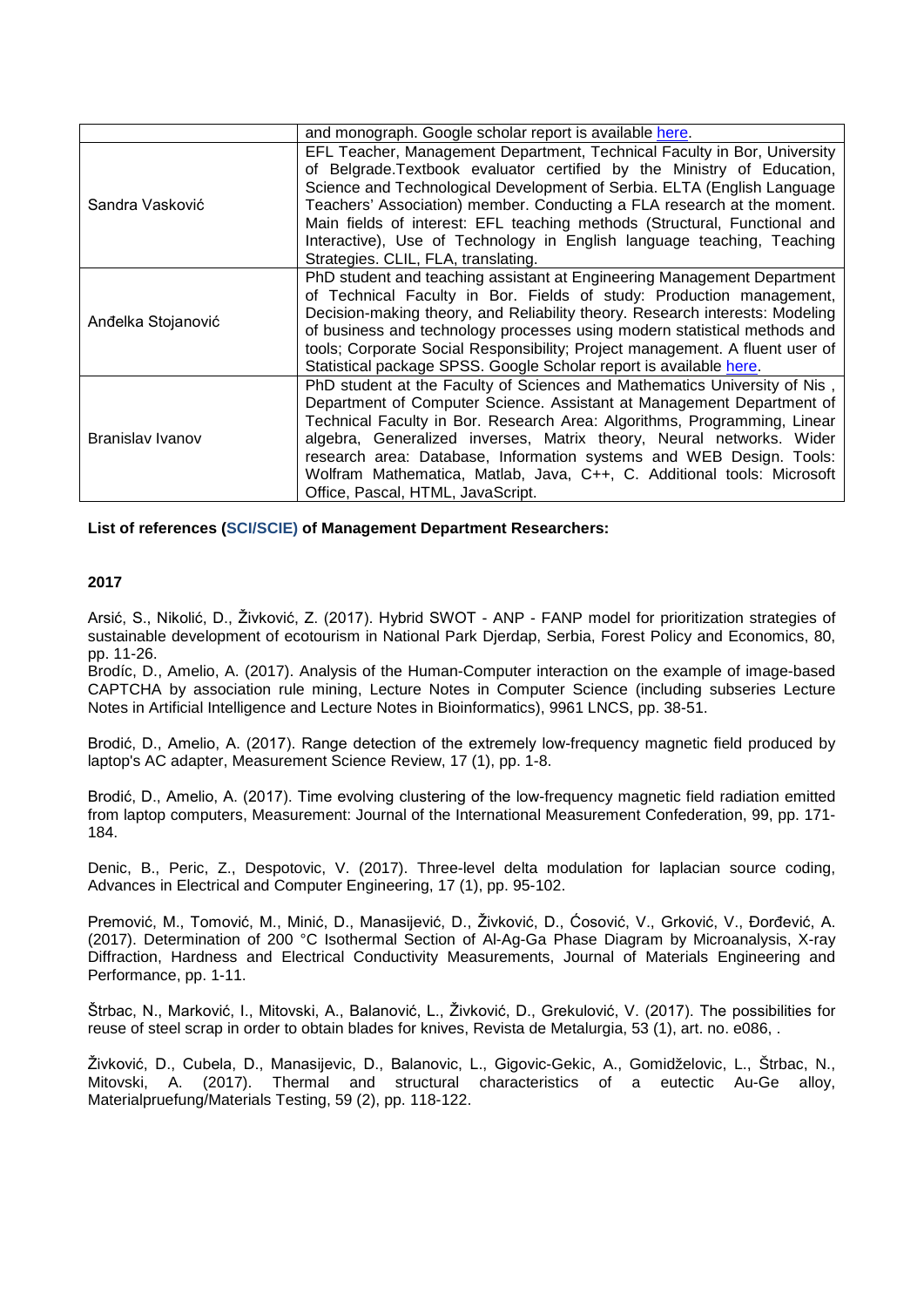| | |
|---|---|
| | and monograph. Google scholar report is available here. |
| Sandra Vasković | EFL Teacher, Management Department, Technical Faculty in Bor, University of Belgrade.Textbook evaluator certified by the Ministry of Education, Science and Technological Development of Serbia. ELTA (English Language Teachers' Association) member. Conducting a FLA research at the moment. Main fields of interest: EFL teaching methods (Structural, Functional and Interactive), Use of Technology in English language teaching, Teaching Strategies. CLIL, FLA, translating. |
| Anđelka Stojanović | PhD student and teaching assistant at Engineering Management Department of Technical Faculty in Bor. Fields of study: Production management, Decision-making theory, and Reliability theory. Research interests: Modeling of business and technology processes using modern statistical methods and tools; Corporate Social Responsibility; Project management. A fluent user of Statistical package SPSS. Google Scholar report is available here. |
| Branislav Ivanov | PhD student at the Faculty of Sciences and Mathematics University of Nis , Department of Computer Science. Assistant at Management Department of Technical Faculty in Bor. Research Area: Algorithms, Programming, Linear algebra, Generalized inverses, Matrix theory, Neural networks. Wider research area: Database, Information systems and WEB Design. Tools: Wolfram Mathematica, Matlab, Java, C++, C. Additional tools: Microsoft Office, Pascal, HTML, JavaScript. |

**List of references (SCI/SCIE) of Management Department Researchers:**

**2017**

Arsić, S., Nikolić, D., Živković, Z. (2017). Hybrid SWOT - ANP - FANP model for prioritization strategies of sustainable development of ecotourism in National Park Djerdap, Serbia, Forest Policy and Economics, 80, pp. 11-26.
Brodíc, D., Amelio, A. (2017). Analysis of the Human-Computer interaction on the example of image-based CAPTCHA by association rule mining, Lecture Notes in Computer Science (including subseries Lecture Notes in Artificial Intelligence and Lecture Notes in Bioinformatics), 9961 LNCS, pp. 38-51.

Brodić, D., Amelio, A. (2017). Range detection of the extremely low-frequency magnetic field produced by laptop's AC adapter, Measurement Science Review, 17 (1), pp. 1-8.

Brodić, D., Amelio, A. (2017). Time evolving clustering of the low-frequency magnetic field radiation emitted from laptop computers, Measurement: Journal of the International Measurement Confederation, 99, pp. 171-184.

Denic, B., Peric, Z., Despotovic, V. (2017). Three-level delta modulation for laplacian source coding, Advances in Electrical and Computer Engineering, 17 (1), pp. 95-102.

Premović, M., Tomović, M., Minić, D., Manasijević, D., Živković, D., Ćosović, V., Grković, V., Đorđević, A. (2017). Determination of 200 °C Isothermal Section of Al-Ag-Ga Phase Diagram by Microanalysis, X-ray Diffraction, Hardness and Electrical Conductivity Measurements, Journal of Materials Engineering and Performance, pp. 1-11.

Štrbac, N., Marković, I., Mitovski, A., Balanović, L., Živković, D., Grekulović, V. (2017). The possibilities for reuse of steel scrap in order to obtain blades for knives, Revista de Metalurgia, 53 (1), art. no. e086, .

Živković, D., Cubela, D., Manasijevic, D., Balanovic, L., Gigovic-Gekic, A., Gomidželovic, L., Štrbac, N., Mitovski, A. (2017). Thermal and structural characteristics of a eutectic Au-Ge alloy, Materialpruefung/Materials Testing, 59 (2), pp. 118-122.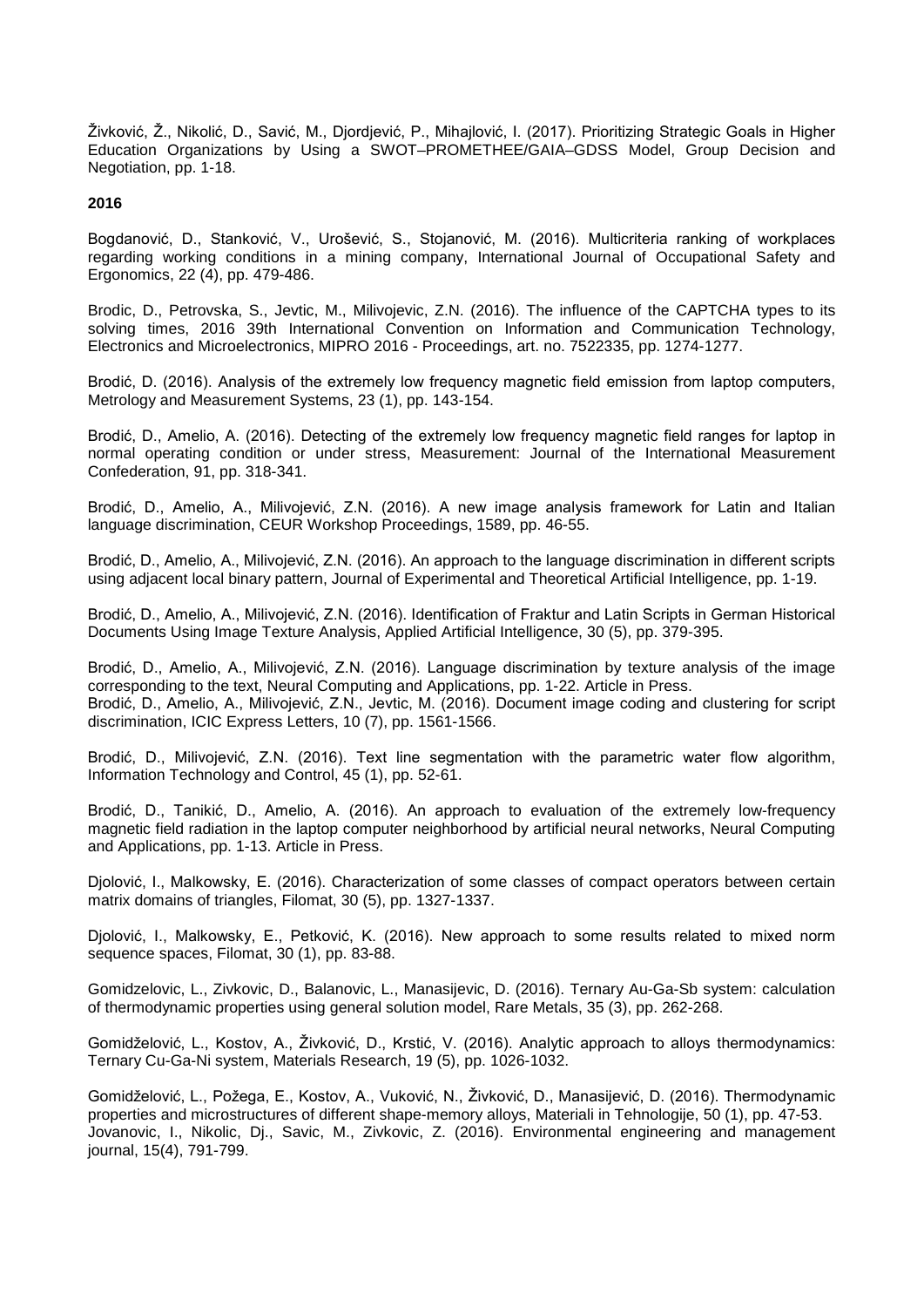Živković, Ž., Nikolić, D., Savić, M., Djordjević, P., Mihajlović, I. (2017). Prioritizing Strategic Goals in Higher Education Organizations by Using a SWOT–PROMETHEE/GAIA–GDSS Model, Group Decision and Negotiation, pp. 1-18.

**2016**

Bogdanović, D., Stanković, V., Urošević, S., Stojanović, M. (2016). Multicriteria ranking of workplaces regarding working conditions in a mining company, International Journal of Occupational Safety and Ergonomics, 22 (4), pp. 479-486.

Brodic, D., Petrovska, S., Jevtic, M., Milivojevic, Z.N. (2016). The influence of the CAPTCHA types to its solving times, 2016 39th International Convention on Information and Communication Technology, Electronics and Microelectronics, MIPRO 2016 - Proceedings, art. no. 7522335, pp. 1274-1277.

Brodić, D. (2016). Analysis of the extremely low frequency magnetic field emission from laptop computers, Metrology and Measurement Systems, 23 (1), pp. 143-154.

Brodić, D., Amelio, A. (2016). Detecting of the extremely low frequency magnetic field ranges for laptop in normal operating condition or under stress, Measurement: Journal of the International Measurement Confederation, 91, pp. 318-341.

Brodić, D., Amelio, A., Milivojević, Z.N. (2016). A new image analysis framework for Latin and Italian language discrimination, CEUR Workshop Proceedings, 1589, pp. 46-55.

Brodić, D., Amelio, A., Milivojević, Z.N. (2016). An approach to the language discrimination in different scripts using adjacent local binary pattern, Journal of Experimental and Theoretical Artificial Intelligence, pp. 1-19.

Brodić, D., Amelio, A., Milivojević, Z.N. (2016). Identification of Fraktur and Latin Scripts in German Historical Documents Using Image Texture Analysis, Applied Artificial Intelligence, 30 (5), pp. 379-395.

Brodić, D., Amelio, A., Milivojević, Z.N. (2016). Language discrimination by texture analysis of the image corresponding to the text, Neural Computing and Applications, pp. 1-22. Article in Press.

Brodić, D., Amelio, A., Milivojević, Z.N., Jevtic, M. (2016). Document image coding and clustering for script discrimination, ICIC Express Letters, 10 (7), pp. 1561-1566.

Brodić, D., Milivojević, Z.N. (2016). Text line segmentation with the parametric water flow algorithm, Information Technology and Control, 45 (1), pp. 52-61.

Brodić, D., Tanikić, D., Amelio, A. (2016). An approach to evaluation of the extremely low-frequency magnetic field radiation in the laptop computer neighborhood by artificial neural networks, Neural Computing and Applications, pp. 1-13. Article in Press.

Djolović, I., Malkowsky, E. (2016). Characterization of some classes of compact operators between certain matrix domains of triangles, Filomat, 30 (5), pp. 1327-1337.

Djolović, I., Malkowsky, E., Petković, K. (2016). New approach to some results related to mixed norm sequence spaces, Filomat, 30 (1), pp. 83-88.

Gomidzelovic, L., Zivkovic, D., Balanovic, L., Manasijevic, D. (2016). Ternary Au-Ga-Sb system: calculation of thermodynamic properties using general solution model, Rare Metals, 35 (3), pp. 262-268.

Gomidželović, L., Kostov, A., Živković, D., Krstić, V. (2016). Analytic approach to alloys thermodynamics: Ternary Cu-Ga-Ni system, Materials Research, 19 (5), pp. 1026-1032.

Gomidželović, L., Požega, E., Kostov, A., Vuković, N., Živković, D., Manasijević, D. (2016). Thermodynamic properties and microstructures of different shape-memory alloys, Materiali in Tehnologije, 50 (1), pp. 47-53.

Jovanovic, I., Nikolic, Dj., Savic, M., Zivkovic, Z. (2016). Environmental engineering and management journal, 15(4), 791-799.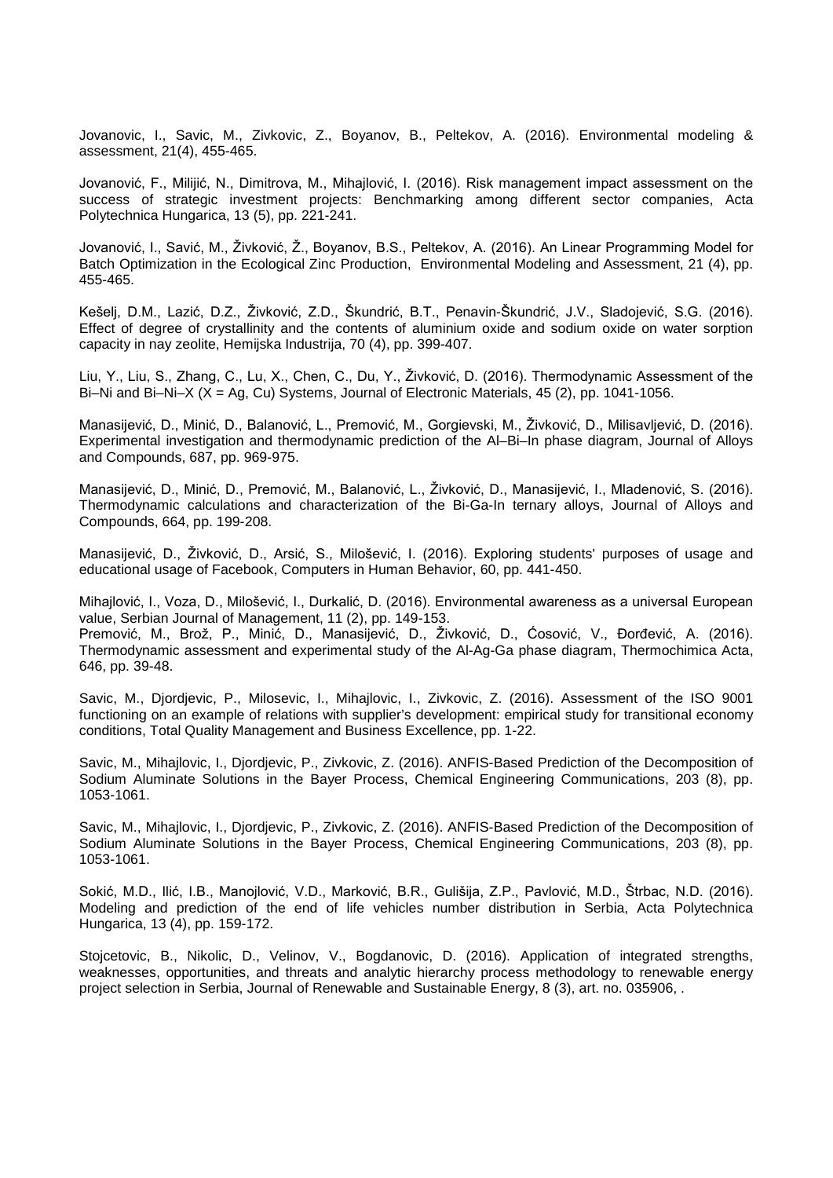Jovanovic, I., Savic, M., Zivkovic, Z., Boyanov, B., Peltekov, A. (2016). Environmental modeling & assessment, 21(4), 455-465.

Jovanović, F., Milijić, N., Dimitrova, M., Mihajlović, I. (2016). Risk management impact assessment on the success of strategic investment projects: Benchmarking among different sector companies, Acta Polytechnica Hungarica, 13 (5), pp. 221-241.

Jovanović, I., Savić, M., Živković, Ž., Boyanov, B.S., Peltekov, A. (2016). An Linear Programming Model for Batch Optimization in the Ecological Zinc Production, Environmental Modeling and Assessment, 21 (4), pp. 455-465.

Kešelj, D.M., Lazić, D.Z., Živković, Z.D., Škundrić, B.T., Penavin-Škundrić, J.V., Sladojević, S.G. (2016). Effect of degree of crystallinity and the contents of aluminium oxide and sodium oxide on water sorption capacity in nay zeolite, Hemijska Industrija, 70 (4), pp. 399-407.

Liu, Y., Liu, S., Zhang, C., Lu, X., Chen, C., Du, Y., Živković, D. (2016). Thermodynamic Assessment of the Bi–Ni and Bi–Ni–X (X = Ag, Cu) Systems, Journal of Electronic Materials, 45 (2), pp. 1041-1056.

Manasijević, D., Minić, D., Balanović, L., Premović, M., Gorgievski, M., Živković, D., Milisavljević, D. (2016). Experimental investigation and thermodynamic prediction of the Al–Bi–In phase diagram, Journal of Alloys and Compounds, 687, pp. 969-975.

Manasijević, D., Minić, D., Premović, M., Balanović, L., Živković, D., Manasijević, I., Mladenović, S. (2016). Thermodynamic calculations and characterization of the Bi-Ga-In ternary alloys, Journal of Alloys and Compounds, 664, pp. 199-208.

Manasijević, D., Živković, D., Arsić, S., Milošević, I. (2016). Exploring students' purposes of usage and educational usage of Facebook, Computers in Human Behavior, 60, pp. 441-450.

Mihajlović, I., Voza, D., Milošević, I., Durkalić, D. (2016). Environmental awareness as a universal European value, Serbian Journal of Management, 11 (2), pp. 149-153.
Premović, M., Brož, P., Minić, D., Manasijević, D., Živković, D., Ćosović, V., Đorđević, A. (2016). Thermodynamic assessment and experimental study of the Al-Ag-Ga phase diagram, Thermochimica Acta, 646, pp. 39-48.

Savic, M., Djordjevic, P., Milosevic, I., Mihajlovic, I., Zivkovic, Z. (2016). Assessment of the ISO 9001 functioning on an example of relations with supplier's development: empirical study for transitional economy conditions, Total Quality Management and Business Excellence, pp. 1-22.

Savic, M., Mihajlovic, I., Djordjevic, P., Zivkovic, Z. (2016). ANFIS-Based Prediction of the Decomposition of Sodium Aluminate Solutions in the Bayer Process, Chemical Engineering Communications, 203 (8), pp. 1053-1061.

Savic, M., Mihajlovic, I., Djordjevic, P., Zivkovic, Z. (2016). ANFIS-Based Prediction of the Decomposition of Sodium Aluminate Solutions in the Bayer Process, Chemical Engineering Communications, 203 (8), pp. 1053-1061.

Sokić, M.D., Ilić, I.B., Manojlović, V.D., Marković, B.R., Gulišija, Z.P., Pavlović, M.D., Štrbac, N.D. (2016). Modeling and prediction of the end of life vehicles number distribution in Serbia, Acta Polytechnica Hungarica, 13 (4), pp. 159-172.

Stojcetovic, B., Nikolic, D., Velinov, V., Bogdanovic, D. (2016). Application of integrated strengths, weaknesses, opportunities, and threats and analytic hierarchy process methodology to renewable energy project selection in Serbia, Journal of Renewable and Sustainable Energy, 8 (3), art. no. 035906, .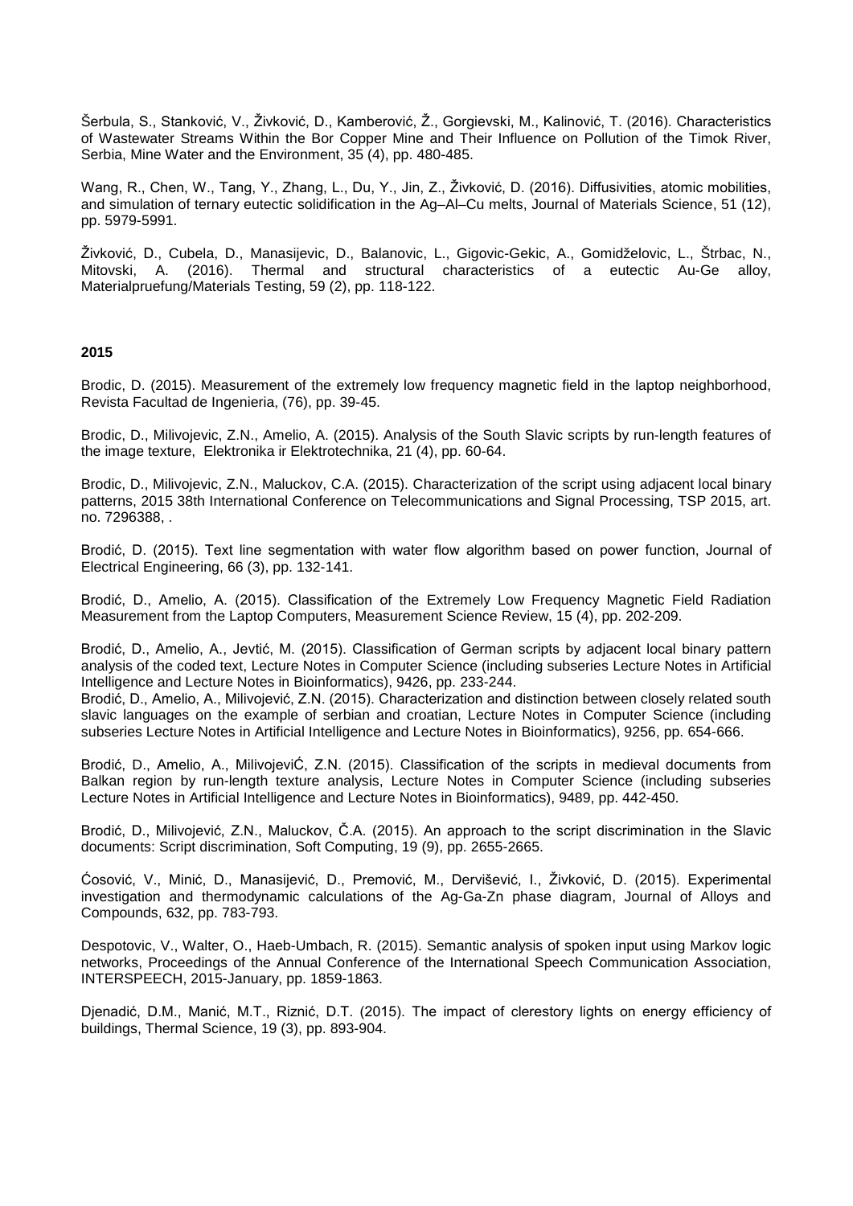Šerbula, S., Stanković, V., Živković, D., Kamberović, Ž., Gorgievski, M., Kalinović, T. (2016). Characteristics of Wastewater Streams Within the Bor Copper Mine and Their Influence on Pollution of the Timok River, Serbia, Mine Water and the Environment, 35 (4), pp. 480-485.

Wang, R., Chen, W., Tang, Y., Zhang, L., Du, Y., Jin, Z., Živković, D. (2016). Diffusivities, atomic mobilities, and simulation of ternary eutectic solidification in the Ag–Al–Cu melts, Journal of Materials Science, 51 (12), pp. 5979-5991.

Živković, D., Cubela, D., Manasijevic, D., Balanovic, L., Gigovic-Gekic, A., Gomidželovic, L., Štrbac, N., Mitovski, A. (2016). Thermal and structural characteristics of a eutectic Au-Ge alloy, Materialpruefung/Materials Testing, 59 (2), pp. 118-122.

**2015**

Brodic, D. (2015). Measurement of the extremely low frequency magnetic field in the laptop neighborhood, Revista Facultad de Ingenieria, (76), pp. 39-45.

Brodic, D., Milivojevic, Z.N., Amelio, A. (2015). Analysis of the South Slavic scripts by run-length features of the image texture, Elektronika ir Elektrotechnika, 21 (4), pp. 60-64.

Brodic, D., Milivojevic, Z.N., Maluckov, C.A. (2015). Characterization of the script using adjacent local binary patterns, 2015 38th International Conference on Telecommunications and Signal Processing, TSP 2015, art. no. 7296388, .

Brodić, D. (2015). Text line segmentation with water flow algorithm based on power function, Journal of Electrical Engineering, 66 (3), pp. 132-141.

Brodić, D., Amelio, A. (2015). Classification of the Extremely Low Frequency Magnetic Field Radiation Measurement from the Laptop Computers, Measurement Science Review, 15 (4), pp. 202-209.

Brodić, D., Amelio, A., Jevtić, M. (2015). Classification of German scripts by adjacent local binary pattern analysis of the coded text, Lecture Notes in Computer Science (including subseries Lecture Notes in Artificial Intelligence and Lecture Notes in Bioinformatics), 9426, pp. 233-244.
Brodić, D., Amelio, A., Milivojević, Z.N. (2015). Characterization and distinction between closely related south slavic languages on the example of serbian and croatian, Lecture Notes in Computer Science (including subseries Lecture Notes in Artificial Intelligence and Lecture Notes in Bioinformatics), 9256, pp. 654-666.

Brodić, D., Amelio, A., MilivojeviĆ, Z.N. (2015). Classification of the scripts in medieval documents from Balkan region by run-length texture analysis, Lecture Notes in Computer Science (including subseries Lecture Notes in Artificial Intelligence and Lecture Notes in Bioinformatics), 9489, pp. 442-450.

Brodić, D., Milivojević, Z.N., Maluckov, Č.A. (2015). An approach to the script discrimination in the Slavic documents: Script discrimination, Soft Computing, 19 (9), pp. 2655-2665.

Ćosović, V., Minić, D., Manasijević, D., Premović, M., Dervišević, I., Živković, D. (2015). Experimental investigation and thermodynamic calculations of the Ag-Ga-Zn phase diagram, Journal of Alloys and Compounds, 632, pp. 783-793.

Despotovic, V., Walter, O., Haeb-Umbach, R. (2015). Semantic analysis of spoken input using Markov logic networks, Proceedings of the Annual Conference of the International Speech Communication Association, INTERSPEECH, 2015-January, pp. 1859-1863.

Djenadić, D.M., Manić, M.T., Riznić, D.T. (2015). The impact of clerestory lights on energy efficiency of buildings, Thermal Science, 19 (3), pp. 893-904.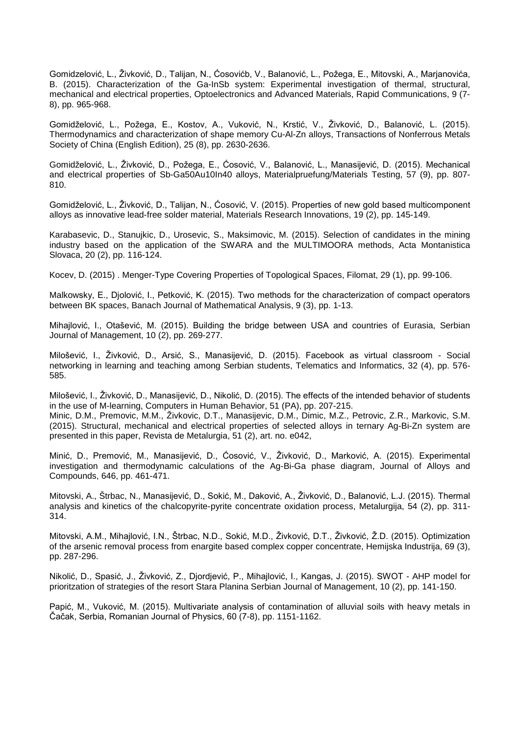Gomidzelović, L., Živković, D., Talijan, N., Ćosovićb, V., Balanović, L., Požega, E., Mitovski, A., Marjanovića, B. (2015). Characterization of the Ga-InSb system: Experimental investigation of thermal, structural, mechanical and electrical properties, Optoelectronics and Advanced Materials, Rapid Communications, 9 (7-8), pp. 965-968.

Gomidželović, L., Požega, E., Kostov, A., Vuković, N., Krstić, V., Živković, D., Balanović, L. (2015). Thermodynamics and characterization of shape memory Cu-Al-Zn alloys, Transactions of Nonferrous Metals Society of China (English Edition), 25 (8), pp. 2630-2636.

Gomidželović, L., Živković, D., Požega, E., Ćosović, V., Balanović, L., Manasijević, D. (2015). Mechanical and electrical properties of Sb-Ga50Au10In40 alloys, Materialpruefung/Materials Testing, 57 (9), pp. 807-810.

Gomidželović, L., Živković, D., Talijan, N., Ćosović, V. (2015). Properties of new gold based multicomponent alloys as innovative lead-free solder material, Materials Research Innovations, 19 (2), pp. 145-149.

Karabasevic, D., Stanujkic, D., Urosevic, S., Maksimovic, M. (2015). Selection of candidates in the mining industry based on the application of the SWARA and the MULTIMOORA methods, Acta Montanistica Slovaca, 20 (2), pp. 116-124.

Kocev, D. (2015) . Menger-Type Covering Properties of Topological Spaces, Filomat, 29 (1), pp. 99-106.

Malkowsky, E., Djolović, I., Petković, K. (2015). Two methods for the characterization of compact operators between BK spaces, Banach Journal of Mathematical Analysis, 9 (3), pp. 1-13.

Mihajlović, I., Otašević, M. (2015). Building the bridge between USA and countries of Eurasia, Serbian Journal of Management, 10 (2), pp. 269-277.

Milošević, I., Živković, D., Arsić, S., Manasijević, D. (2015). Facebook as virtual classroom - Social networking in learning and teaching among Serbian students, Telematics and Informatics, 32 (4), pp. 576-585.

Milošević, I., Živković, D., Manasijević, D., Nikolić, D. (2015). The effects of the intended behavior of students in the use of M-learning, Computers in Human Behavior, 51 (PA), pp. 207-215.
Minic, D.M., Premovic, M.M., Živkovic, D.T., Manasijevic, D.M., Dimic, M.Z., Petrovic, Z.R., Markovic, S.M. (2015). Structural, mechanical and electrical properties of selected alloys in ternary Ag-Bi-Zn system are presented in this paper, Revista de Metalurgia, 51 (2), art. no. e042,

Minić, D., Premović, M., Manasijević, D., Ćosović, V., Živković, D., Marković, A. (2015). Experimental investigation and thermodynamic calculations of the Ag-Bi-Ga phase diagram, Journal of Alloys and Compounds, 646, pp. 461-471.

Mitovski, A., Štrbac, N., Manasijević, D., Sokić, M., Daković, A., Živković, D., Balanović, L.J. (2015). Thermal analysis and kinetics of the chalcopyrite-pyrite concentrate oxidation process, Metalurgija, 54 (2), pp. 311-314.

Mitovski, A.M., Mihajlović, I.N., Štrbac, N.D., Sokić, M.D., Živković, D.T., Živković, Ž.D. (2015). Optimization of the arsenic removal process from enargite based complex copper concentrate, Hemijska Industrija, 69 (3), pp. 287-296.

Nikolić, D., Spasić, J., Živković, Z., Djordjević, P., Mihajlović, I., Kangas, J. (2015). SWOT - AHP model for prioritzation of strategies of the resort Stara Planina Serbian Journal of Management, 10 (2), pp. 141-150.

Papić, M., Vuković, M. (2015). Multivariate analysis of contamination of alluvial soils with heavy metals in Čačak, Serbia, Romanian Journal of Physics, 60 (7-8), pp. 1151-1162.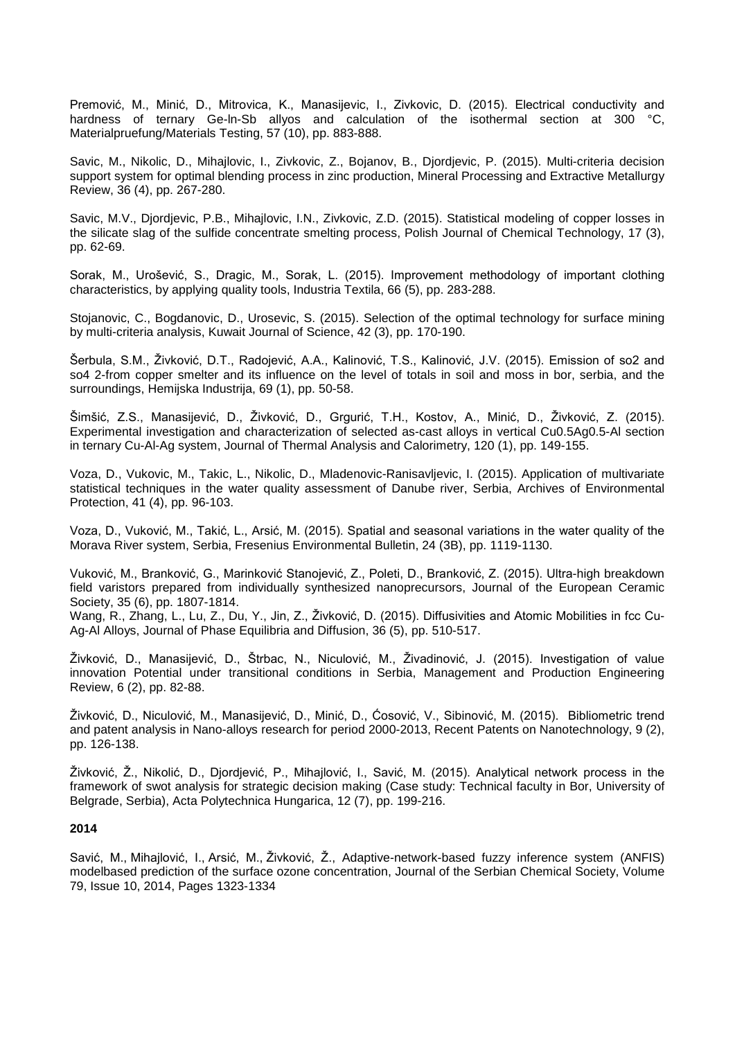Premović, M., Minić, D., Mitrovica, K., Manasijevic, I., Zivkovic, D. (2015). Electrical conductivity and hardness of ternary Ge-In-Sb allyos and calculation of the isothermal section at 300 °C, Materialpruefung/Materials Testing, 57 (10), pp. 883-888.

Savic, M., Nikolic, D., Mihajlovic, I., Zivkovic, Z., Bojanov, B., Djordjevic, P. (2015). Multi-criteria decision support system for optimal blending process in zinc production, Mineral Processing and Extractive Metallurgy Review, 36 (4), pp. 267-280.

Savic, M.V., Djordjevic, P.B., Mihajlovic, I.N., Zivkovic, Z.D. (2015). Statistical modeling of copper losses in the silicate slag of the sulfide concentrate smelting process, Polish Journal of Chemical Technology, 17 (3), pp. 62-69.

Sorak, M., Urošević, S., Dragic, M., Sorak, L. (2015). Improvement methodology of important clothing characteristics, by applying quality tools, Industria Textila, 66 (5), pp. 283-288.

Stojanovic, C., Bogdanovic, D., Urosevic, S. (2015). Selection of the optimal technology for surface mining by multi-criteria analysis, Kuwait Journal of Science, 42 (3), pp. 170-190.

Šerbula, S.M., Živković, D.T., Radojević, A.A., Kalinović, T.S., Kalinović, J.V. (2015). Emission of so2 and so4 2-from copper smelter and its influence on the level of totals in soil and moss in bor, serbia, and the surroundings, Hemijska Industrija, 69 (1), pp. 50-58.

Šimšić, Z.S., Manasijević, D., Živković, D., Grgurić, T.H., Kostov, A., Minić, D., Živković, Z. (2015). Experimental investigation and characterization of selected as-cast alloys in vertical $Cu_{0.5}Ag_{0.5}$-Al section in ternary Cu-Al-Ag system, Journal of Thermal Analysis and Calorimetry, 120 (1), pp. 149-155.

Voza, D., Vukovic, M., Takic, L., Nikolic, D., Mladenovic-Ranisavljevic, I. (2015). Application of multivariate statistical techniques in the water quality assessment of Danube river, Serbia, Archives of Environmental Protection, 41 (4), pp. 96-103.

Voza, D., Vuković, M., Takić, L., Arsić, M. (2015). Spatial and seasonal variations in the water quality of the Morava River system, Serbia, Fresenius Environmental Bulletin, 24 (3B), pp. 1119-1130.

Vuković, M., Branković, G., Marinković Stanojević, Z., Poleti, D., Branković, Z. (2015). Ultra-high breakdown field varistors prepared from individually synthesized nanoprecursors, Journal of the European Ceramic Society, 35 (6), pp. 1807-1814.
Wang, R., Zhang, L., Lu, Z., Du, Y., Jin, Z., Živković, D. (2015). Diffusivities and Atomic Mobilities in fcc Cu-Ag-Al Alloys, Journal of Phase Equilibria and Diffusion, 36 (5), pp. 510-517.

Živković, D., Manasijević, D., Štrbac, N., Niculović, M., Živadinović, J. (2015). Investigation of value innovation Potential under transitional conditions in Serbia, Management and Production Engineering Review, 6 (2), pp. 82-88.

Živković, D., Niculović, M., Manasijević, D., Minić, D., Ćosović, V., Sibinović, M. (2015). Bibliometric trend and patent analysis in Nano-alloys research for period 2000-2013, Recent Patents on Nanotechnology, 9 (2), pp. 126-138.

Živković, Ž., Nikolić, D., Djordjević, P., Mihajlović, I., Savić, M. (2015). Analytical network process in the framework of swot analysis for strategic decision making (Case study: Technical faculty in Bor, University of Belgrade, Serbia), Acta Polytechnica Hungarica, 12 (7), pp. 199-216.

**2014**

Savić, M., Mihajlović, I., Arsić, M., Živković, Ž., Adaptive-network-based fuzzy inference system (ANFIS) modelbased prediction of the surface ozone concentration, Journal of the Serbian Chemical Society, Volume 79, Issue 10, 2014, Pages 1323-1334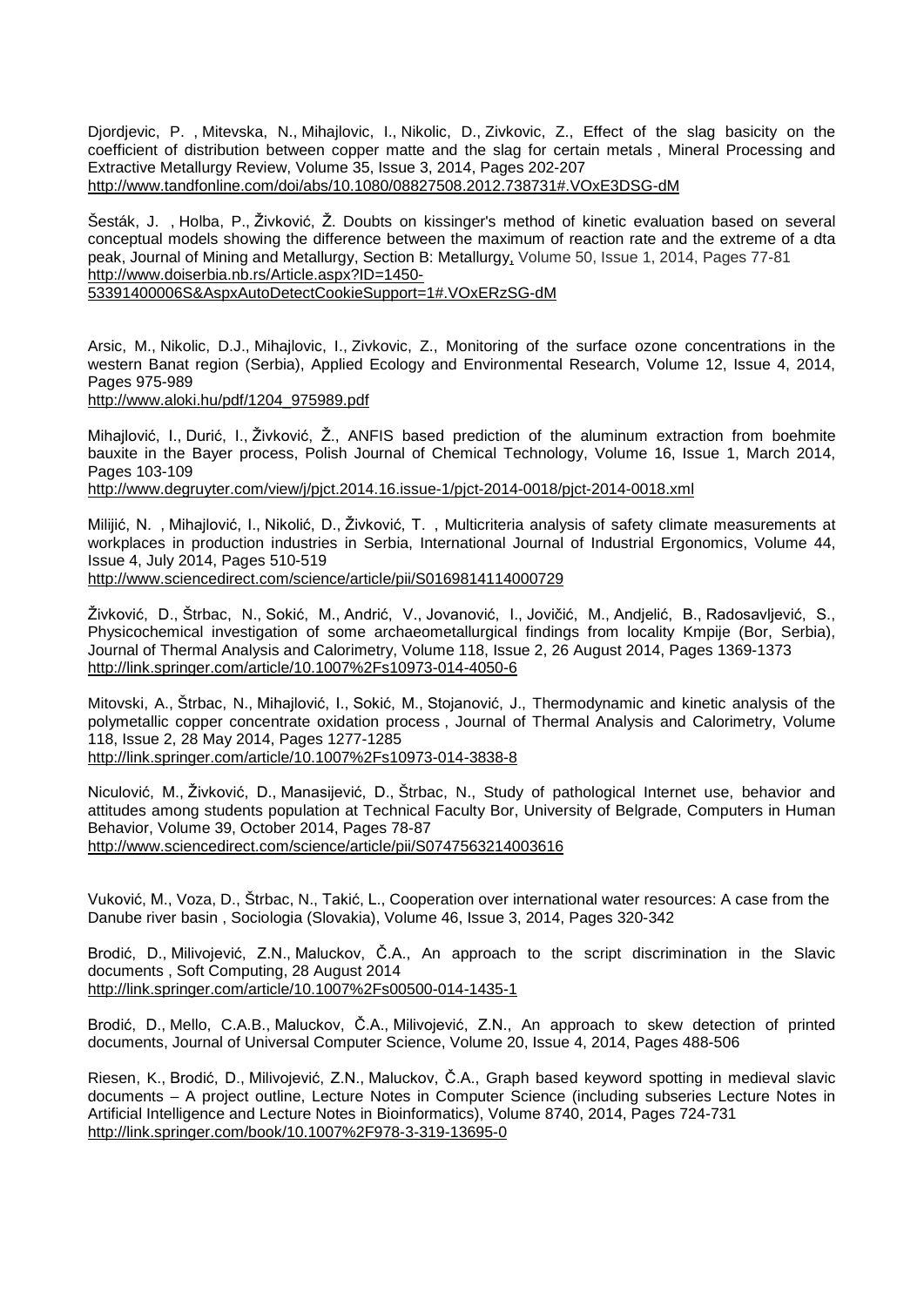Djordjevic, P. , Mitevska, N., Mihajlovic, I., Nikolic, D., Zivkovic, Z., Effect of the slag basicity on the coefficient of distribution between copper matte and the slag for certain metals , Mineral Processing and Extractive Metallurgy Review, Volume 35, Issue 3, 2014, Pages 202-207
http://www.tandfonline.com/doi/abs/10.1080/08827508.2012.738731#.VOxE3DSG-dM

Šesták, J. , Holba, P., Živković, Ž. Doubts on kissinger's method of kinetic evaluation based on several conceptual models showing the difference between the maximum of reaction rate and the extreme of a dta peak, Journal of Mining and Metallurgy, Section B: Metallurgy, Volume 50, Issue 1, 2014, Pages 77-81
http://www.doiserbia.nb.rs/Article.aspx?ID=1450-53391400006S&AspxAutoDetectCookieSupport=1#.VOxERzSG-dM

Arsic, M., Nikolic, D.J., Mihajlovic, I., Zivkovic, Z., Monitoring of the surface ozone concentrations in the western Banat region (Serbia), Applied Ecology and Environmental Research, Volume 12, Issue 4, 2014, Pages 975-989
http://www.aloki.hu/pdf/1204_975989.pdf

Mihajlović, I., Durić, I., Živković, Ž., ANFIS based prediction of the aluminum extraction from boehmite bauxite in the Bayer process, Polish Journal of Chemical Technology, Volume 16, Issue 1, March 2014, Pages 103-109
http://www.degruyter.com/view/j/pjct.2014.16.issue-1/pjct-2014-0018/pjct-2014-0018.xml

Milijić, N. , Mihajlović, I., Nikolić, D., Živković, T. , Multicriteria analysis of safety climate measurements at workplaces in production industries in Serbia, International Journal of Industrial Ergonomics, Volume 44, Issue 4, July 2014, Pages 510-519
http://www.sciencedirect.com/science/article/pii/S0169814114000729

Živković, D., Štrbac, N., Sokić, M., Andrić, V., Jovanović, I., Jovičić, M., Andjelić, B., Radosavljević, S., Physicochemical investigation of some archaeometallurgical findings from locality Kmpije (Bor, Serbia), Journal of Thermal Analysis and Calorimetry, Volume 118, Issue 2, 26 August 2014, Pages 1369-1373
http://link.springer.com/article/10.1007%2Fs10973-014-4050-6

Mitovski, A., Štrbac, N., Mihajlović, I., Sokić, M., Stojanović, J., Thermodynamic and kinetic analysis of the polymetallic copper concentrate oxidation process , Journal of Thermal Analysis and Calorimetry, Volume 118, Issue 2, 28 May 2014, Pages 1277-1285
http://link.springer.com/article/10.1007%2Fs10973-014-3838-8

Niculović, M., Živković, D., Manasijević, D., Štrbac, N., Study of pathological Internet use, behavior and attitudes among students population at Technical Faculty Bor, University of Belgrade, Computers in Human Behavior, Volume 39, October 2014, Pages 78-87
http://www.sciencedirect.com/science/article/pii/S0747563214003616

Vuković, M., Voza, D., Štrbac, N., Takić, L., Cooperation over international water resources: A case from the Danube river basin , Sociologia (Slovakia), Volume 46, Issue 3, 2014, Pages 320-342

Brodić, D., Milivojević, Z.N., Maluckov, Č.A., An approach to the script discrimination in the Slavic documents , Soft Computing, 28 August 2014
http://link.springer.com/article/10.1007%2Fs00500-014-1435-1

Brodić, D., Mello, C.A.B., Maluckov, Č.A., Milivojević, Z.N., An approach to skew detection of printed documents, Journal of Universal Computer Science, Volume 20, Issue 4, 2014, Pages 488-506

Riesen, K., Brodić, D., Milivojević, Z.N., Maluckov, Č.A., Graph based keyword spotting in medieval slavic documents – A project outline, Lecture Notes in Computer Science (including subseries Lecture Notes in Artificial Intelligence and Lecture Notes in Bioinformatics), Volume 8740, 2014, Pages 724-731
http://link.springer.com/book/10.1007%2F978-3-319-13695-0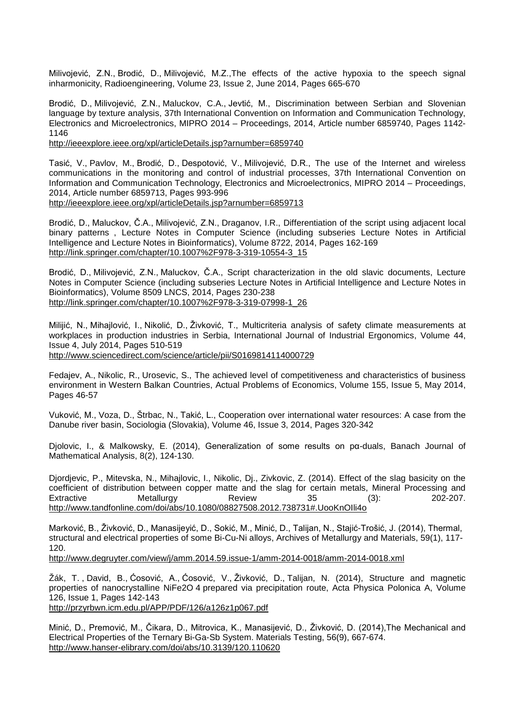Milivojević, Z.N., Brodić, D., Milivojević, M.Z.,The effects of the active hypoxia to the speech signal inharmonicity, Radioengineering, Volume 23, Issue 2, June 2014, Pages 665-670

Brodić, D., Milivojević, Z.N., Maluckov, C.A., Jevtić, M., Discrimination between Serbian and Slovenian language by texture analysis, 37th International Convention on Information and Communication Technology, Electronics and Microelectronics, MIPRO 2014 – Proceedings, 2014, Article number 6859740, Pages 1142-1146
http://ieeexplore.ieee.org/xpl/articleDetails.jsp?arnumber=6859740

Tasić, V., Pavlov, M., Brodić, D., Despotović, V., Milivojević, D.R., The use of the Internet and wireless communications in the monitoring and control of industrial processes, 37th International Convention on Information and Communication Technology, Electronics and Microelectronics, MIPRO 2014 – Proceedings, 2014, Article number 6859713, Pages 993-996
http://ieeexplore.ieee.org/xpl/articleDetails.jsp?arnumber=6859713

Brodić, D., Maluckov, Č.A., Milivojević, Z.N., Draganov, I.R., Differentiation of the script using adjacent local binary patterns , Lecture Notes in Computer Science (including subseries Lecture Notes in Artificial Intelligence and Lecture Notes in Bioinformatics), Volume 8722, 2014, Pages 162-169
http://link.springer.com/chapter/10.1007%2F978-3-319-10554-3_15

Brodić, D., Milivojević, Z.N., Maluckov, Č.A., Script characterization in the old slavic documents, Lecture Notes in Computer Science (including subseries Lecture Notes in Artificial Intelligence and Lecture Notes in Bioinformatics), Volume 8509 LNCS, 2014, Pages 230-238
http://link.springer.com/chapter/10.1007%2F978-3-319-07998-1_26

Milijić, N., Mihajlović, I., Nikolić, D., Živković, T., Multicriteria analysis of safety climate measurements at workplaces in production industries in Serbia, International Journal of Industrial Ergonomics, Volume 44, Issue 4, July 2014, Pages 510-519
http://www.sciencedirect.com/science/article/pii/S0169814114000729

Fedajev, A., Nikolic, R., Urosevic, S., The achieved level of competitiveness and characteristics of business environment in Western Balkan Countries, Actual Problems of Economics, Volume 155, Issue 5, May 2014, Pages 46-57

Vuković, M., Voza, D., Štrbac, N., Takić, L., Cooperation over international water resources: A case from the Danube river basin, Sociologia (Slovakia), Volume 46, Issue 3, 2014, Pages 320-342

Djolovic, I., & Malkowsky, E. (2014), Generalization of some results on pα-duals, Banach Journal of Mathematical Analysis, 8(2), 124-130.

Djordjevic, P., Mitevska, N., Mihajlovic, I., Nikolic, Dj., Zivkovic, Z. (2014). Effect of the slag basicity on the coefficient of distribution between copper matte and the slag for certain metals, Mineral Processing and Extractive Metallurgy Review 35 (3): 202-207.
http://www.tandfonline.com/doi/abs/10.1080/08827508.2012.738731#.UooKnOIli4o

Marković, B., Živković, D., Manasijeyić, D., Sokić, M., Minić, D., Talijan, N., Stajić-Trošić, J. (2014), Thermal, structural and electrical properties of some Bi-Cu-Ni alloys, Archives of Metallurgy and Materials, 59(1), 117-120.
http://www.degruyter.com/view/j/amm.2014.59.issue-1/amm-2014-0018/amm-2014-0018.xml

Žák, T. , David, B., Ćosović, A., Ćosović, V., Živković, D., Talijan, N. (2014), Structure and magnetic properties of nanocrystalline $NiFe_2O_4$ prepared via precipitation route, Acta Physica Polonica A, Volume 126, Issue 1, Pages 142-143
http://przyrbwn.icm.edu.pl/APP/PDF/126/a126z1p067.pdf

Minić, D., Premović, M., Čikara, D., Mitrovica, K., Manasijević, D., Živković, D. (2014),The Mechanical and Electrical Properties of the Ternary Bi-Ga-Sb System. Materials Testing, 56(9), 667-674.
http://www.hanser-elibrary.com/doi/abs/10.3139/120.110620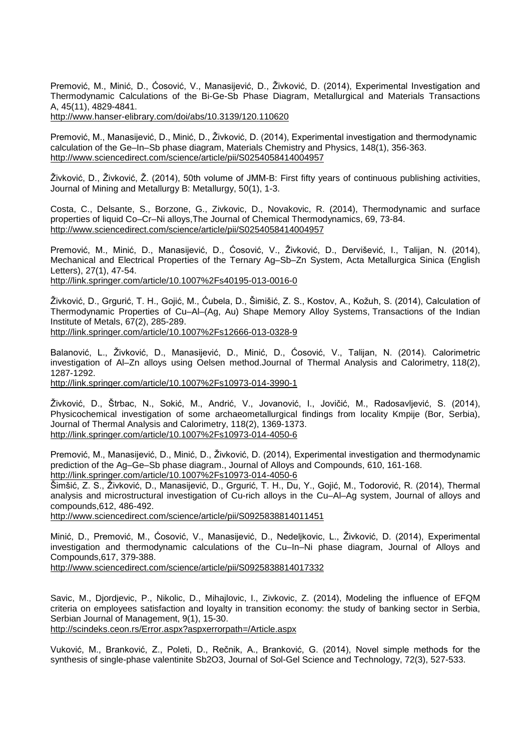Premović, M., Minić, D., Ćosović, V., Manasijević, D., Živković, D. (2014), Experimental Investigation and Thermodynamic Calculations of the Bi-Ge-Sb Phase Diagram, Metallurgical and Materials Transactions A, 45(11), 4829-4841.
http://www.hanser-elibrary.com/doi/abs/10.3139/120.110620

Premović, M., Manasijević, D., Minić, D., Živković, D. (2014), Experimental investigation and thermodynamic calculation of the Ge–In–Sb phase diagram, Materials Chemistry and Physics, 148(1), 356-363.
http://www.sciencedirect.com/science/article/pii/S0254058414004957

Živković, D., Živković, Ž. (2014), 50th volume of JMM-B: First fifty years of continuous publishing activities, Journal of Mining and Metallurgy B: Metallurgy, 50(1), 1-3.

Costa, C., Delsante, S., Borzone, G., Zivkovic, D., Novakovic, R. (2014), Thermodynamic and surface properties of liquid Co–Cr–Ni alloys,The Journal of Chemical Thermodynamics, 69, 73-84.
http://www.sciencedirect.com/science/article/pii/S0254058414004957

Premović, M., Minić, D., Manasijević, D., Ćosović, V., Živković, D., Dervišević, I., Talijan, N. (2014), Mechanical and Electrical Properties of the Ternary Ag–Sb–Zn System, Acta Metallurgica Sinica (English Letters), 27(1), 47-54.
http://link.springer.com/article/10.1007%2Fs40195-013-0016-0

Živković, D., Grgurić, T. H., Gojić, M., Ćubela, D., Šimišić, Z. S., Kostov, A., Kožuh, S. (2014), Calculation of Thermodynamic Properties of Cu–Al–(Ag, Au) Shape Memory Alloy Systems, Transactions of the Indian Institute of Metals, 67(2), 285-289.
http://link.springer.com/article/10.1007%2Fs12666-013-0328-9

Balanović, L., Živković, D., Manasijević, D., Minić, D., Ćosović, V., Talijan, N. (2014). Calorimetric investigation of Al–Zn alloys using Oelsen method.Journal of Thermal Analysis and Calorimetry, 118(2), 1287-1292.
http://link.springer.com/article/10.1007%2Fs10973-014-3990-1

Živković, D., Štrbac, N., Sokić, M., Andrić, V., Jovanović, I., Jovičić, M., Radosavljević, S. (2014), Physicochemical investigation of some archaeometallurgical findings from locality Kmpije (Bor, Serbia), Journal of Thermal Analysis and Calorimetry, 118(2), 1369-1373.
http://link.springer.com/article/10.1007%2Fs10973-014-4050-6

Premović, M., Manasijević, D., Minić, D., Živković, D. (2014), Experimental investigation and thermodynamic prediction of the Ag–Ge–Sb phase diagram., Journal of Alloys and Compounds, 610, 161-168.
http://link.springer.com/article/10.1007%2Fs10973-014-4050-6

Šimšić, Z. S., Živković, D., Manasijević, D., Grgurić, T. H., Du, Y., Gojić, M., Todorović, R. (2014), Thermal analysis and microstructural investigation of Cu-rich alloys in the Cu–Al–Ag system, Journal of alloys and compounds,612, 486-492.
http://www.sciencedirect.com/science/article/pii/S0925838814011451

Minić, D., Premović, M., Ćosović, V., Manasijević, D., Nedeljkovic, L., Živković, D. (2014), Experimental investigation and thermodynamic calculations of the Cu–In–Ni phase diagram, Journal of Alloys and Compounds,617, 379-388.
http://www.sciencedirect.com/science/article/pii/S0925838814017332

Savic, M., Djordjevic, P., Nikolic, D., Mihajlovic, I., Zivkovic, Z. (2014), Modeling the influence of EFQM criteria on employees satisfaction and loyalty in transition economy: the study of banking sector in Serbia, Serbian Journal of Management, 9(1), 15-30.
http://scindeks.ceon.rs/Error.aspx?aspxerrorpath=/Article.aspx

Vuković, M., Branković, Z., Poleti, D., Rečnik, A., Branković, G. (2014), Novel simple methods for the synthesis of single-phase valentinite $Sb_2O_3$, Journal of Sol-Gel Science and Technology, 72(3), 527-533.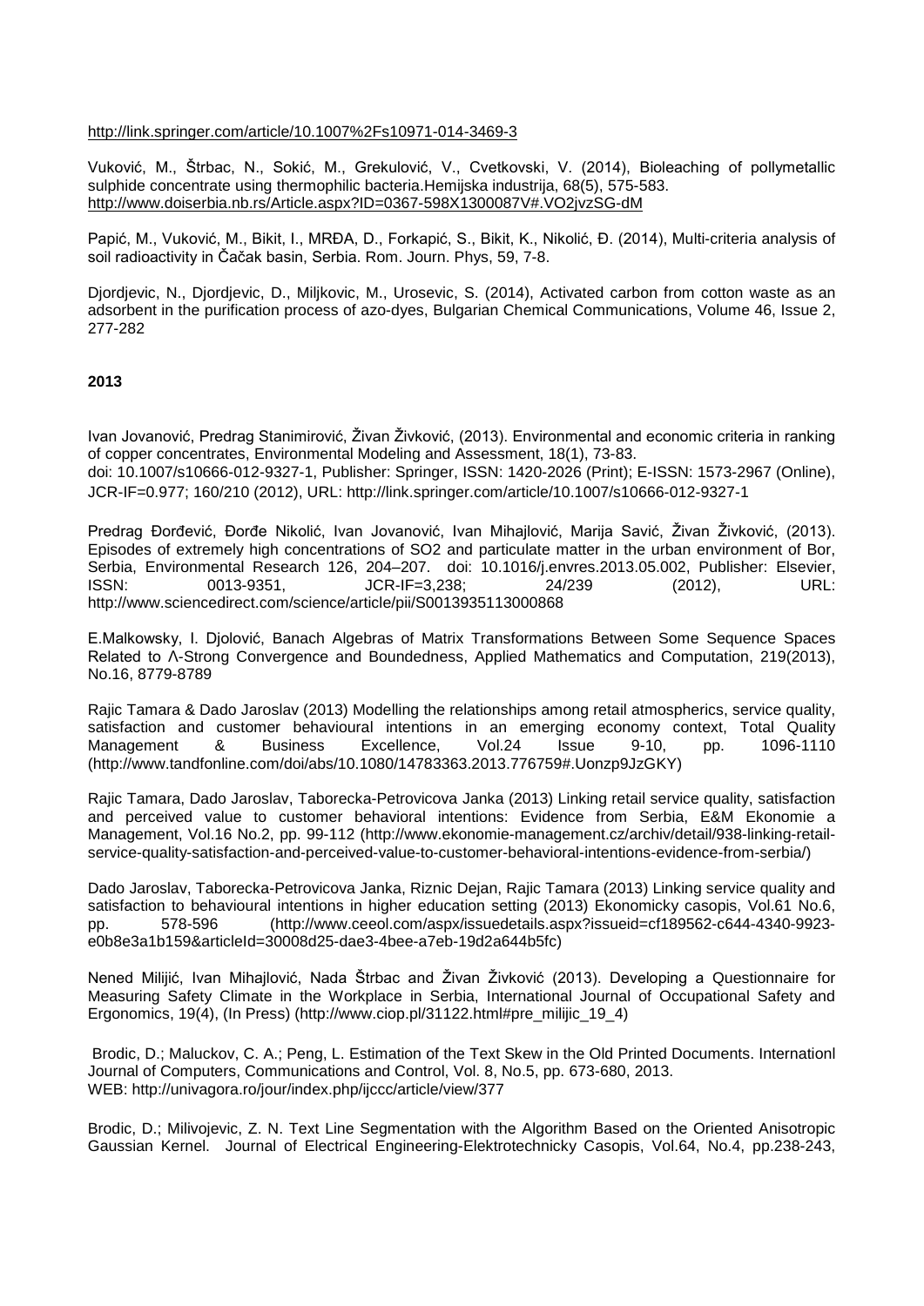http://link.springer.com/article/10.1007%2Fs10971-014-3469-3

Vuković, M., Štrbac, N., Sokić, M., Grekulović, V., Cvetkovski, V. (2014), Bioleaching of pollymetallic sulphide concentrate using thermophilic bacteria.Hemijska industrija, 68(5), 575-583. http://www.doiserbia.nb.rs/Article.aspx?ID=0367-598X1300087V#.VO2jvzSG-dM

Papić, M., Vuković, M., Bikit, I., MRĐA, D., Forkapić, S., Bikit, K., Nikolić, Đ. (2014), Multi-criteria analysis of soil radioactivity in Čačak basin, Serbia. Rom. Journ. Phys, 59, 7-8.

Djordjevic, N., Djordjevic, D., Miljkovic, M., Urosevic, S. (2014), Activated carbon from cotton waste as an adsorbent in the purification process of azo-dyes, Bulgarian Chemical Communications, Volume 46, Issue 2, 277-282

**2013**

Ivan Jovanović, Predrag Stanimirović, Živan Živković, (2013). Environmental and economic criteria in ranking of copper concentrates, Environmental Modeling and Assessment, 18(1), 73-83.
doi: 10.1007/s10666-012-9327-1, Publisher: Springer, ISSN: 1420-2026 (Print); E-ISSN: 1573-2967 (Online), JCR-IF=0.977; 160/210 (2012), URL: http://link.springer.com/article/10.1007/s10666-012-9327-1

Predrag Đorđević, Đorđe Nikolić, Ivan Jovanović, Ivan Mihajlović, Marija Savić, Živan Živković, (2013). Episodes of extremely high concentrations of SO2 and particulate matter in the urban environment of Bor, Serbia, Environmental Research 126, 204–207. doi: 10.1016/j.envres.2013.05.002, Publisher: Elsevier, ISSN: 0013-9351, JCR-IF=3,238; 24/239 (2012), URL: http://www.sciencedirect.com/science/article/pii/S0013935113000868

E.Malkowsky, I. Djolović, Banach Algebras of Matrix Transformations Between Some Sequence Spaces Related to Λ-Strong Convergence and Boundedness, Applied Mathematics and Computation, 219(2013), No.16, 8779-8789

Rajic Tamara & Dado Jaroslav (2013) Modelling the relationships among retail atmospherics, service quality, satisfaction and customer behavioural intentions in an emerging economy context, Total Quality Management & Business Excellence, Vol.24 Issue 9-10, pp. 1096-1110 (http://www.tandfonline.com/doi/abs/10.1080/14783363.2013.776759#.Uonzp9JzGKY)

Rajic Tamara, Dado Jaroslav, Taborecka-Petrovicova Janka (2013) Linking retail service quality, satisfaction and perceived value to customer behavioral intentions: Evidence from Serbia, E&M Ekonomie a Management, Vol.16 No.2, pp. 99-112 (http://www.ekonomie-management.cz/archiv/detail/938-linking-retail-service-quality-satisfaction-and-perceived-value-to-customer-behavioral-intentions-evidence-from-serbia/)

Dado Jaroslav, Taborecka-Petrovicova Janka, Riznic Dejan, Rajic Tamara (2013) Linking service quality and satisfaction to behavioural intentions in higher education setting (2013) Ekonomicky casopis, Vol.61 No.6, pp. 578-596 (http://www.ceeol.com/aspx/issuedetails.aspx?issueid=cf189562-c644-4340-9923-e0b8e3a1b159&articleId=30008d25-dae3-4bee-a7eb-19d2a644b5fc)

Nened Milijić, Ivan Mihajlović, Nada Štrbac and Živan Živković (2013). Developing a Questionnaire for Measuring Safety Climate in the Workplace in Serbia, International Journal of Occupational Safety and Ergonomics, 19(4), (In Press) (http://www.ciop.pl/31122.html#pre_milijic_19_4)

Brodic, D.; Maluckov, C. A.; Peng, L. Estimation of the Text Skew in the Old Printed Documents. Internationl Journal of Computers, Communications and Control, Vol. 8, No.5, pp. 673-680, 2013.
WEB: http://univagora.ro/jour/index.php/ijccc/article/view/377

Brodic, D.; Milivojevic, Z. N. Text Line Segmentation with the Algorithm Based on the Oriented Anisotropic Gaussian Kernel. Journal of Electrical Engineering-Elektrotechnicky Casopis, Vol.64, No.4, pp.238-243,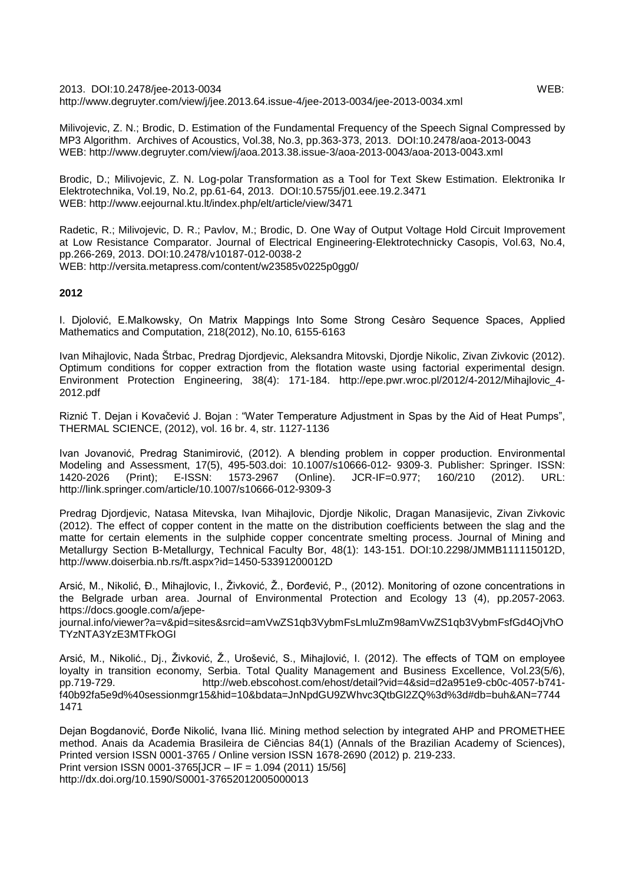2013. DOI:10.2478/jee-2013-0034 WEB: http://www.degruyter.com/view/j/jee.2013.64.issue-4/jee-2013-0034/jee-2013-0034.xml

Milivojevic, Z. N.; Brodic, D. Estimation of the Fundamental Frequency of the Speech Signal Compressed by MP3 Algorithm. Archives of Acoustics, Vol.38, No.3, pp.363-373, 2013. DOI:10.2478/aoa-2013-0043
WEB: http://www.degruyter.com/view/j/aoa.2013.38.issue-3/aoa-2013-0043/aoa-2013-0043.xml

Brodic, D.; Milivojevic, Z. N. Log-polar Transformation as a Tool for Text Skew Estimation. Elektronika Ir Elektrotechnika, Vol.19, No.2, pp.61-64, 2013. DOI:10.5755/j01.eee.19.2.3471
WEB: http://www.eejournal.ktu.lt/index.php/elt/article/view/3471

Radetic, R.; Milivojevic, D. R.; Pavlov, M.; Brodic, D. One Way of Output Voltage Hold Circuit Improvement at Low Resistance Comparator. Journal of Electrical Engineering-Elektrotechnicky Casopis, Vol.63, No.4, pp.266-269, 2013. DOI:10.2478/v10187-012-0038-2
WEB: http://versita.metapress.com/content/w23585v0225p0gg0/

**2012**

I. Djolović, E.Malkowsky, On Matrix Mappings Into Some Strong Cesàro Sequence Spaces, Applied Mathematics and Computation, 218(2012), No.10, 6155-6163

Ivan Mihajlovic, Nada Štrbac, Predrag Djordjevic, Aleksandra Mitovski, Djordje Nikolic, Zivan Zivkovic (2012). Optimum conditions for copper extraction from the flotation waste using factorial experimental design. Environment Protection Engineering, 38(4): 171-184. http://epe.pwr.wroc.pl/2012/4-2012/Mihajlovic_4-2012.pdf

Riznić T. Dejan i Kovačević J. Bojan : "Water Temperature Adjustment in Spas by the Aid of Heat Pumps", THERMAL SCIENCE, (2012), vol. 16 br. 4, str. 1127-1136

Ivan Jovanović, Predrag Stanimirović, (2012). A blending problem in copper production. Environmental Modeling and Assessment, 17(5), 495-503.doi: 10.1007/s10666-012- 9309-3. Publisher: Springer. ISSN: 1420-2026 (Print); E-ISSN: 1573-2967 (Online). JCR-IF=0.977; 160/210 (2012). URL: http://link.springer.com/article/10.1007/s10666-012-9309-3

Predrag Djordjevic, Natasa Mitevska, Ivan Mihajlovic, Djordje Nikolic, Dragan Manasijevic, Zivan Zivkovic (2012). The effect of copper content in the matte on the distribution coefficients between the slag and the matte for certain elements in the sulphide copper concentrate smelting process. Journal of Mining and Metallurgy Section B-Metallurgy, Technical Faculty Bor, 48(1): 143-151. DOI:10.2298/JMMB111115012D, http://www.doiserbia.nb.rs/ft.aspx?id=1450-53391200012D

Arsić, M., Nikolić, Đ., Mihajlovic, I., Živković, Ž., Đorđević, P., (2012). Monitoring of ozone concentrations in the Belgrade urban area. Journal of Environmental Protection and Ecology 13 (4), pp.2057-2063. https://docs.google.com/a/jepe-journal.info/viewer?a=v&pid=sites&srcid=amVwZS1qb3VybmFsLmluZm98amVwZS1qb3VybmFsfGd4OjVhOTYzNTA3YzE3MTFkOGI

Arsić, M., Nikolić., Dj., Živković, Ž., Urošević, S., Mihajlović, I. (2012). The effects of TQM on employee loyalty in transition economy, Serbia. Total Quality Management and Business Excellence, Vol.23(5/6), pp.719-729. http://web.ebscohost.com/ehost/detail?vid=4&sid=d2a951e9-cb0c-4057-b741-f40b92fa5e9d%40sessionmgr15&hid=10&bdata=JnNpdGU9ZWhvc3QtbGl2ZQ%3d%3d#db=buh&AN=77441471

Dejan Bogdanović, Đorđe Nikolić, Ivana Ilić. Mining method selection by integrated AHP and PROMETHEE method. Anais da Academia Brasileira de Ciências 84(1) (Annals of the Brazilian Academy of Sciences), Printed version ISSN 0001-3765 / Online version ISSN 1678-2690 (2012) p. 219-233.
Print version ISSN 0001-3765[JCR – IF = 1.094 (2011) 15/56]
http://dx.doi.org/10.1590/S0001-37652012005000013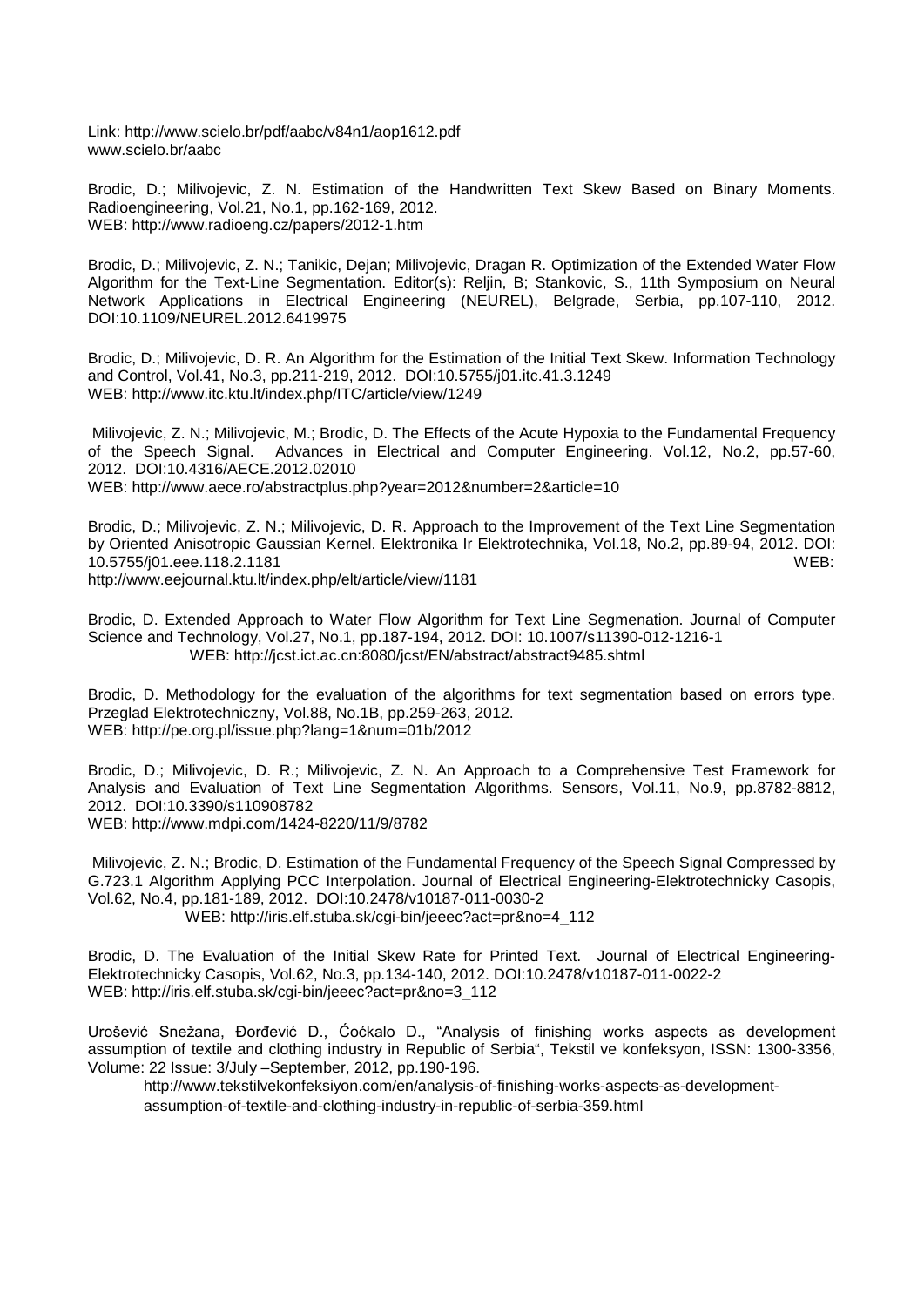Link: http://www.scielo.br/pdf/aabc/v84n1/aop1612.pdf
www.scielo.br/aabc

Brodic, D.; Milivojevic, Z. N. Estimation of the Handwritten Text Skew Based on Binary Moments. Radioengineering, Vol.21, No.1, pp.162-169, 2012.
WEB: http://www.radioeng.cz/papers/2012-1.htm

Brodic, D.; Milivojevic, Z. N.; Tanikic, Dejan; Milivojevic, Dragan R. Optimization of the Extended Water Flow Algorithm for the Text-Line Segmentation. Editor(s): Reljin, B; Stankovic, S., 11th Symposium on Neural Network Applications in Electrical Engineering (NEUREL), Belgrade, Serbia, pp.107-110, 2012. DOI:10.1109/NEUREL.2012.6419975

Brodic, D.; Milivojevic, D. R. An Algorithm for the Estimation of the Initial Text Skew. Information Technology and Control, Vol.41, No.3, pp.211-219, 2012. DOI:10.5755/j01.itc.41.3.1249
WEB: http://www.itc.ktu.lt/index.php/ITC/article/view/1249

Milivojevic, Z. N.; Milivojevic, M.; Brodic, D. The Effects of the Acute Hypoxia to the Fundamental Frequency of the Speech Signal. Advances in Electrical and Computer Engineering. Vol.12, No.2, pp.57-60, 2012. DOI:10.4316/AECE.2012.02010
WEB: http://www.aece.ro/abstractplus.php?year=2012&number=2&article=10

Brodic, D.; Milivojevic, Z. N.; Milivojevic, D. R. Approach to the Improvement of the Text Line Segmentation by Oriented Anisotropic Gaussian Kernel. Elektronika Ir Elektrotechnika, Vol.18, No.2, pp.89-94, 2012. DOI: 10.5755/j01.eee.118.2.1181 WEB: http://www.eejournal.ktu.lt/index.php/elt/article/view/1181

Brodic, D. Extended Approach to Water Flow Algorithm for Text Line Segmenation. Journal of Computer Science and Technology, Vol.27, No.1, pp.187-194, 2012. DOI: 10.1007/s11390-012-1216-1
WEB: http://jcst.ict.ac.cn:8080/jcst/EN/abstract/abstract9485.shtml

Brodic, D. Methodology for the evaluation of the algorithms for text segmentation based on errors type. Przeglad Elektrotechniczny, Vol.88, No.1B, pp.259-263, 2012.
WEB: http://pe.org.pl/issue.php?lang=1&num=01b/2012

Brodic, D.; Milivojevic, D. R.; Milivojevic, Z. N. An Approach to a Comprehensive Test Framework for Analysis and Evaluation of Text Line Segmentation Algorithms. Sensors, Vol.11, No.9, pp.8782-8812, 2012. DOI:10.3390/s110908782
WEB: http://www.mdpi.com/1424-8220/11/9/8782

Milivojevic, Z. N.; Brodic, D. Estimation of the Fundamental Frequency of the Speech Signal Compressed by G.723.1 Algorithm Applying PCC Interpolation. Journal of Electrical Engineering-Elektrotechnicky Casopis, Vol.62, No.4, pp.181-189, 2012. DOI:10.2478/v10187-011-0030-2
WEB: http://iris.elf.stuba.sk/cgi-bin/jeeec?act=pr&no=4_112

Brodic, D. The Evaluation of the Initial Skew Rate for Printed Text. Journal of Electrical Engineering-Elektrotechnicky Casopis, Vol.62, No.3, pp.134-140, 2012. DOI:10.2478/v10187-011-0022-2
WEB: http://iris.elf.stuba.sk/cgi-bin/jeeec?act=pr&no=3_112

Urošević Snežana, Đorđević D., Ćoćkalo D., "Analysis of finishing works aspects as development assumption of textile and clothing industry in Republic of Serbia", Tekstil ve konfeksyon, ISSN: 1300-3356, Volume: 22 Issue: 3/July –September, 2012, pp.190-196.
http://www.tekstilvekonfeksiyon.com/en/analysis-of-finishing-works-aspects-as-development-assumption-of-textile-and-clothing-industry-in-republic-of-serbia-359.html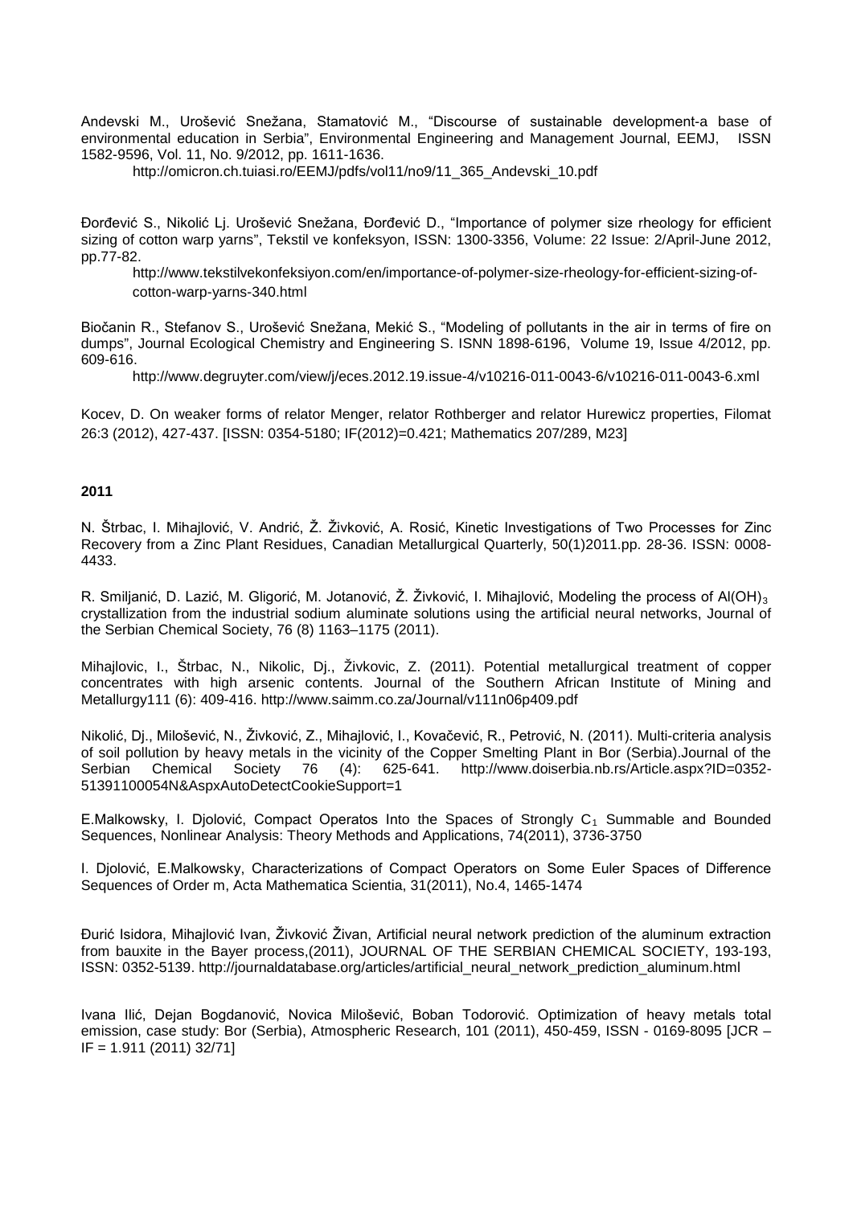Andevski M., Urošević Snežana, Stamatović M., "Discourse of sustainable development-a base of environmental education in Serbia", Environmental Engineering and Management Journal, EEMJ, ISSN 1582-9596, Vol. 11, No. 9/2012, pp. 1611-1636.

http://omicron.ch.tuiasi.ro/EEMJ/pdfs/vol11/no9/11_365_Andevski_10.pdf

Đorđević S., Nikolić Lj. Urošević Snežana, Đorđević D., "Importance of polymer size rheology for efficient sizing of cotton warp yarns", Tekstil ve konfeksyon, ISSN: 1300-3356, Volume: 22 Issue: 2/April-June 2012, pp.77-82.

http://www.tekstilvekonfeksiyon.com/en/importance-of-polymer-size-rheology-for-efficient-sizing-of-cotton-warp-yarns-340.html

Biočanin R., Stefanov S., Urošević Snežana, Mekić S., "Modeling of pollutants in the air in terms of fire on dumps", Journal Ecological Chemistry and Engineering S. ISNN 1898-6196, Volume 19, Issue 4/2012, pp. 609-616.

http://www.degruyter.com/view/j/eces.2012.19.issue-4/v10216-011-0043-6/v10216-011-0043-6.xml

Kocev, D. On weaker forms of relator Menger, relator Rothberger and relator Hurewicz properties, Filomat 26:3 (2012), 427-437. [ISSN: 0354-5180; IF(2012)=0.421; Mathematics 207/289, M23]

**2011**

N. Štrbac, I. Mihajlović, V. Andrić, Ž. Živković, A. Rosić, Kinetic Investigations of Two Processes for Zinc Recovery from a Zinc Plant Residues, Canadian Metallurgical Quarterly, 50(1)2011.pp. 28-36. ISSN: 0008-4433.

R. Smiljanić, D. Lazić, M. Gligorić, M. Jotanović, Ž. Živković, I. Mihajlović, Modeling the process of $Al(OH)_3$ crystallization from the industrial sodium aluminate solutions using the artificial neural networks, Journal of the Serbian Chemical Society, 76 (8) 1163–1175 (2011).

Mihajlovic, I., Štrbac, N., Nikolic, Dj., Živkovic, Z. (2011). Potential metallurgical treatment of copper concentrates with high arsenic contents. Journal of the Southern African Institute of Mining and Metallurgy111 (6): 409-416. http://www.saimm.co.za/Journal/v111n06p409.pdf

Nikolić, Dj., Milošević, N., Živković, Z., Mihajlović, I., Kovačević, R., Petrović, N. (2011). Multi-criteria analysis of soil pollution by heavy metals in the vicinity of the Copper Smelting Plant in Bor (Serbia).Journal of the Serbian Chemical Society 76 (4): 625-641. http://www.doiserbia.nb.rs/Article.aspx?ID=0352-51391100054N&AspxAutoDetectCookieSupport=1

E.Malkowsky, I. Djolović, Compact Operatos Into the Spaces of Strongly $C_1$ Summable and Bounded Sequences, Nonlinear Analysis: Theory Methods and Applications, 74(2011), 3736-3750

I. Djolović, E.Malkowsky, Characterizations of Compact Operators on Some Euler Spaces of Difference Sequences of Order m, Acta Mathematica Scientia, 31(2011), No.4, 1465-1474

Đurić Isidora, Mihajlović Ivan, Živković Živan, Artificial neural network prediction of the aluminum extraction from bauxite in the Bayer process,(2011), JOURNAL OF THE SERBIAN CHEMICAL SOCIETY, 193-193, ISSN: 0352-5139. http://journaldatabase.org/articles/artificial_neural_network_prediction_aluminum.html

Ivana Ilić, Dejan Bogdanović, Novica Milošević, Boban Todorović. Optimization of heavy metals total emission, case study: Bor (Serbia), Atmospheric Research, 101 (2011), 450-459, ISSN - 0169-8095 [JCR – IF = 1.911 (2011) 32/71]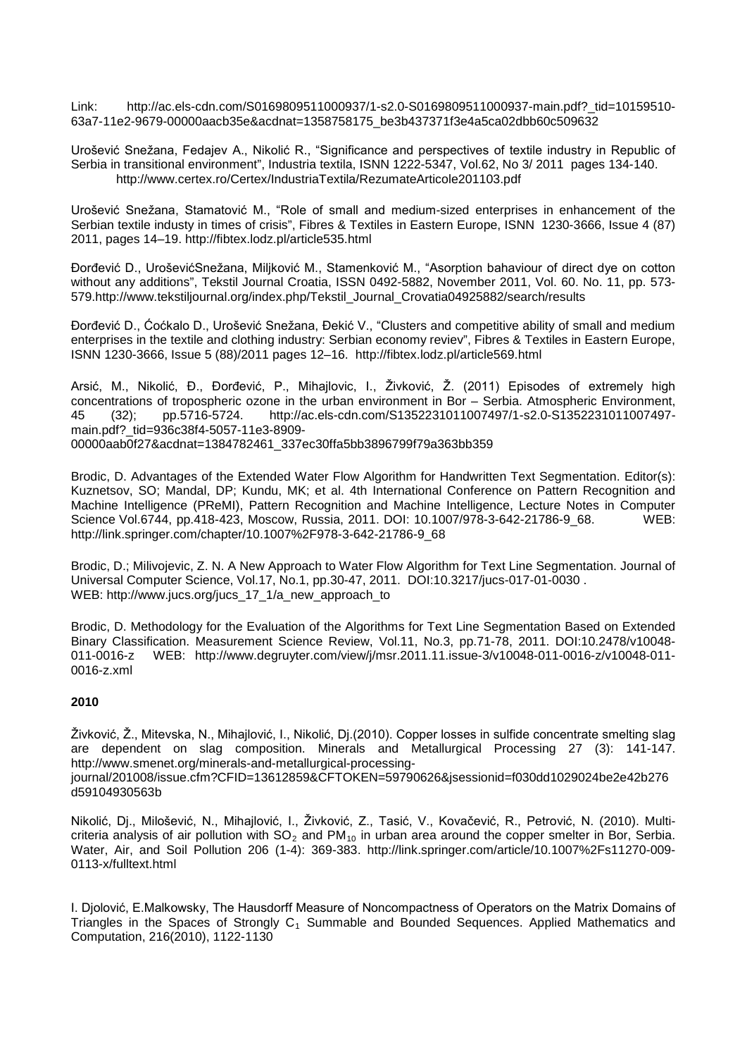Link: http://ac.els-cdn.com/S0169809511000937/1-s2.0-S0169809511000937-main.pdf?_tid=10159510-63a7-11e2-9679-00000aacb35e&acdnat=1358758175_be3b437371f3e4a5ca02dbb60c509632

Urošević Snežana, Fedajev A., Nikolić R., "Significance and perspectives of textile industry in Republic of Serbia in transitional environment", Industria textila, ISNN 1222-5347, Vol.62, No 3/ 2011 pages 134-140. http://www.certex.ro/Certex/IndustriaTextila/RezumateArticole201103.pdf

Urošević Snežana, Stamatović M., "Role of small and medium-sized enterprises in enhancement of the Serbian textile industy in times of crisis", Fibres & Textiles in Eastern Europe, ISNN 1230-3666, Issue 4 (87) 2011, pages 14–19. http://fibtex.lodz.pl/article535.html

Đorđević D., UroševićSnežana, Miljković M., Stamenković M., "Asorption bahaviour of direct dye on cotton without any additions", Tekstil Journal Croatia, ISSN 0492-5882, November 2011, Vol. 60. No. 11, pp. 573-579.http://www.tekstiljournal.org/index.php/Tekstil_Journal_Crovatia04925882/search/results

Đorđević D., Ćoćkalo D., Urošević Snežana, Đekić V., "Clusters and competitive ability of small and medium enterprises in the textile and clothing industry: Serbian economy review", Fibres & Textiles in Eastern Europe, ISNN 1230-3666, Issue 5 (88)/2011 pages 12–16. http://fibtex.lodz.pl/article569.html

Arsić, M., Nikolić, Đ., Đorđević, P., Mihajlovic, I., Živković, Ž. (2011) Episodes of extremely high concentrations of tropospheric ozone in the urban environment in Bor – Serbia. Atmospheric Environment, 45 (32); pp.5716-5724. http://ac.els-cdn.com/S1352231011007497/1-s2.0-S1352231011007497-main.pdf?_tid=936c38f4-5057-11e3-8909-00000aab0f27&acdnat=1384782461_337ec30ffa5bb3896799f79a363bb359

Brodic, D. Advantages of the Extended Water Flow Algorithm for Handwritten Text Segmentation. Editor(s): Kuznetsov, SO; Mandal, DP; Kundu, MK; et al. 4th International Conference on Pattern Recognition and Machine Intelligence (PReMI), Pattern Recognition and Machine Intelligence, Lecture Notes in Computer Science Vol.6744, pp.418-423, Moscow, Russia, 2011. DOI: 10.1007/978-3-642-21786-9_68. WEB: http://link.springer.com/chapter/10.1007%2F978-3-642-21786-9_68

Brodic, D.; Milivojevic, Z. N. A New Approach to Water Flow Algorithm for Text Line Segmentation. Journal of Universal Computer Science, Vol.17, No.1, pp.30-47, 2011. DOI:10.3217/jucs-017-01-0030 . WEB: http://www.jucs.org/jucs_17_1/a_new_approach_to

Brodic, D. Methodology for the Evaluation of the Algorithms for Text Line Segmentation Based on Extended Binary Classification. Measurement Science Review, Vol.11, No.3, pp.71-78, 2011. DOI:10.2478/v10048-011-0016-z WEB: http://www.degruyter.com/view/j/msr.2011.11.issue-3/v10048-011-0016-z/v10048-011-0016-z.xml

**2010**

Živković, Ž., Mitevska, N., Mihajlović, I., Nikolić, Dj.(2010). Copper losses in sulfide concentrate smelting slag are dependent on slag composition. Minerals and Metallurgical Processing 27 (3): 141-147. http://www.smenet.org/minerals-and-metallurgical-processing-journal/201008/issue.cfm?CFID=13612859&CFTOKEN=59790626&jsessionid=f030dd1029024be2e42b276d59104930563b

Nikolić, Dj., Milošević, N., Mihajlović, I., Živković, Z., Tasić, V., Kovačević, R., Petrović, N. (2010). Multi-criteria analysis of air pollution with $SO_2$ and $PM_{10}$ in urban area around the copper smelter in Bor, Serbia. Water, Air, and Soil Pollution 206 (1-4): 369-383. http://link.springer.com/article/10.1007%2Fs11270-009-0113-x/fulltext.html

I. Djolović, E.Malkowsky, The Hausdorff Measure of Noncompactness of Operators on the Matrix Domains of Triangles in the Spaces of Strongly $C_1$ Summable and Bounded Sequences. Applied Mathematics and Computation, 216(2010), 1122-1130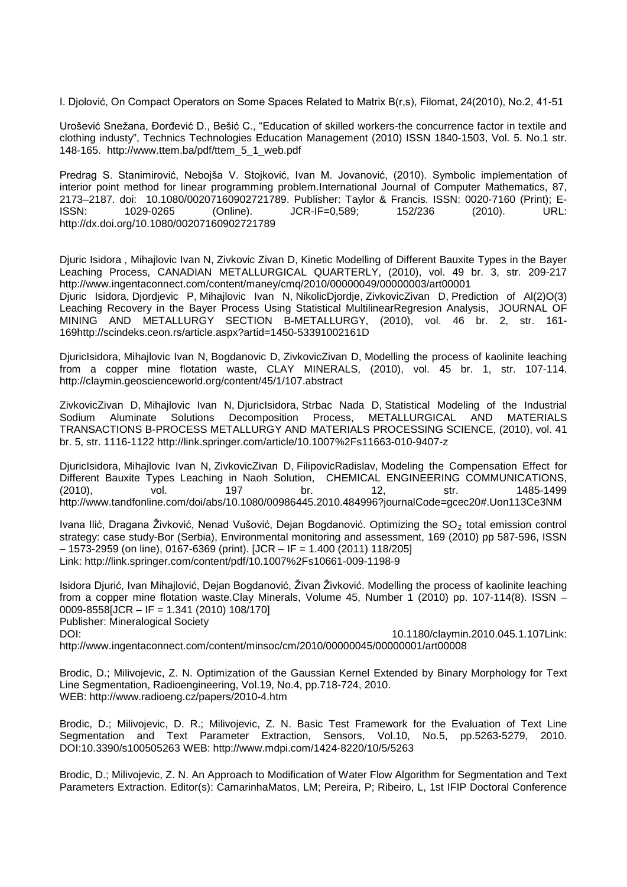I. Djolović, On Compact Operators on Some Spaces Related to Matrix B(r,s), Filomat, 24(2010), No.2, 41-51

Urošević Snežana, Đorđević D., Bešić C., "Education of skilled workers-the concurrence factor in textile and clothing industy", Technics Technologies Education Management (2010) ISSN 1840-1503, Vol. 5. No.1 str. 148-165. http://www.ttem.ba/pdf/ttem_5_1_web.pdf

Predrag S. Stanimirović, Nebojša V. Stojković, Ivan M. Jovanović, (2010). Symbolic implementation of interior point method for linear programming problem.International Journal of Computer Mathematics, 87, 2173–2187. doi: 10.1080/00207160902721789. Publisher: Taylor & Francis. ISSN: 0020-7160 (Print); E-ISSN: 1029-0265 (Online). JCR-IF=0,589; 152/236 (2010). URL: http://dx.doi.org/10.1080/00207160902721789

Djuric Isidora , Mihajlovic Ivan N, Zivkovic Zivan D, Kinetic Modelling of Different Bauxite Types in the Bayer Leaching Process, CANADIAN METALLURGICAL QUARTERLY, (2010), vol. 49 br. 3, str. 209-217 http://www.ingentaconnect.com/content/maney/cmq/2010/00000049/00000003/art00001
Djuric Isidora, Djordjevic P, Mihajlovic Ivan N, NikolicDjordje, ZivkovicZivan D, Prediction of Al(2)O(3) Leaching Recovery in the Bayer Process Using Statistical MultilinearRegresion Analysis, JOURNAL OF MINING AND METALLURGY SECTION B-METALLURGY, (2010), vol. 46 br. 2, str. 161-169http://scindeks.ceon.rs/article.aspx?artid=1450-53391002161D

DjuricIsidora, Mihajlovic Ivan N, Bogdanovic D, ZivkovicZivan D, Modelling the process of kaolinite leaching from a copper mine flotation waste, CLAY MINERALS, (2010), vol. 45 br. 1, str. 107-114. http://claymin.geoscienceworld.org/content/45/1/107.abstract

ZivkovicZivan D, Mihajlovic Ivan N, DjuricIsidora, Strbac Nada D, Statistical Modeling of the Industrial Sodium Aluminate Solutions Decomposition Process, METALLURGICAL AND MATERIALS TRANSACTIONS B-PROCESS METALLURGY AND MATERIALS PROCESSING SCIENCE, (2010), vol. 41 br. 5, str. 1116-1122 http://link.springer.com/article/10.1007%2Fs11663-010-9407-z

DjuricIsidora, Mihajlovic Ivan N, ZivkovicZivan D, FilipovicRadislav, Modeling the Compensation Effect for Different Bauxite Types Leaching in Naoh Solution, CHEMICAL ENGINEERING COMMUNICATIONS, (2010), vol. 197 br. 12, str. 1485-1499 http://www.tandfonline.com/doi/abs/10.1080/00986445.2010.484996?journalCode=gcec20#.Uon113Ce3NM

Ivana Ilić, Dragana Živković, Nenad Vušović, Dejan Bogdanović. Optimizing the $SO_2$ total emission control strategy: case study-Bor (Serbia), Environmental monitoring and assessment, 169 (2010) pp 587-596, ISSN – 1573-2959 (on line), 0167-6369 (print). [JCR – IF = 1.400 (2011) 118/205]
Link: http://link.springer.com/content/pdf/10.1007%2Fs10661-009-1198-9

Isidora Djurić, Ivan Mihajlović, Dejan Bogdanović, Živan Živković. Modelling the process of kaolinite leaching from a copper mine flotation waste.Clay Minerals, Volume 45, Number 1 (2010) pp. 107-114(8). ISSN – 0009-8558[JCR – IF = 1.341 (2010) 108/170]
Publisher: Mineralogical Society
DOI: 10.1180/claymin.2010.045.1.107Link: http://www.ingentaconnect.com/content/minsoc/cm/2010/00000045/00000001/art00008

Brodic, D.; Milivojevic, Z. N. Optimization of the Gaussian Kernel Extended by Binary Morphology for Text Line Segmentation, Radioengineering, Vol.19, No.4, pp.718-724, 2010.
WEB: http://www.radioeng.cz/papers/2010-4.htm

Brodic, D.; Milivojevic, D. R.; Milivojevic, Z. N. Basic Test Framework for the Evaluation of Text Line Segmentation and Text Parameter Extraction, Sensors, Vol.10, No.5, pp.5263-5279, 2010. DOI:10.3390/s100505263 WEB: http://www.mdpi.com/1424-8220/10/5/5263

Brodic, D.; Milivojevic, Z. N. An Approach to Modification of Water Flow Algorithm for Segmentation and Text Parameters Extraction. Editor(s): CamarinhaMatos, LM; Pereira, P; Ribeiro, L, 1st IFIP Doctoral Conference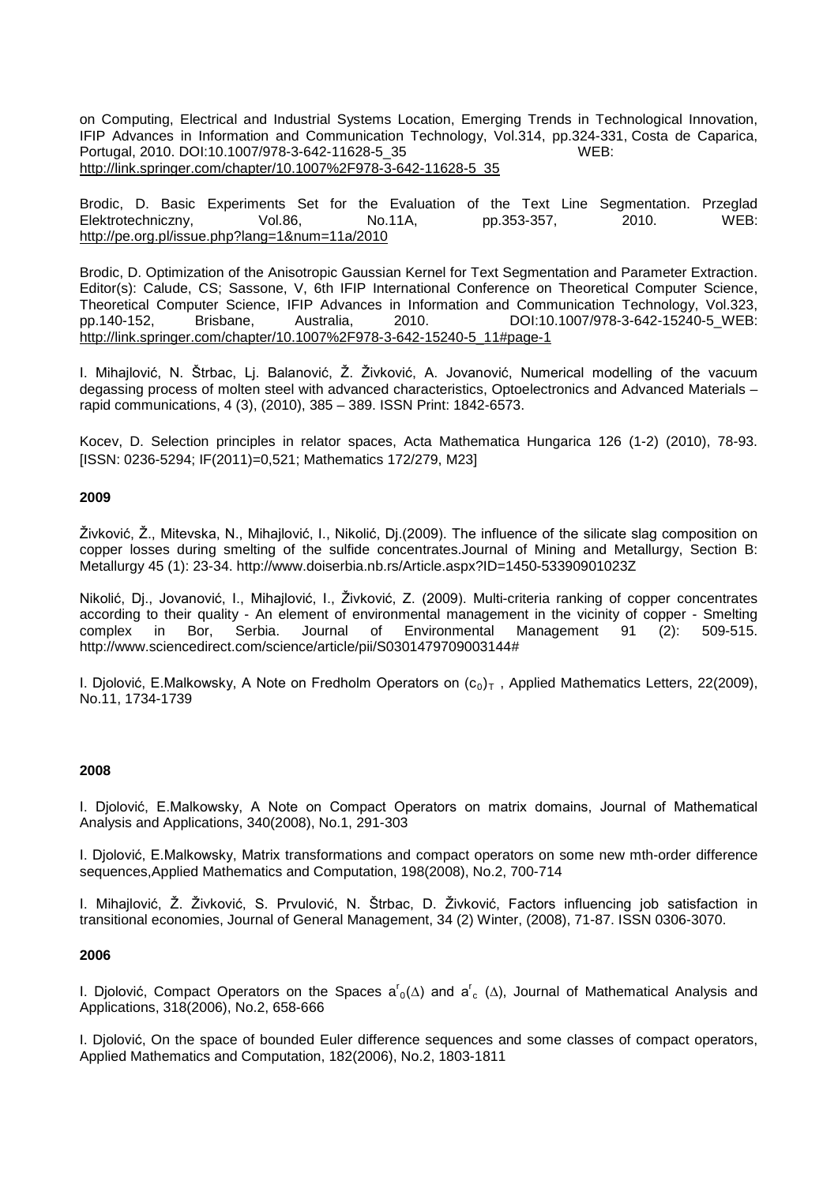on Computing, Electrical and Industrial Systems Location, Emerging Trends in Technological Innovation, IFIP Advances in Information and Communication Technology, Vol.314, pp.324-331, Costa de Caparica, Portugal, 2010. DOI:10.1007/978-3-642-11628-5_35 WEB: http://link.springer.com/chapter/10.1007%2F978-3-642-11628-5_35

Brodic, D. Basic Experiments Set for the Evaluation of the Text Line Segmentation. Przeglad Elektrotechniczny, Vol.86, No.11A, pp.353-357, 2010. WEB: http://pe.org.pl/issue.php?lang=1&num=11a/2010

Brodic, D. Optimization of the Anisotropic Gaussian Kernel for Text Segmentation and Parameter Extraction. Editor(s): Calude, CS; Sassone, V, 6th IFIP International Conference on Theoretical Computer Science, Theoretical Computer Science, IFIP Advances in Information and Communication Technology, Vol.323, pp.140-152, Brisbane, Australia, 2010. DOI:10.1007/978-3-642-15240-5_WEB: http://link.springer.com/chapter/10.1007%2F978-3-642-15240-5_11#page-1

I. Mihajlović, N. Štrbac, Lj. Balanović, Ž. Živković, A. Jovanović, Numerical modelling of the vacuum degassing process of molten steel with advanced characteristics, Optoelectronics and Advanced Materials – rapid communications, 4 (3), (2010), 385 – 389. ISSN Print: 1842-6573.

Kocev, D. Selection principles in relator spaces, Acta Mathematica Hungarica 126 (1-2) (2010), 78-93. [ISSN: 0236-5294; IF(2011)=0,521; Mathematics 172/279, M23]

**2009**

Živković, Ž., Mitevska, N., Mihajlović, I., Nikolić, Dj.(2009). The influence of the silicate slag composition on copper losses during smelting of the sulfide concentrates.Journal of Mining and Metallurgy, Section B: Metallurgy 45 (1): 23-34. http://www.doiserbia.nb.rs/Article.aspx?ID=1450-53390901023Z

Nikolić, Dj., Jovanović, I., Mihajlović, I., Živković, Z. (2009). Multi-criteria ranking of copper concentrates according to their quality - An element of environmental management in the vicinity of copper - Smelting complex in Bor, Serbia. Journal of Environmental Management 91 (2): 509-515. http://www.sciencedirect.com/science/article/pii/S0301479709003144#

I. Djolović, E.Malkowsky, A Note on Fredholm Operators on $(c_0)_T$ , Applied Mathematics Letters, 22(2009), No.11, 1734-1739

**2008**

I. Djolović, E.Malkowsky, A Note on Compact Operators on matrix domains, Journal of Mathematical Analysis and Applications, 340(2008), No.1, 291-303

I. Djolović, E.Malkowsky, Matrix transformations and compact operators on some new mth-order difference sequences,Applied Mathematics and Computation, 198(2008), No.2, 700-714

I. Mihajlović, Ž. Živković, S. Prvulović, N. Štrbac, D. Živković, Factors influencing job satisfaction in transitional economies, Journal of General Management, 34 (2) Winter, (2008), 71-87. ISSN 0306-3070.

**2006**

I. Djolović, Compact Operators on the Spaces $a^r_0(\Delta)$ and $a^r_c(\Delta)$, Journal of Mathematical Analysis and Applications, 318(2006), No.2, 658-666

I. Djolović, On the space of bounded Euler difference sequences and some classes of compact operators, Applied Mathematics and Computation, 182(2006), No.2, 1803-1811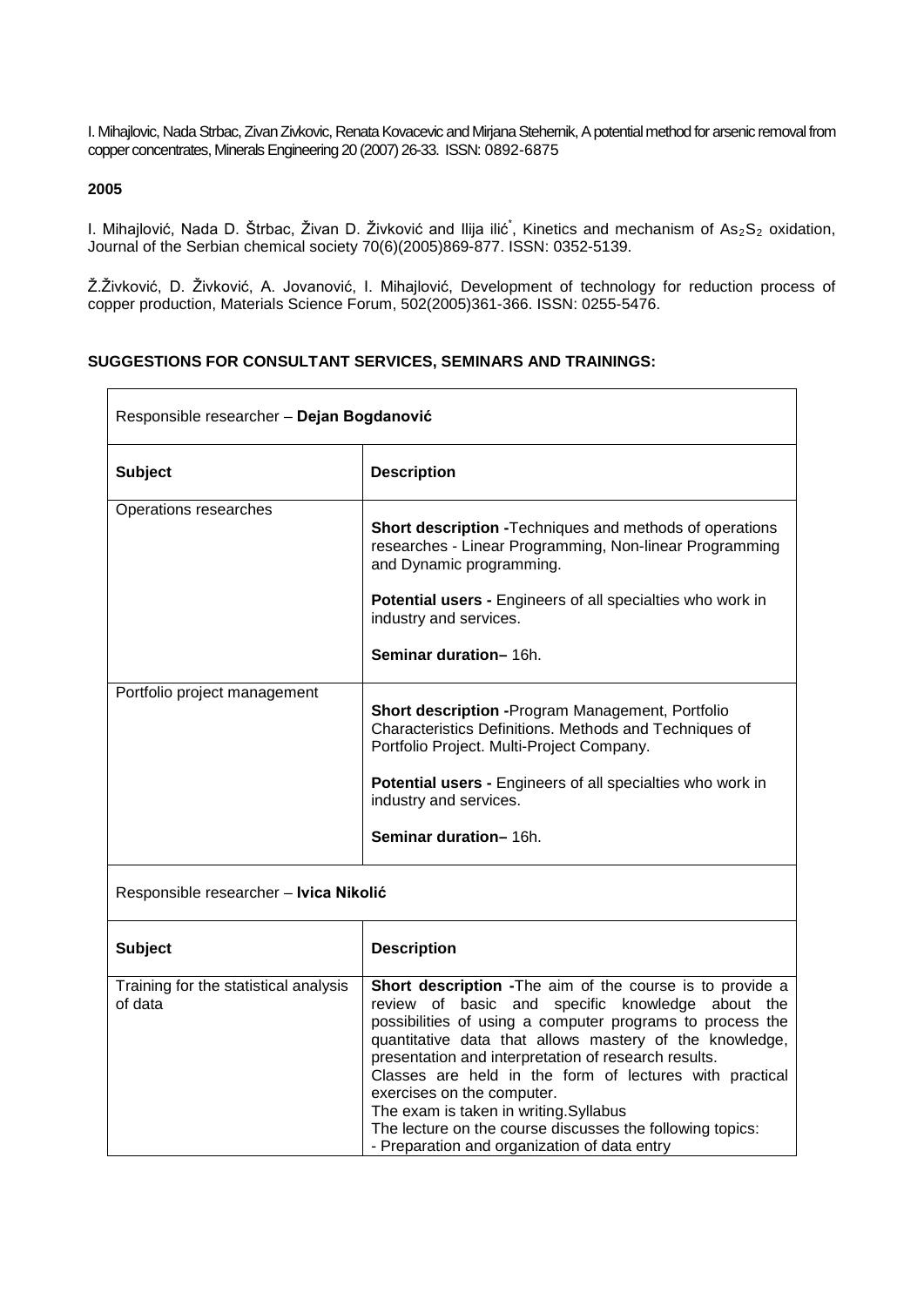I. Mihajlovic, Nada Strbac, Zivan Zivkovic, Renata Kovacevic and Mirjana Stehernik, A potential method for arsenic removal from copper concentrates, Minerals Engineering 20 (2007) 26-33. ISSN: 0892-6875

**2005**

I. Mihajlović, Nada D. Štrbac, Živan D. Živković and Ilija ilić[*], Kinetics and mechanism of $As_2S_2$ oxidation, Journal of the Serbian chemical society 70(6)(2005)869-877. ISSN: 0352-5139.

Ž.Živković, D. Živković, A. Jovanović, I. Mihajlović, Development of technology for reduction process of copper production, Materials Science Forum, 502(2005)361-366. ISSN: 0255-5476.

**SUGGESTIONS FOR CONSULTANT SERVICES, SEMINARS AND TRAININGS:**

| Responsible researcher – **Dejan Bogdanović** | |
|---|---|
| **Subject** | **Description** |
| Operations researches | **Short description -**Techniques and methods of operations researches - Linear Programming, Non-linear Programming and Dynamic programming.<br><br>**Potential users -** Engineers of all specialties who work in industry and services.<br><br>**Seminar duration–** 16h. |
| Portfolio project management | **Short description -**Program Management, Portfolio Characteristics Definitions. Methods and Techniques of Portfolio Project. Multi-Project Company.<br><br>**Potential users -** Engineers of all specialties who work in industry and services.<br><br>**Seminar duration–** 16h. |
| Responsible researcher – **Ivica Nikolić** | |
| **Subject** | **Description** |
| Training for the statistical analysis of data | **Short description -**The aim of the course is to provide a review of basic and specific knowledge about the possibilities of using a computer programs to process the quantitative data that allows mastery of the knowledge, presentation and interpretation of research results.<br>Classes are held in the form of lectures with practical exercises on the computer.<br>The exam is taken in writing.Syllabus<br>The lecture on the course discusses the following topics:<br>- Preparation and organization of data entry |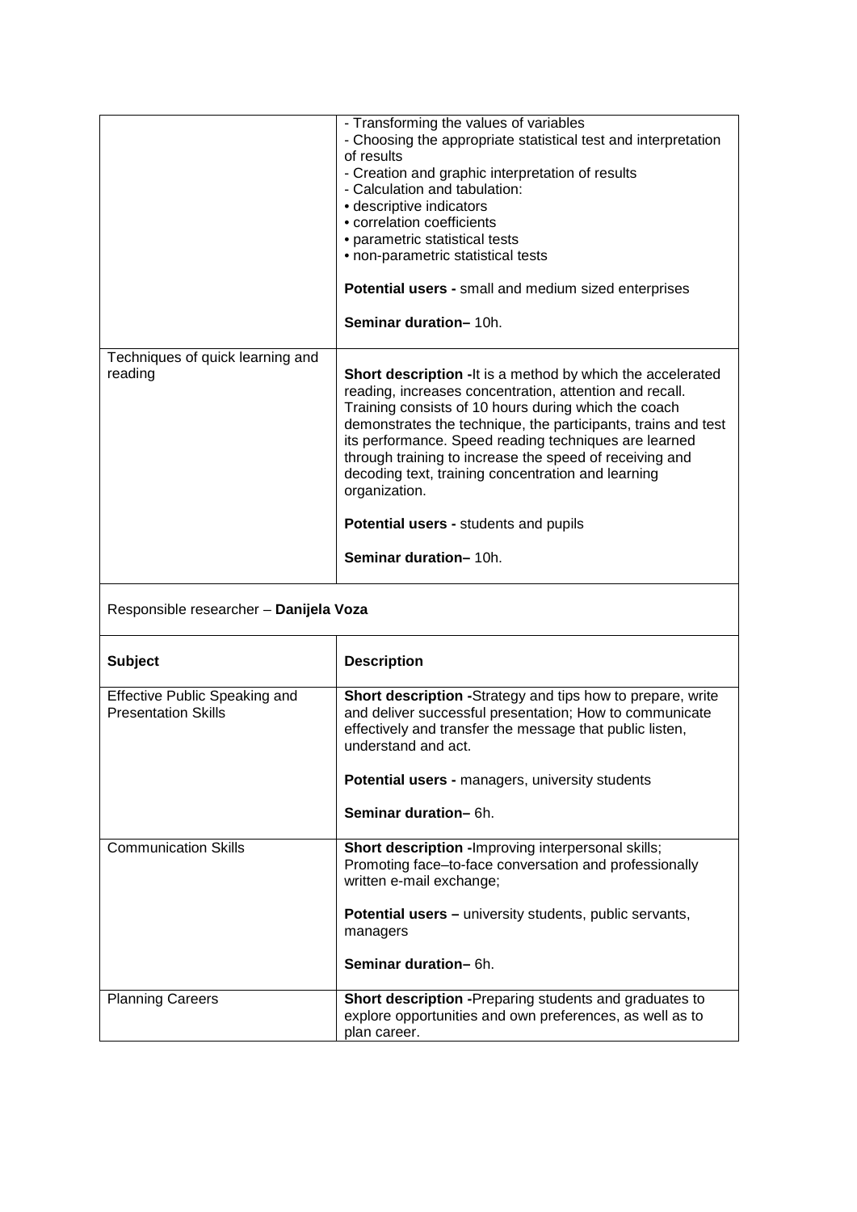| | |
|---|---|
| | - Transforming the values of variables<br>- Choosing the appropriate statistical test and interpretation of results<br>- Creation and graphic interpretation of results<br>- Calculation and tabulation:<br>• descriptive indicators<br>• correlation coefficients<br>• parametric statistical tests<br>• non-parametric statistical tests<br><br>**Potential users -** small and medium sized enterprises<br><br>**Seminar duration–** 10h. |
| Techniques of quick learning and reading | **Short description -**It is a method by which the accelerated reading, increases concentration, attention and recall. Training consists of 10 hours during which the coach demonstrates the technique, the participants, trains and test its performance. Speed reading techniques are learned through training to increase the speed of receiving and decoding text, training concentration and learning organization.<br><br>**Potential users -** students and pupils<br><br>**Seminar duration–** 10h. |

Responsible researcher – **Danijela Voza**

| **Subject** | **Description** |
|---|---|
| Effective Public Speaking and Presentation Skills | **Short description -**Strategy and tips how to prepare, write and deliver successful presentation; How to communicate effectively and transfer the message that public listen, understand and act.<br><br>**Potential users -** managers, university students<br><br>**Seminar duration–** 6h. |
| Communication Skills | **Short description -**Improving interpersonal skills; Promoting face–to-face conversation and professionally written e-mail exchange;<br><br>**Potential users –** university students, public servants, managers<br><br>**Seminar duration–** 6h. |
| Planning Careers | **Short description -**Preparing students and graduates to explore opportunities and own preferences, as well as to plan career. |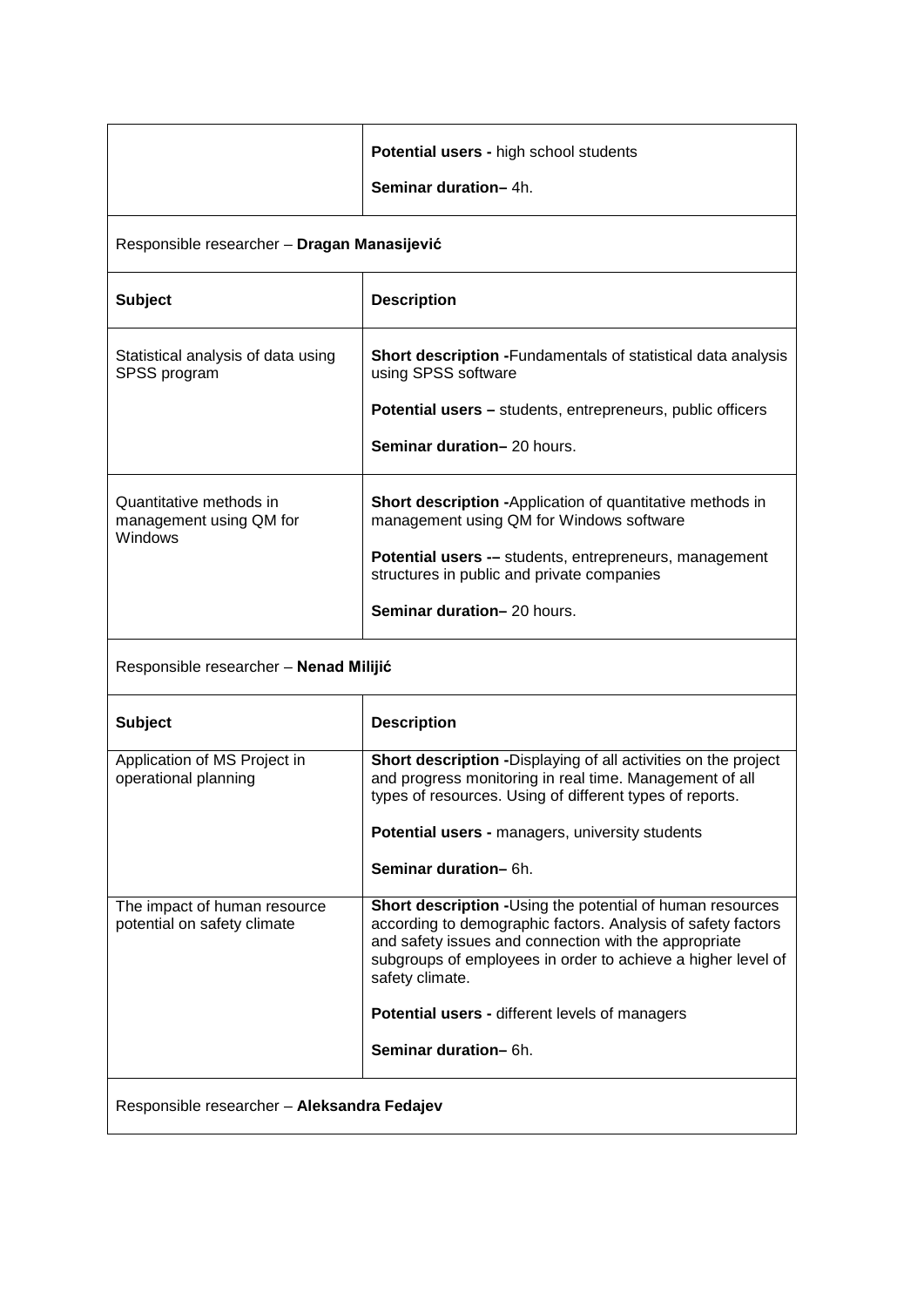| | |
|---|---|
| | **Potential users -** high school students<br><br>**Seminar duration–** 4h. |
| Responsible researcher – **Dragan Manasijević** | |
| **Subject** | **Description** |
| Statistical analysis of data using SPSS program | **Short description -**Fundamentals of statistical data analysis using SPSS software<br><br>**Potential users –** students, entrepreneurs, public officers<br><br>**Seminar duration–** 20 hours. |
| Quantitative methods in management using QM for Windows | **Short description -**Application of quantitative methods in management using QM for Windows software<br><br>**Potential users -–** students, entrepreneurs, management structures in public and private companies<br><br>**Seminar duration–** 20 hours. |
| Responsible researcher – **Nenad Milijić** | |
| **Subject** | **Description** |
| Application of MS Project in operational planning | **Short description -**Displaying of all activities on the project and progress monitoring in real time. Management of all types of resources. Using of different types of reports.<br><br>**Potential users -** managers, university students<br><br>**Seminar duration–** 6h. |
| The impact of human resource potential on safety climate | **Short description -**Using the potential of human resources according to demographic factors. Analysis of safety factors and safety issues and connection with the appropriate subgroups of employees in order to achieve a higher level of safety climate.<br><br>**Potential users -** different levels of managers<br><br>**Seminar duration–** 6h. |
| Responsible researcher – **Aleksandra Fedajev** | |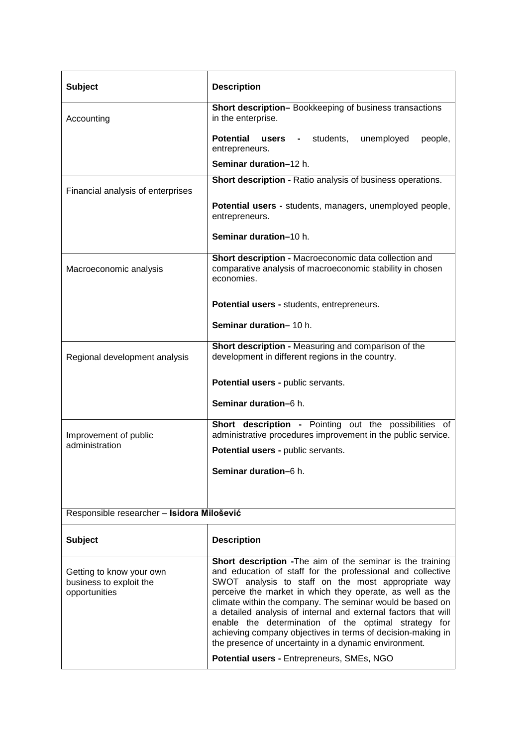| Subject | Description |
|---|---|
| Accounting | **Short description–** Bookkeeping of business transactions in the enterprise.<br><br>**Potential users -** students, unemployed people, entrepreneurs.<br><br>**Seminar duration–**12 h. |
| Financial analysis of enterprises | **Short description -** Ratio analysis of business operations.<br><br>**Potential users -** students, managers, unemployed people, entrepreneurs.<br><br>**Seminar duration–**10 h. |
| Macroeconomic analysis | **Short description -** Macroeconomic data collection and comparative analysis of macroeconomic stability in chosen economies.<br><br>**Potential users -** students, entrepreneurs.<br><br>**Seminar duration–** 10 h. |
| Regional development analysis | **Short description -** Measuring and comparison of the development in different regions in the country.<br><br>**Potential users -** public servants.<br><br>**Seminar duration–**6 h. |
| Improvement of public administration | **Short description -** Pointing out the possibilities of administrative procedures improvement in the public service.<br><br>**Potential users -** public servants.<br><br>**Seminar duration–**6 h. |

Responsible researcher – **Isidora Milošević**

| Subject | Description |
|---|---|
| Getting to know your own business to exploit the opportunities | **Short description -**The aim of the seminar is the training and education of staff for the professional and collective SWOT analysis to staff on the most appropriate way perceive the market in which they operate, as well as the climate within the company. The seminar would be based on a detailed analysis of internal and external factors that will enable the determination of the optimal strategy for achieving company objectives in terms of decision-making in the presence of uncertainty in a dynamic environment.<br><br>**Potential users -** Entrepreneurs, SMEs, NGO |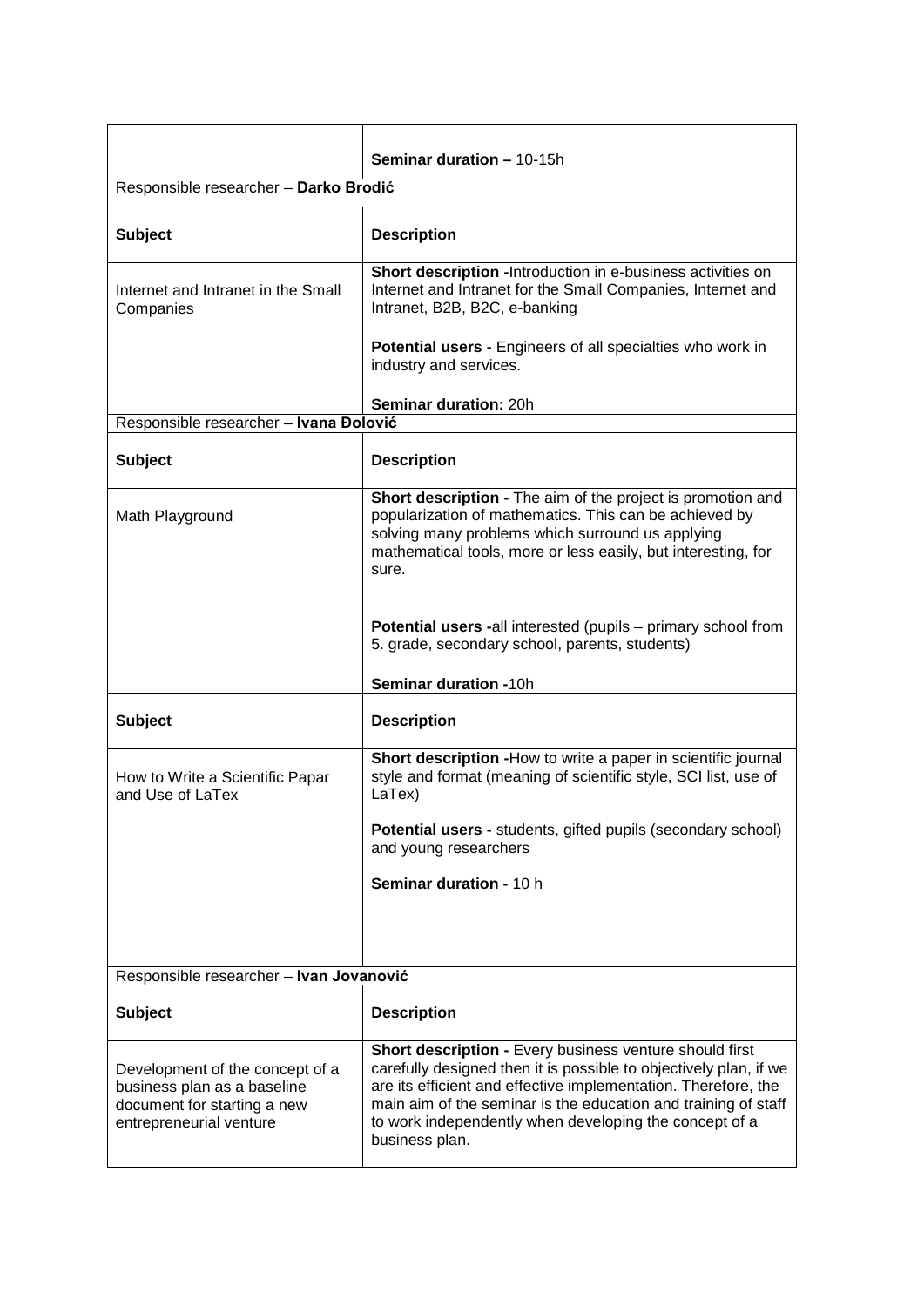| | |
|---|---|
| | **Seminar duration –** 10-15h |

Responsible researcher – **Darko Brodić**

| **Subject** | **Description** |
|---|---|
| Internet and Intranet in the Small Companies | **Short description -**Introduction in e-business activities on Internet and Intranet for the Small Companies, Internet and Intranet, B2B, B2C, e-banking<br><br>**Potential users -** Engineers of all specialties who work in industry and services.<br><br>**Seminar duration:** 20h |

Responsible researcher – **Ivana Đolović**

| **Subject** | **Description** |
|---|---|
| Math Playground | **Short description -** The aim of the project is promotion and popularization of mathematics. This can be achieved by solving many problems which surround us applying mathematical tools, more or less easily, but interesting, for sure.<br><br>**Potential users -**all interested (pupils – primary school from 5. grade, secondary school, parents, students)<br><br>**Seminar duration -**10h |
| **Subject** | **Description** |
| How to Write a Scientific Papar and Use of LaTex | **Short description -**How to write a paper in scientific journal style and format (meaning of scientific style, SCI list, use of LaTex)<br><br>**Potential users -** students, gifted pupils (secondary school) and young researchers<br><br>**Seminar duration -** 10 h |
| | |

Responsible researcher – **Ivan Jovanović**

| **Subject** | **Description** |
|---|---|
| Development of the concept of a business plan as a baseline document for starting a new entrepreneurial venture | **Short description -** Every business venture should first carefully designed then it is possible to objectively plan, if we are its efficient and effective implementation. Therefore, the main aim of the seminar is the education and training of staff to work independently when developing the concept of a business plan. |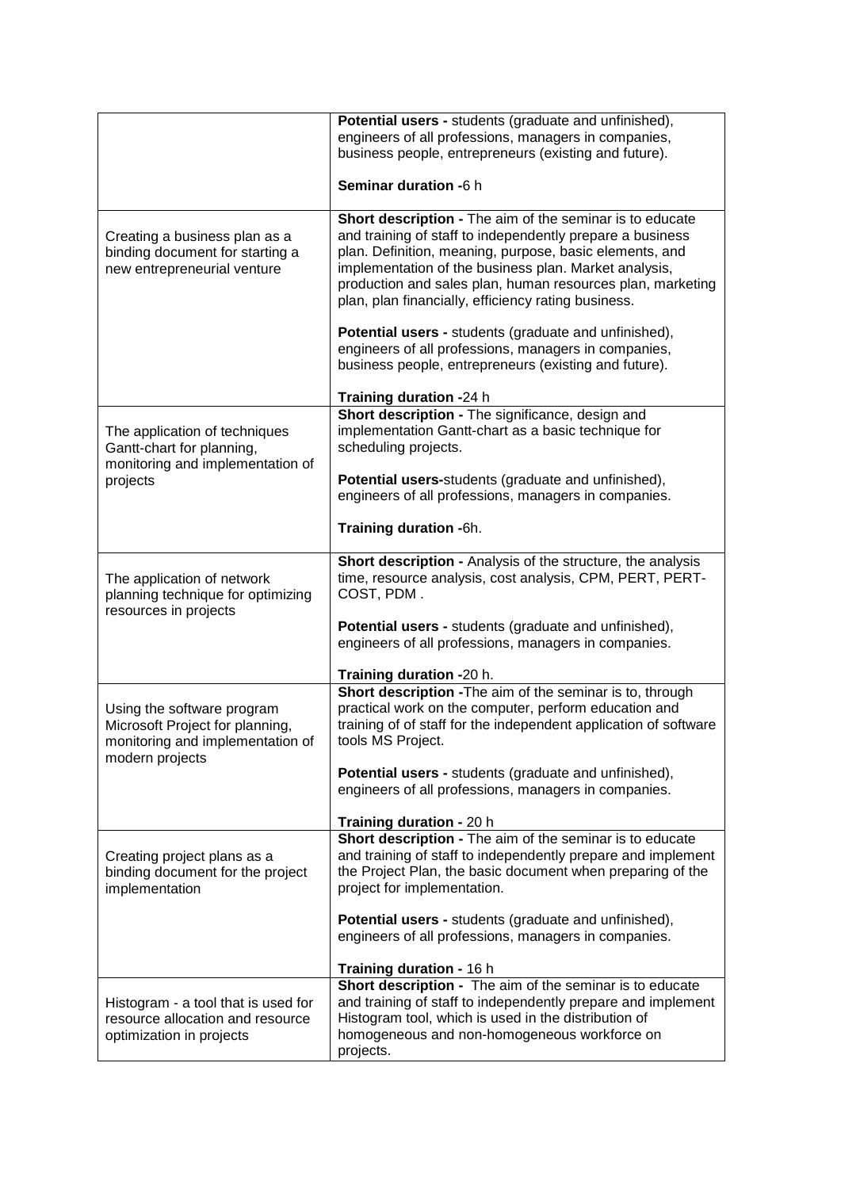| | |
|---|---|
| | **Potential users -** students (graduate and unfinished), engineers of all professions, managers in companies, business people, entrepreneurs (existing and future).<br><br>**Seminar duration -**6 h |
| Creating a business plan as a binding document for starting a new entrepreneurial venture | **Short description -** The aim of the seminar is to educate and training of staff to independently prepare a business plan. Definition, meaning, purpose, basic elements, and implementation of the business plan. Market analysis, production and sales plan, human resources plan, marketing plan, plan financially, efficiency rating business.<br><br>**Potential users -** students (graduate and unfinished), engineers of all professions, managers in companies, business people, entrepreneurs (existing and future).<br><br>**Training duration -**24 h |
| The application of techniques Gantt-chart for planning, monitoring and implementation of projects | **Short description -** The significance, design and implementation Gantt-chart as a basic technique for scheduling projects.<br><br>**Potential users-**students (graduate and unfinished), engineers of all professions, managers in companies.<br><br>**Training duration -**6h. |
| The application of network planning technique for optimizing resources in projects | **Short description -** Analysis of the structure, the analysis time, resource analysis, cost analysis, CPM, PERT, PERT-COST, PDM .<br><br>**Potential users -** students (graduate and unfinished), engineers of all professions, managers in companies.<br><br>**Training duration -**20 h. |
| Using the software program Microsoft Project for planning, monitoring and implementation of modern projects | **Short description -**The aim of the seminar is to, through practical work on the computer, perform education and training of of staff for the independent application of software tools MS Project.<br><br>**Potential users -** students (graduate and unfinished), engineers of all professions, managers in companies.<br><br>**Training duration -** 20 h |
| Creating project plans as a binding document for the project implementation | **Short description -** The aim of the seminar is to educate and training of staff to independently prepare and implement the Project Plan, the basic document when preparing of the project for implementation.<br><br>**Potential users -** students (graduate and unfinished), engineers of all professions, managers in companies.<br><br>**Training duration -** 16 h |
| Histogram - a tool that is used for resource allocation and resource optimization in projects | **Short description -** The aim of the seminar is to educate and training of staff to independently prepare and implement Histogram tool, which is used in the distribution of homogeneous and non-homogeneous workforce on projects. |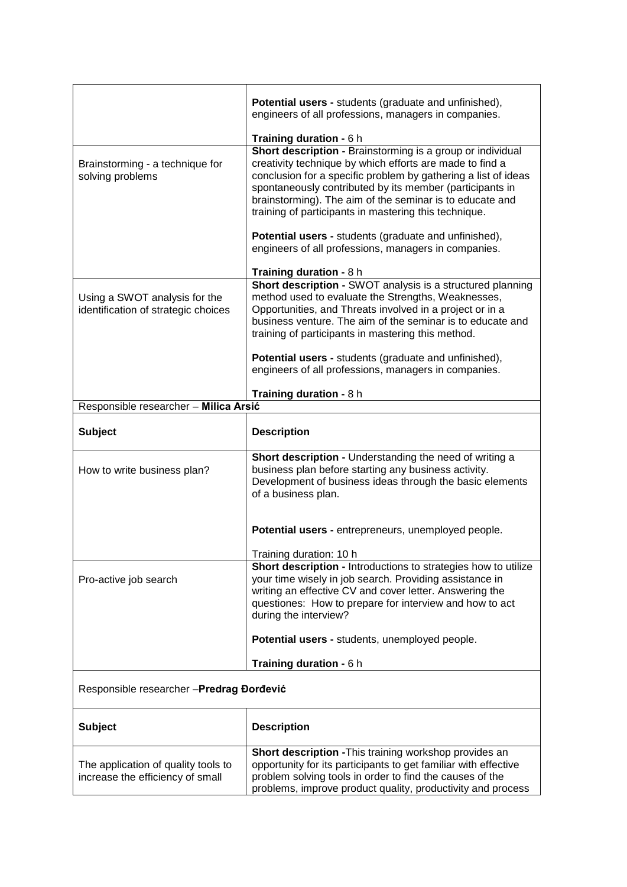| | |
|---|---|
| | **Potential users -** students (graduate and unfinished), engineers of all professions, managers in companies.<br><br>**Training duration -** 6 h |
| Brainstorming - a technique for solving problems | **Short description -** Brainstorming is a group or individual creativity technique by which efforts are made to find a conclusion for a specific problem by gathering a list of ideas spontaneously contributed by its member (participants in brainstorming). The aim of the seminar is to educate and training of participants in mastering this technique.<br><br>**Potential users -** students (graduate and unfinished), engineers of all professions, managers in companies.<br><br>**Training duration -** 8 h |
| Using a SWOT analysis for the identification of strategic choices | **Short description -** SWOT analysis is a structured planning method used to evaluate the Strengths, Weaknesses, Opportunities, and Threats involved in a project or in a business venture. The aim of the seminar is to educate and training of participants in mastering this method.<br><br>**Potential users -** students (graduate and unfinished), engineers of all professions, managers in companies.<br><br>**Training duration -** 8 h |

Responsible researcher – **Milica Arsić**

| **Subject** | **Description** |
|---|---|
| How to write business plan? | **Short description -** Understanding the need of writing a business plan before starting any business activity. Development of business ideas through the basic elements of a business plan.<br><br>**Potential users -** entrepreneurs, unemployed people.<br><br>Training duration: 10 h |
| Pro-active job search | **Short description -** Introductions to strategies how to utilize your time wisely in job search. Providing assistance in writing an effective CV and cover letter. Answering the questiones: How to prepare for interview and how to act during the interview?<br><br>**Potential users -** students, unemployed people.<br><br>**Training duration -** 6 h |

Responsible researcher –**Predrag Đorđević**

| **Subject** | **Description** |
|---|---|
| The application of quality tools to increase the efficiency of small | **Short description -**This training workshop provides an opportunity for its participants to get familiar with effective problem solving tools in order to find the causes of the problems, improve product quality, productivity and process |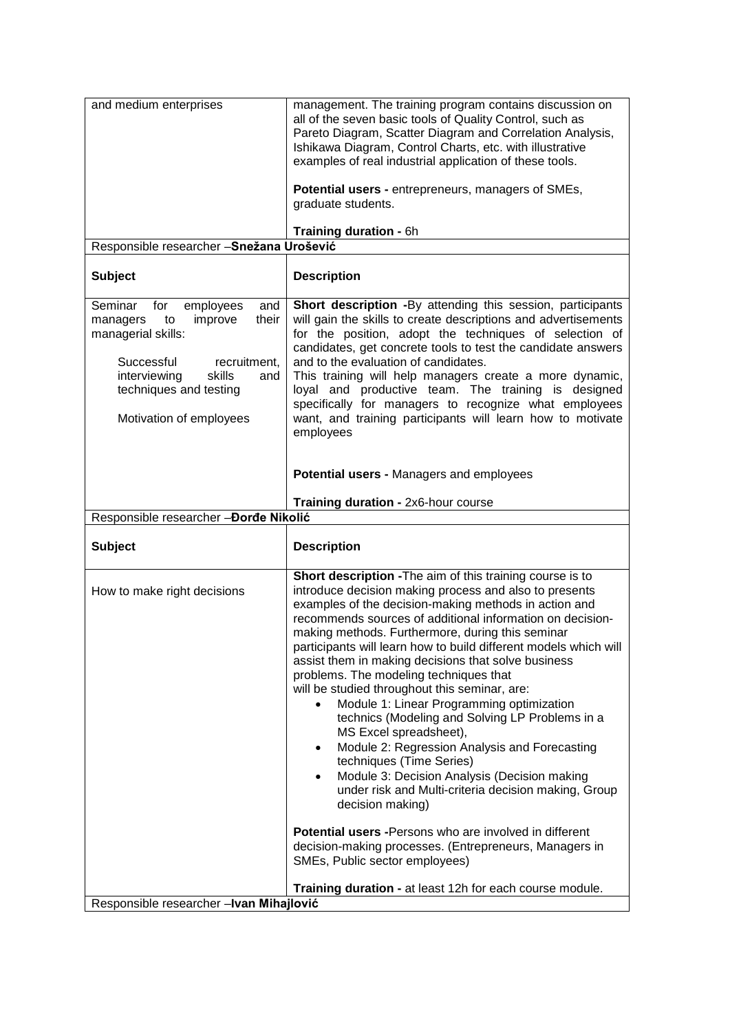| and medium enterprises | management. The training program contains discussion on all of the seven basic tools of Quality Control, such as Pareto Diagram, Scatter Diagram and Correlation Analysis, Ishikawa Diagram, Control Charts, etc. with illustrative examples of real industrial application of these tools.<br><br>**Potential users -** entrepreneurs, managers of SMEs, graduate students.<br><br>**Training duration -** 6h |
|---|---|
| Responsible researcher –**Snežana Urošević** | |

| **Subject** | **Description** |
|---|---|
| Seminar for employees and managers to improve their managerial skills:<br><br>Successful recruitment, interviewing skills and techniques and testing<br><br>Motivation of employees | **Short description -**By attending this session, participants will gain the skills to create descriptions and advertisements for the position, adopt the techniques of selection of candidates, get concrete tools to test the candidate answers and to the evaluation of candidates.<br>This training will help managers create a more dynamic, loyal and productive team. The training is designed specifically for managers to recognize what employees want, and training participants will learn how to motivate employees<br><br>**Potential users -** Managers and employees<br><br>**Training duration -** 2x6-hour course |
| Responsible researcher –**Đorđe Nikolić** | |

| **Subject** | **Description** |
|---|---|
| How to make right decisions | **Short description -**The aim of this training course is to introduce decision making process and also to presents examples of the decision-making methods in action and recommends sources of additional information on decision-making methods. Furthermore, during this seminar participants will learn how to build different models which will assist them in making decisions that solve business problems. The modeling techniques that will be studied throughout this seminar, are:<br>• Module 1: Linear Programming optimization technics (Modeling and Solving LP Problems in a MS Excel spreadsheet),<br>• Module 2: Regression Analysis and Forecasting techniques (Time Series)<br>• Module 3: Decision Analysis (Decision making under risk and Multi-criteria decision making, Group decision making)<br><br>**Potential users -**Persons who are involved in different decision-making processes. (Entrepreneurs, Managers in SMEs, Public sector employees)<br><br>**Training duration -** at least 12h for each course module. |
| Responsible researcher –**Ivan Mihajlović** | |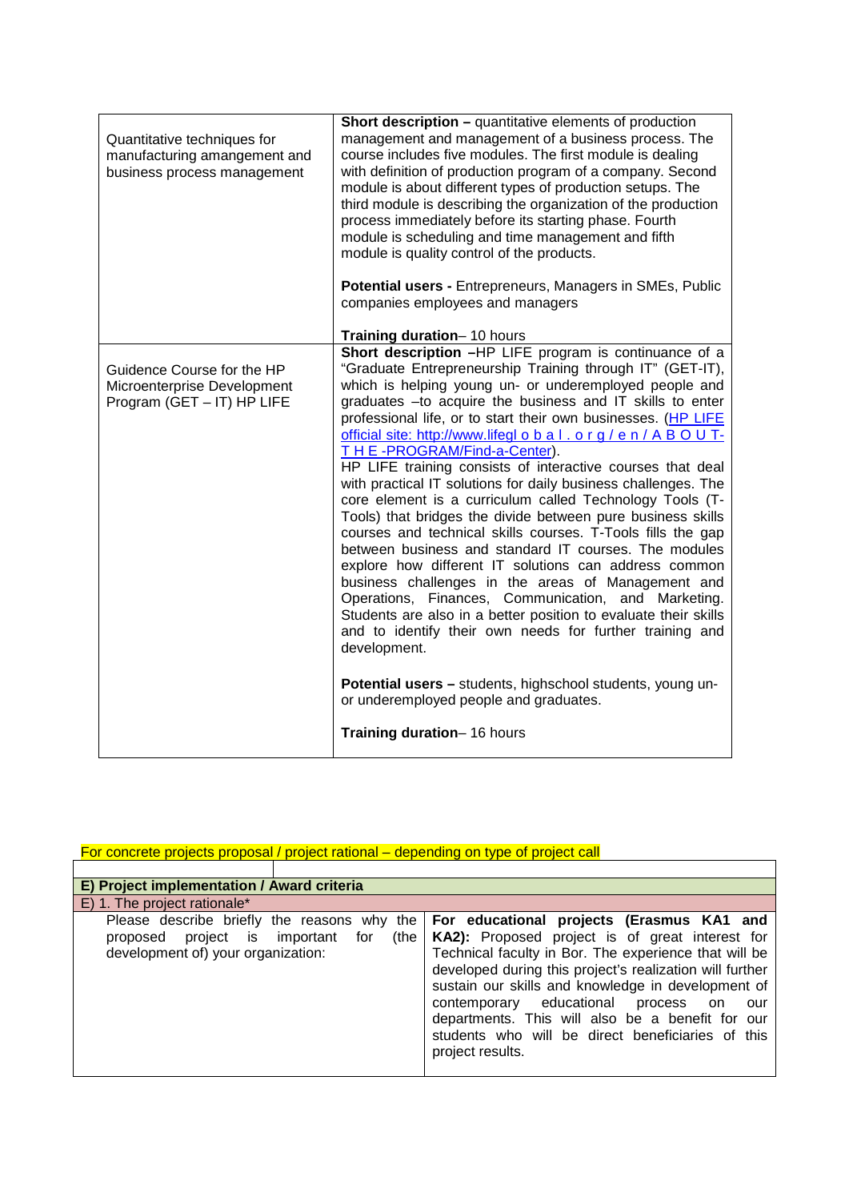| | |
|---|---|
| Quantitative techniques for manufacturing amengement and business process management | **Short description –** quantitative elements of production management and management of a business process. The course includes five modules. The first module is dealing with definition of production program of a company. Second module is about different types of production setups. The third module is describing the organization of the production process immediately before its starting phase. Fourth module is scheduling and time management and fifth module is quality control of the products.<br><br>**Potential users -** Entrepreneurs, Managers in SMEs, Public companies employees and managers<br><br>**Training duration**– 10 hours |
| Guidence Course for the HP Microenterprise Development Program (GET – IT) HP LIFE | **Short description –**HP LIFE program is continuance of a "Graduate Entrepreneurship Training through IT" (GET-IT), which is helping young un- or underemployed people and graduates –to acquire the business and IT skills to enter professional life, or to start their own businesses. (HP LIFE official site: http://www.lifegl o b a l . o r g / e n / A B O U T-T H E -PROGRAM/Find-a-Center).<br>HP LIFE training consists of interactive courses that deal with practical IT solutions for daily business challenges. The core element is a curriculum called Technology Tools (T-Tools) that bridges the divide between pure business skills courses and technical skills courses. T-Tools fills the gap between business and standard IT courses. The modules explore how different IT solutions can address common business challenges in the areas of Management and Operations, Finances, Communication, and Marketing. Students are also in a better position to evaluate their skills and to identify their own needs for further training and development.<br><br>**Potential users –** students, highschool students, young un- or underemployed people and graduates.<br><br>**Training duration**– 16 hours |

For concrete projects proposal / project rational – depending on type of project call

| **E) Project implementation / Award criteria** | |
|---|---|
| E) 1. The project rationale* | |
| Please describe briefly the reasons why the proposed project is important for (the development of) your organization: | **For educational projects (Erasmus KA1 and KA2):** Proposed project is of great interest for Technical faculty in Bor. The experience that will be developed during this project's realization will further sustain our skills and knowledge in development of contemporary educational process on our departments. This will also be a benefit for our students who will be direct beneficiaries of this project results. |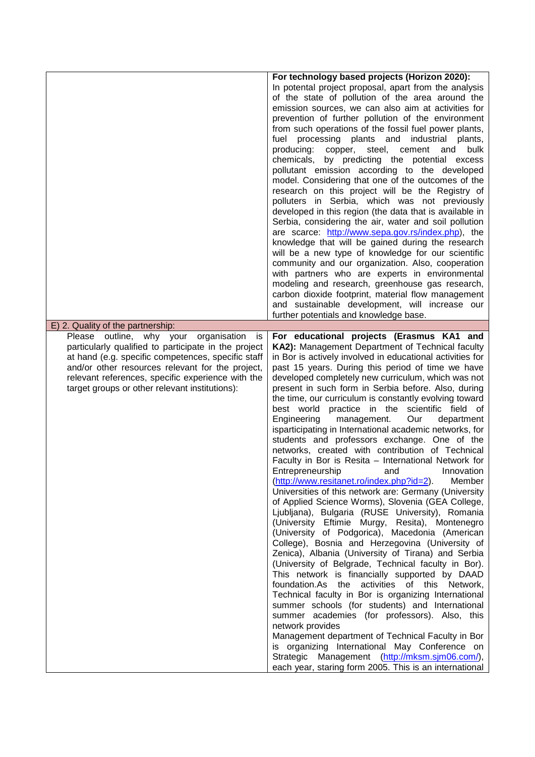| | |
|---|---|
| | **For technology based projects (Horizon 2020):** In potential project proposal, apart from the analysis of the state of pollution of the area around the emission sources, we can also aim at activities for prevention of further pollution of the environment from such operations of the fossil fuel power plants, fuel processing plants and industrial plants, producing: copper, steel, cement and bulk chemicals, by predicting the potential excess pollutant emission according to the developed model. Considering that one of the outcomes of the research on this project will be the Registry of polluters in Serbia, which was not previously developed in this region (the data that is available in Serbia, considering the air, water and soil pollution are scarce: http://www.sepa.gov.rs/index.php), the knowledge that will be gained during the research will be a new type of knowledge for our scientific community and our organization. Also, cooperation with partners who are experts in environmental modeling and research, greenhouse gas research, carbon dioxide footprint, material flow management and sustainable development, will increase our further potentials and knowledge base. |
| E) 2. Quality of the partnership: | |
| Please outline, why your organisation is particularly qualified to participate in the project at hand (e.g. specific competences, specific staff and/or other resources relevant for the project, relevant references, specific experience with the target groups or other relevant institutions): | **For educational projects (Erasmus KA1 and KA2):** Management Department of Technical faculty in Bor is actively involved in educational activities for past 15 years. During this period of time we have developed completely new curriculum, which was not present in such form in Serbia before. Also, during the time, our curriculum is constantly evolving toward best world practice in the scientific field of Engineering management. Our department isparticipating in International academic networks, for students and professors exchange. One of the networks, created with contribution of Technical Faculty in Bor is Resita – International Network for Entrepreneurship and Innovation (http://www.resitanet.ro/index.php?id=2). Member Universities of this network are: Germany (University of Applied Science Worms), Slovenia (GEA College, Ljubljana), Bulgaria (RUSE University), Romania (University Eftimie Murgy, Resita), Montenegro (University of Podgorica), Macedonia (American College), Bosnia and Herzegovina (University of Zenica), Albania (University of Tirana) and Serbia (University of Belgrade, Technical faculty in Bor). This network is financially supported by DAAD foundation.As the activities of this Network, Technical faculty in Bor is organizing International summer schools (for students) and International summer academies (for professors). Also, this network provides<br>Management department of Technical Faculty in Bor is organizing International May Conference on Strategic Management (http://mksm.sjm06.com/), each year, staring form 2005. This is an international |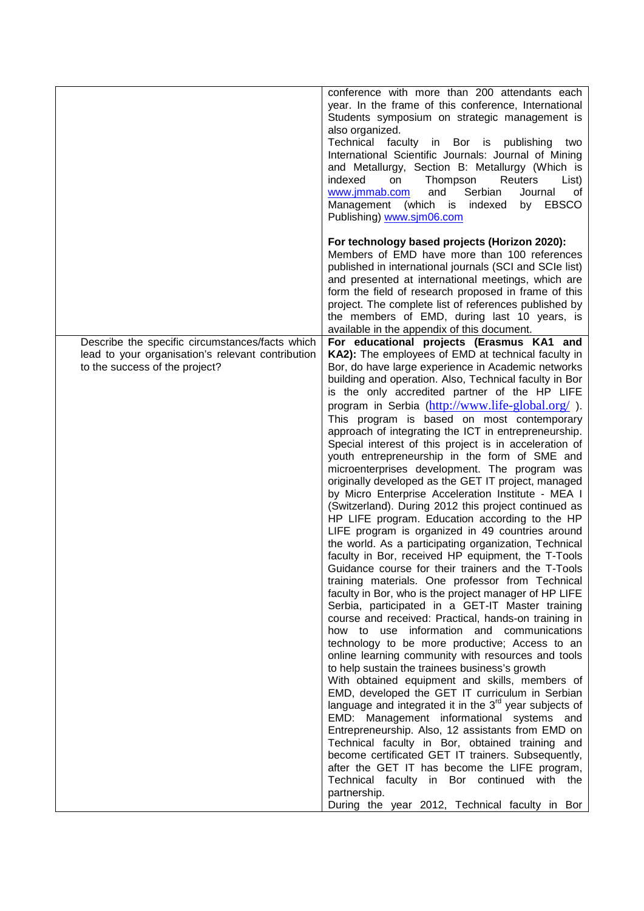| | |
|---|---|
| | conference with more than 200 attendants each year. In the frame of this conference, International Students symposium on strategic management is also organized.<br>Technical faculty in Bor is publishing two International Scientific Journals: Journal of Mining and Metallurgy, Section B: Metallurgy (Which is indexed on Thompson Reuters List) www.jmmab.com and Serbian Journal of Management (which is indexed by EBSCO Publishing) www.sjm06.com<br><br>**For technology based projects (Horizon 2020):**<br>Members of EMD have more than 100 references published in international journals (SCI and SCIe list) and presented at international meetings, which are form the field of research proposed in frame of this project. The complete list of references published by the members of EMD, during last 10 years, is available in the appendix of this document. |
| Describe the specific circumstances/facts which lead to your organisation's relevant contribution to the success of the project? | **For educational projects (Erasmus KA1 and KA2):** The employees of EMD at technical faculty in Bor, do have large experience in Academic networks building and operation. Also, Technical faculty in Bor is the only accredited partner of the HP LIFE program in Serbia (http://www.life-global.org/ ). This program is based on most contemporary approach of integrating the ICT in entrepreneurship. Special interest of this project is in acceleration of youth entrepreneurship in the form of SME and microenterprises development. The program was originally developed as the GET IT project, managed by Micro Enterprise Acceleration Institute - MEA I (Switzerland). During 2012 this project continued as HP LIFE program. Education according to the HP LIFE program is organized in 49 countries around the world. As a participating organization, Technical faculty in Bor, received HP equipment, the T-Tools Guidance course for their trainers and the T-Tools training materials. One professor from Technical faculty in Bor, who is the project manager of HP LIFE Serbia, participated in a GET-IT Master training course and received: Practical, hands-on training in how to use information and communications technology to be more productive; Access to an online learning community with resources and tools to help sustain the trainees business's growth<br>With obtained equipment and skills, members of EMD, developed the GET IT curriculum in Serbian language and integrated it in the 3rd year subjects of EMD: Management informational systems and Entrepreneurship. Also, 12 assistants from EMD on Technical faculty in Bor, obtained training and become certificated GET IT trainers. Subsequently, after the GET IT has become the LIFE program, Technical faculty in Bor continued with the partnership.<br>During the year 2012, Technical faculty in Bor |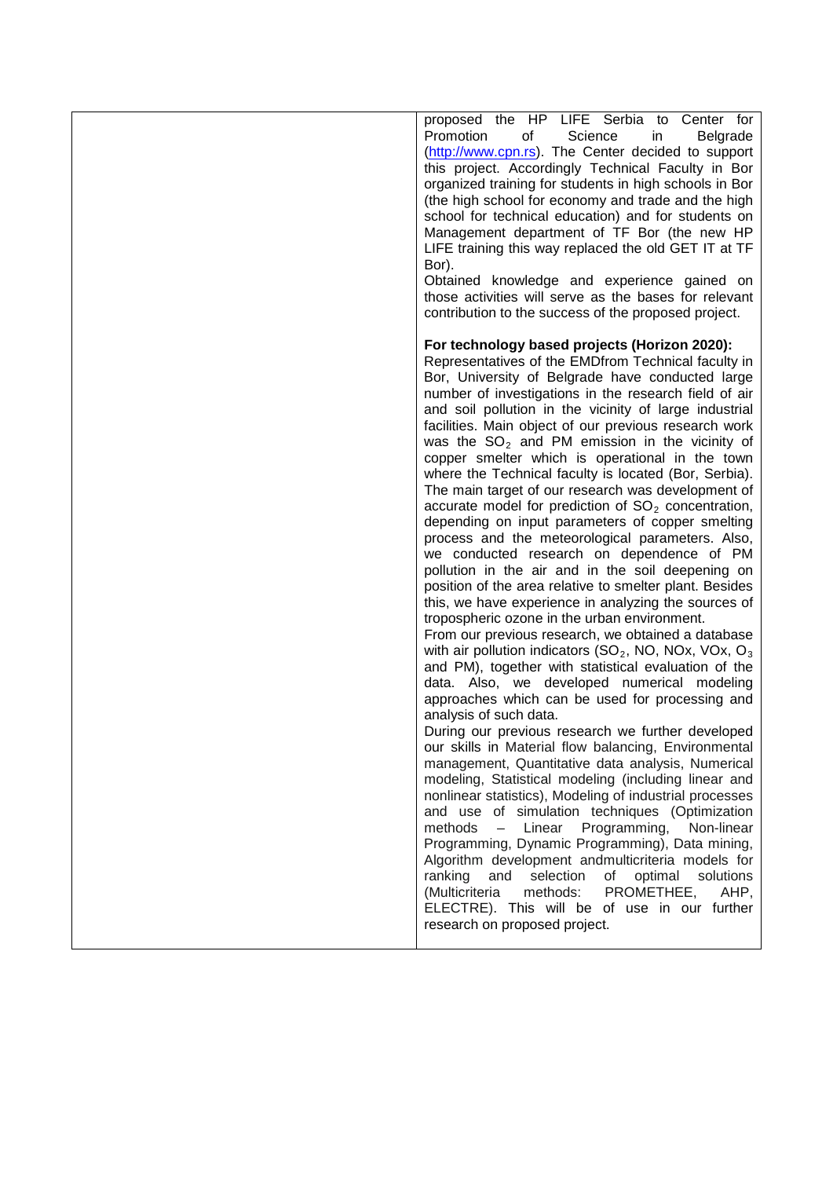| | |
|---|---|
| | proposed the HP LIFE Serbia to Center for Promotion of Science in Belgrade (http://www.cpn.rs). The Center decided to support this project. Accordingly Technical Faculty in Bor organized training for students in high schools in Bor (the high school for economy and trade and the high school for technical education) and for students on Management department of TF Bor (the new HP LIFE training this way replaced the old GET IT at TF Bor).<br>Obtained knowledge and experience gained on those activities will serve as the bases for relevant contribution to the success of the proposed project.<br><br>**For technology based projects (Horizon 2020):**<br>Representatives of the EMDfrom Technical faculty in Bor, University of Belgrade have conducted large number of investigations in the research field of air and soil pollution in the vicinity of large industrial facilities. Main object of our previous research work was the $SO_2$ and PM emission in the vicinity of copper smelter which is operational in the town where the Technical faculty is located (Bor, Serbia). The main target of our research was development of accurate model for prediction of $SO_2$ concentration, depending on input parameters of copper smelting process and the meteorological parameters. Also, we conducted research on dependence of PM pollution in the air and in the soil deepening on position of the area relative to smelter plant. Besides this, we have experience in analyzing the sources of tropospheric ozone in the urban environment.<br>From our previous research, we obtained a database with air pollution indicators ($SO_2$, NO, NOx, VOx, $O_3$ and PM), together with statistical evaluation of the data. Also, we developed numerical modeling approaches which can be used for processing and analysis of such data.<br>During our previous research we further developed our skills in Material flow balancing, Environmental management, Quantitative data analysis, Numerical modeling, Statistical modeling (including linear and nonlinear statistics), Modeling of industrial processes and use of simulation techniques (Optimization methods – Linear Programming, Non-linear Programming, Dynamic Programming), Data mining, Algorithm development andmulticriteria models for ranking and selection of optimal solutions (Multicriteria methods: PROMETHEE, AHP, ELECTRE). This will be of use in our further research on proposed project. |